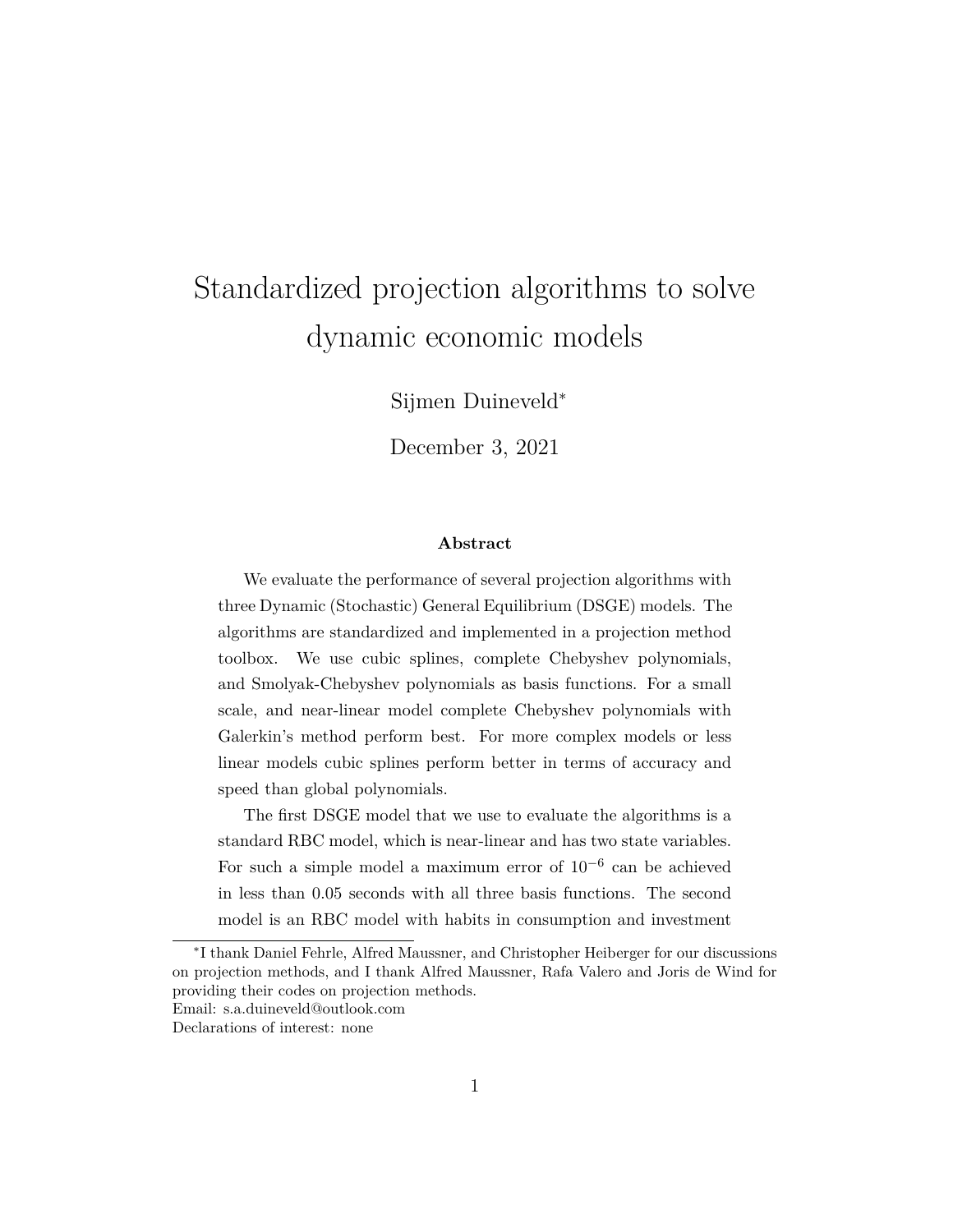# Standardized projection algorithms to solve dynamic economic models

Sijmen Duineveld[*]

December 3, 2021

### Abstract

We evaluate the performance of several projection algorithms with three Dynamic (Stochastic) General Equilibrium (DSGE) models. The algorithms are standardized and implemented in a projection method toolbox. We use cubic splines, complete Chebyshev polynomials, and Smolyak-Chebyshev polynomials as basis functions. For a small scale, and near-linear model complete Chebyshev polynomials with Galerkin's method perform best. For more complex models or less linear models cubic splines perform better in terms of accuracy and speed than global polynomials.

The first DSGE model that we use to evaluate the algorithms is a standard RBC model, which is near-linear and has two state variables. For such a simple model a maximum error of $10^{-6}$ can be achieved in less than 0.05 seconds with all three basis functions. The second model is an RBC model with habits in consumption and investment

---

[*] I thank Daniel Fehrle, Alfred Maussner, and Christopher Heiberger for our discussions on projection methods, and I thank Alfred Maussner, Rafa Valero and Joris de Wind for providing their codes on projection methods.

Email: s.a.duineveld@outlook.com

Declarations of interest: none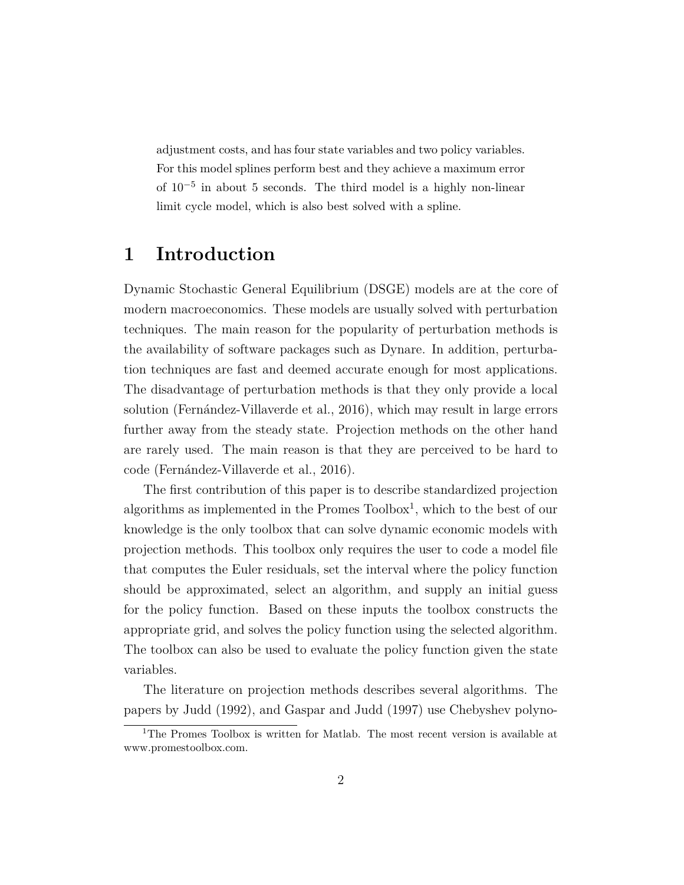adjustment costs, and has four state variables and two policy variables. For this model splines perform best and they achieve a maximum error of $10^{-5}$ in about 5 seconds. The third model is a highly non-linear limit cycle model, which is also best solved with a spline.

# 1 Introduction

Dynamic Stochastic General Equilibrium (DSGE) models are at the core of modern macroeconomics. These models are usually solved with perturbation techniques. The main reason for the popularity of perturbation methods is the availability of software packages such as Dynare. In addition, perturbation techniques are fast and deemed accurate enough for most applications. The disadvantage of perturbation methods is that they only provide a local solution (Fernández-Villaverde et al., 2016), which may result in large errors further away from the steady state. Projection methods on the other hand are rarely used. The main reason is that they are perceived to be hard to code (Fernández-Villaverde et al., 2016).

The first contribution of this paper is to describe standardized projection algorithms as implemented in the Promes Toolbox[1], which to the best of our knowledge is the only toolbox that can solve dynamic economic models with projection methods. This toolbox only requires the user to code a model file that computes the Euler residuals, set the interval where the policy function should be approximated, select an algorithm, and supply an initial guess for the policy function. Based on these inputs the toolbox constructs the appropriate grid, and solves the policy function using the selected algorithm. The toolbox can also be used to evaluate the policy function given the state variables.

The literature on projection methods describes several algorithms. The papers by Judd (1992), and Gaspar and Judd (1997) use Chebyshev polyno-

[1] The Promes Toolbox is written for Matlab. The most recent version is available at www.promestoolbox.com.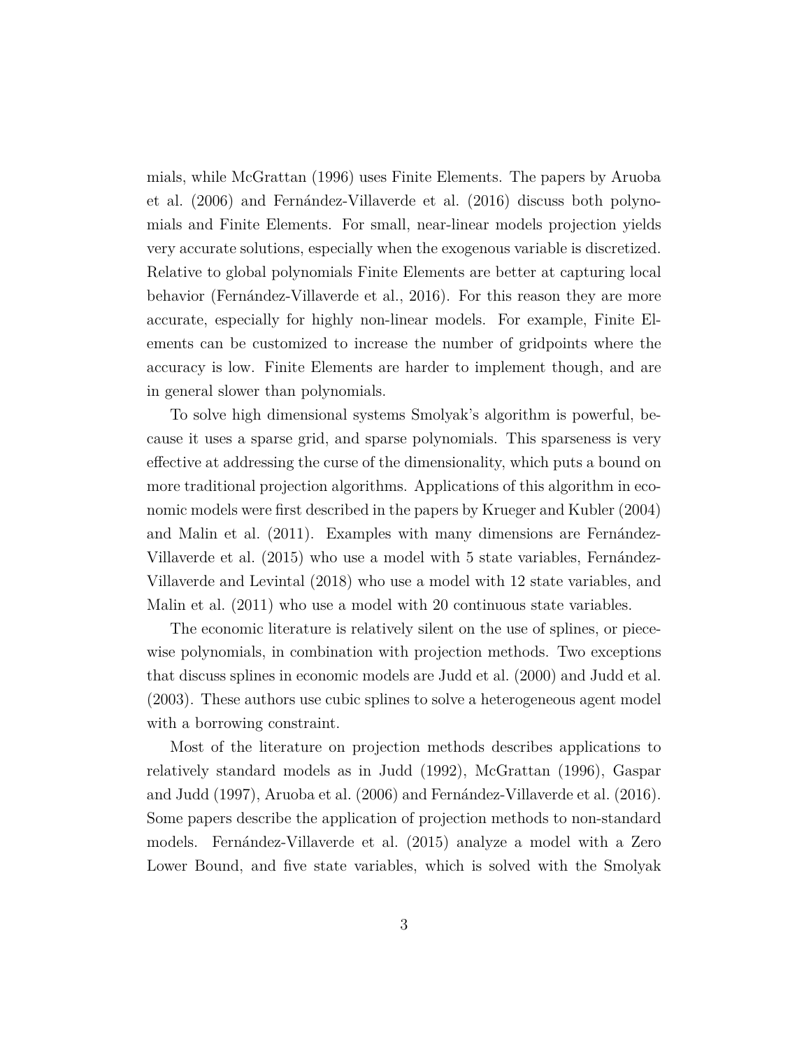mials, while McGrattan (1996) uses Finite Elements. The papers by Aruoba et al. (2006) and Fernández-Villaverde et al. (2016) discuss both polynomials and Finite Elements. For small, near-linear models projection yields very accurate solutions, especially when the exogenous variable is discretized. Relative to global polynomials Finite Elements are better at capturing local behavior (Fernández-Villaverde et al., 2016). For this reason they are more accurate, especially for highly non-linear models. For example, Finite Elements can be customized to increase the number of gridpoints where the accuracy is low. Finite Elements are harder to implement though, and are in general slower than polynomials.

To solve high dimensional systems Smolyak's algorithm is powerful, because it uses a sparse grid, and sparse polynomials. This sparseness is very effective at addressing the curse of the dimensionality, which puts a bound on more traditional projection algorithms. Applications of this algorithm in economic models were first described in the papers by Krueger and Kubler (2004) and Malin et al. (2011). Examples with many dimensions are Fernández-Villaverde et al. (2015) who use a model with 5 state variables, Fernández-Villaverde and Levintal (2018) who use a model with 12 state variables, and Malin et al. (2011) who use a model with 20 continuous state variables.

The economic literature is relatively silent on the use of splines, or piecewise polynomials, in combination with projection methods. Two exceptions that discuss splines in economic models are Judd et al. (2000) and Judd et al. (2003). These authors use cubic splines to solve a heterogeneous agent model with a borrowing constraint.

Most of the literature on projection methods describes applications to relatively standard models as in Judd (1992), McGrattan (1996), Gaspar and Judd (1997), Aruoba et al. (2006) and Fernández-Villaverde et al. (2016). Some papers describe the application of projection methods to non-standard models. Fernández-Villaverde et al. (2015) analyze a model with a Zero Lower Bound, and five state variables, which is solved with the Smolyak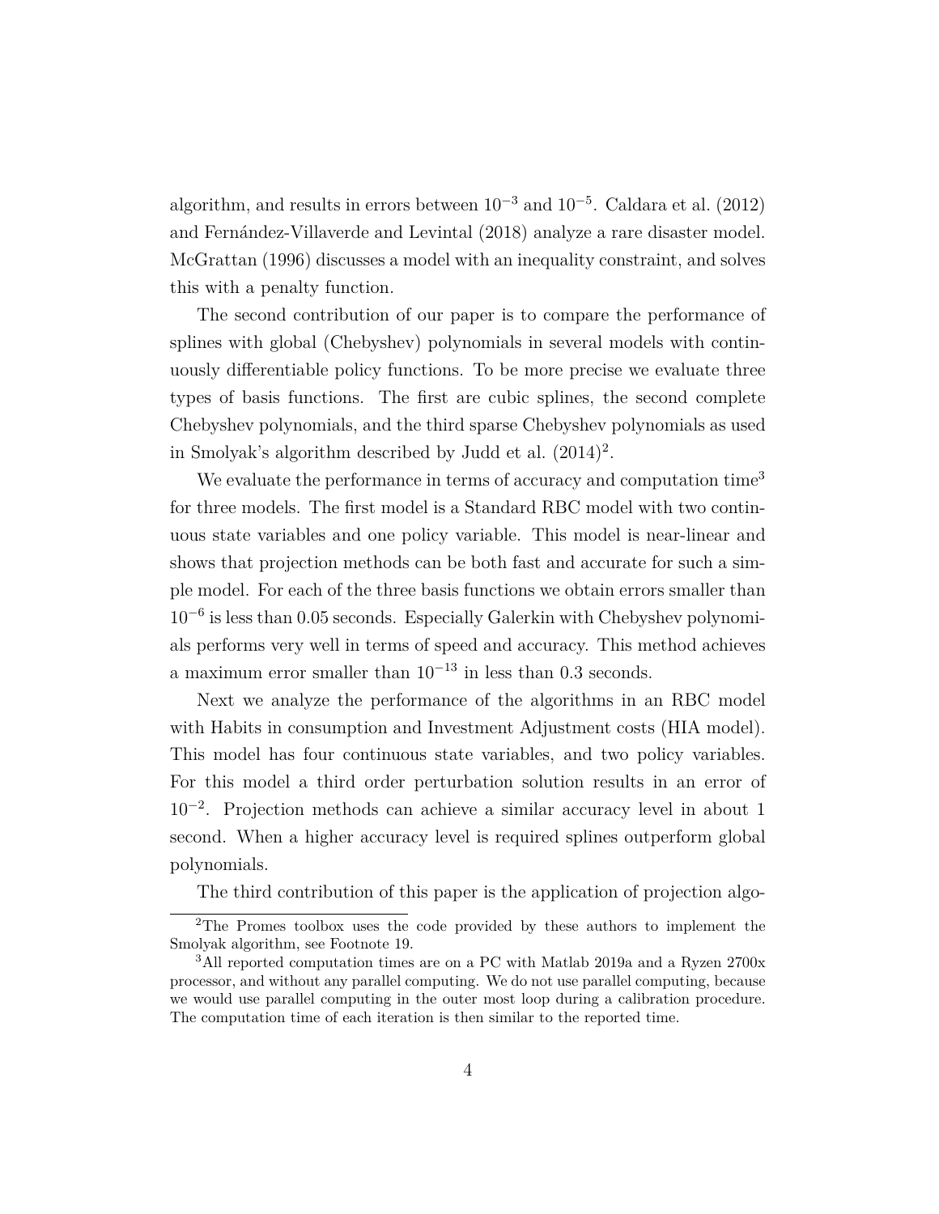algorithm, and results in errors between $10^{-3}$ and $10^{-5}$. Caldara et al. (2012) and Fernández-Villaverde and Levintal (2018) analyze a rare disaster model. McGrattan (1996) discusses a model with an inequality constraint, and solves this with a penalty function.

The second contribution of our paper is to compare the performance of splines with global (Chebyshev) polynomials in several models with continuously differentiable policy functions. To be more precise we evaluate three types of basis functions. The first are cubic splines, the second complete Chebyshev polynomials, and the third sparse Chebyshev polynomials as used in Smolyak's algorithm described by Judd et al. (2014)[2].

We evaluate the performance in terms of accuracy and computation time[3] for three models. The first model is a Standard RBC model with two continuous state variables and one policy variable. This model is near-linear and shows that projection methods can be both fast and accurate for such a simple model. For each of the three basis functions we obtain errors smaller than $10^{-6}$ is less than 0.05 seconds. Especially Galerkin with Chebyshev polynomials performs very well in terms of speed and accuracy. This method achieves a maximum error smaller than $10^{-13}$ in less than 0.3 seconds.

Next we analyze the performance of the algorithms in an RBC model with Habits in consumption and Investment Adjustment costs (HIA model). This model has four continuous state variables, and two policy variables. For this model a third order perturbation solution results in an error of $10^{-2}$. Projection methods can achieve a similar accuracy level in about 1 second. When a higher accuracy level is required splines outperform global polynomials.

The third contribution of this paper is the application of projection algo-

[2] The Promes toolbox uses the code provided by these authors to implement the Smolyak algorithm, see Footnote 19.

[3] All reported computation times are on a PC with Matlab 2019a and a Ryzen 2700x processor, and without any parallel computing. We do not use parallel computing, because we would use parallel computing in the outer most loop during a calibration procedure. The computation time of each iteration is then similar to the reported time.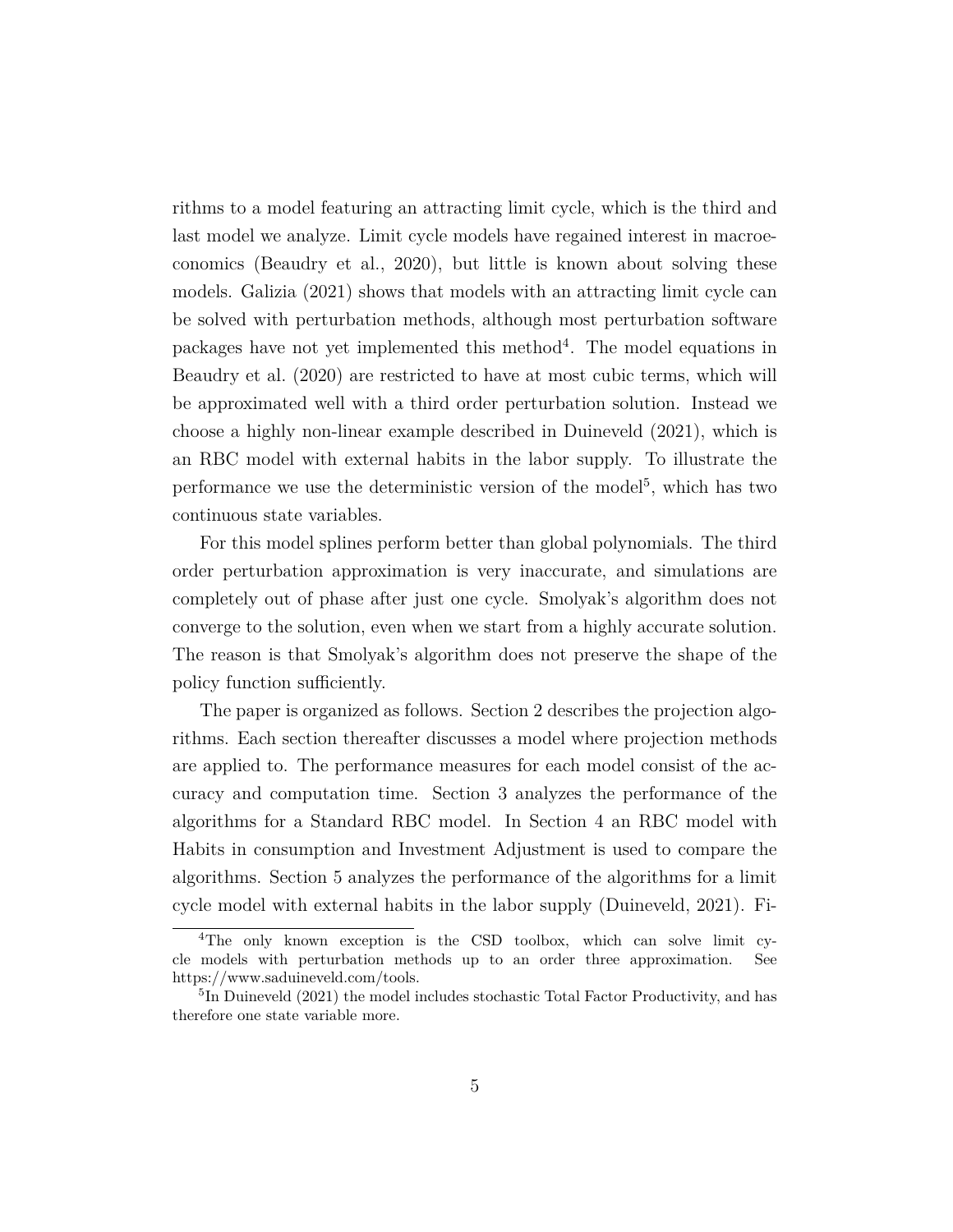rithms to a model featuring an attracting limit cycle, which is the third and last model we analyze. Limit cycle models have regained interest in macroeconomics (Beaudry et al., 2020), but little is known about solving these models. Galizia (2021) shows that models with an attracting limit cycle can be solved with perturbation methods, although most perturbation software packages have not yet implemented this method[4]. The model equations in Beaudry et al. (2020) are restricted to have at most cubic terms, which will be approximated well with a third order perturbation solution. Instead we choose a highly non-linear example described in Duineveld (2021), which is an RBC model with external habits in the labor supply. To illustrate the performance we use the deterministic version of the model[5], which has two continuous state variables.

For this model splines perform better than global polynomials. The third order perturbation approximation is very inaccurate, and simulations are completely out of phase after just one cycle. Smolyak's algorithm does not converge to the solution, even when we start from a highly accurate solution. The reason is that Smolyak's algorithm does not preserve the shape of the policy function sufficiently.

The paper is organized as follows. Section 2 describes the projection algorithms. Each section thereafter discusses a model where projection methods are applied to. The performance measures for each model consist of the accuracy and computation time. Section 3 analyzes the performance of the algorithms for a Standard RBC model. In Section 4 an RBC model with Habits in consumption and Investment Adjustment is used to compare the algorithms. Section 5 analyzes the performance of the algorithms for a limit cycle model with external habits in the labor supply (Duineveld, 2021). Fi-

[4] The only known exception is the CSD toolbox, which can solve limit cycle models with perturbation methods up to an order three approximation. See https://www.saduineveld.com/tools.

[5] In Duineveld (2021) the model includes stochastic Total Factor Productivity, and has therefore one state variable more.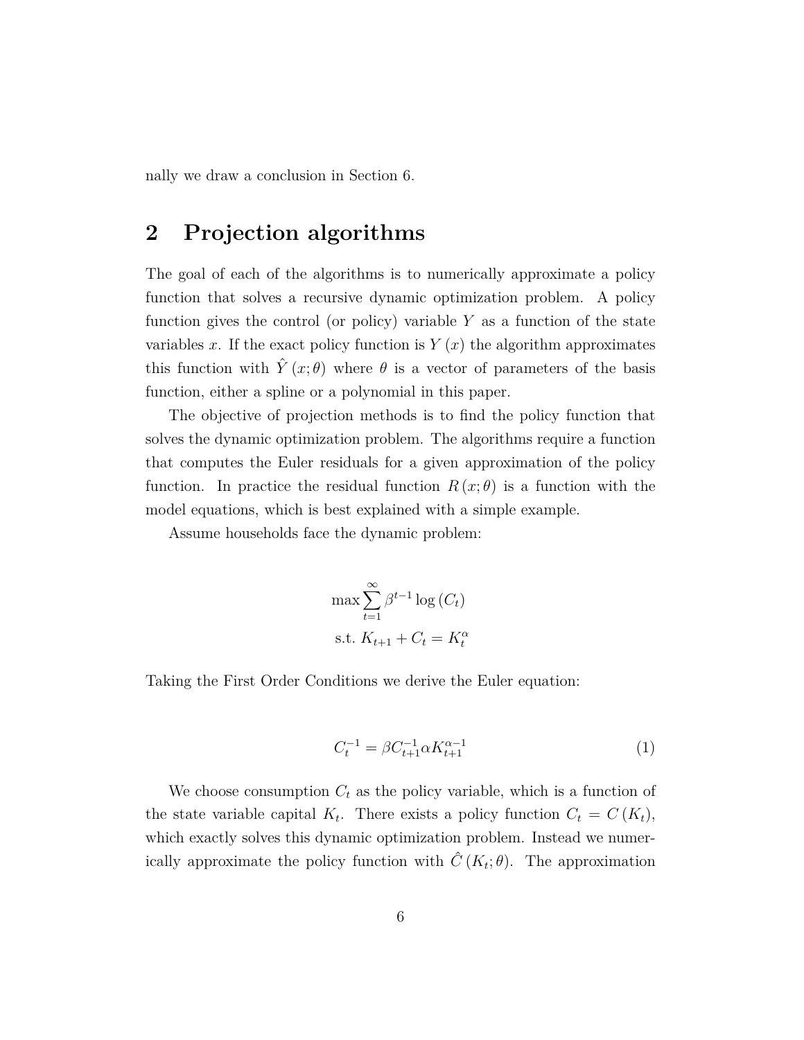nally we draw a conclusion in Section 6.

## 2 Projection algorithms

The goal of each of the algorithms is to numerically approximate a policy function that solves a recursive dynamic optimization problem. A policy function gives the control (or policy) variable $Y$ as a function of the state variables $x$. If the exact policy function is $Y(x)$ the algorithm approximates this function with $\hat{Y}(x;\theta)$ where $\theta$ is a vector of parameters of the basis function, either a spline or a polynomial in this paper.

The objective of projection methods is to find the policy function that solves the dynamic optimization problem. The algorithms require a function that computes the Euler residuals for a given approximation of the policy function. In practice the residual function $R(x;\theta)$ is a function with the model equations, which is best explained with a simple example.

Assume households face the dynamic problem:

$$\max \sum_{t=1}^{\infty} \beta^{t-1} \log(C_t)$$
$$\text{s.t. } K_{t+1} + C_t = K_t^{\alpha}$$

Taking the First Order Conditions we derive the Euler equation:

$$C_t^{-1} = \beta C_{t+1}^{-1} \alpha K_{t+1}^{\alpha-1} \tag{1}$$

We choose consumption $C_t$ as the policy variable, which is a function of the state variable capital $K_t$. There exists a policy function $C_t = C(K_t)$, which exactly solves this dynamic optimization problem. Instead we numerically approximate the policy function with $\hat{C}(K_t;\theta)$. The approximation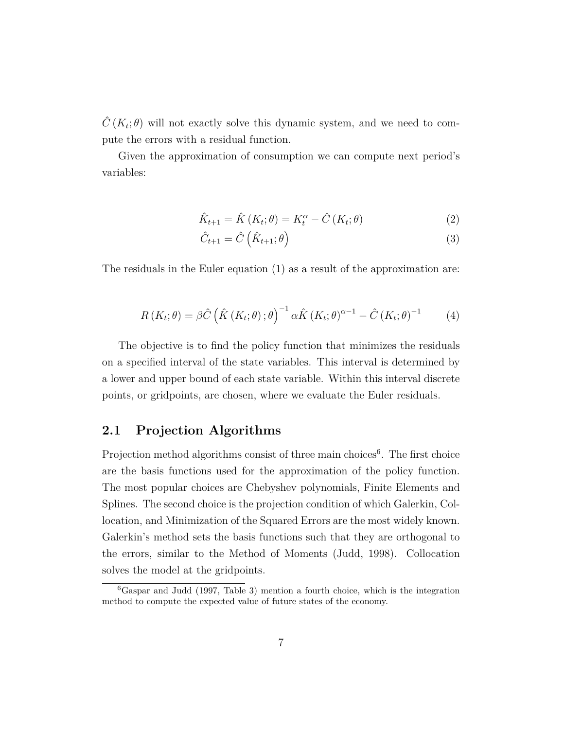$\hat{C}(K_t;\theta)$ will not exactly solve this dynamic system, and we need to compute the errors with a residual function.

Given the approximation of consumption we can compute next period's variables:

$$\hat{K}_{t+1} = \hat{K}(K_t;\theta) = K_t^{\alpha} - \hat{C}(K_t;\theta) \tag{2}$$

$$\hat{C}_{t+1} = \hat{C}\left(\hat{K}_{t+1};\theta\right) \tag{3}$$

The residuals in the Euler equation (1) as a result of the approximation are:

$$R(K_t;\theta) = \beta \hat{C}\left(\hat{K}(K_t;\theta);\theta\right)^{-1} \alpha \hat{K}(K_t;\theta)^{\alpha-1} - \hat{C}(K_t;\theta)^{-1} \tag{4}$$

The objective is to find the policy function that minimizes the residuals on a specified interval of the state variables. This interval is determined by a lower and upper bound of each state variable. Within this interval discrete points, or gridpoints, are chosen, where we evaluate the Euler residuals.

## 2.1 Projection Algorithms

Projection method algorithms consist of three main choices[6]. The first choice are the basis functions used for the approximation of the policy function. The most popular choices are Chebyshev polynomials, Finite Elements and Splines. The second choice is the projection condition of which Galerkin, Collocation, and Minimization of the Squared Errors are the most widely known. Galerkin's method sets the basis functions such that they are orthogonal to the errors, similar to the Method of Moments (Judd, 1998). Collocation solves the model at the gridpoints.

[6] Gaspar and Judd (1997, Table 3) mention a fourth choice, which is the integration method to compute the expected value of future states of the economy.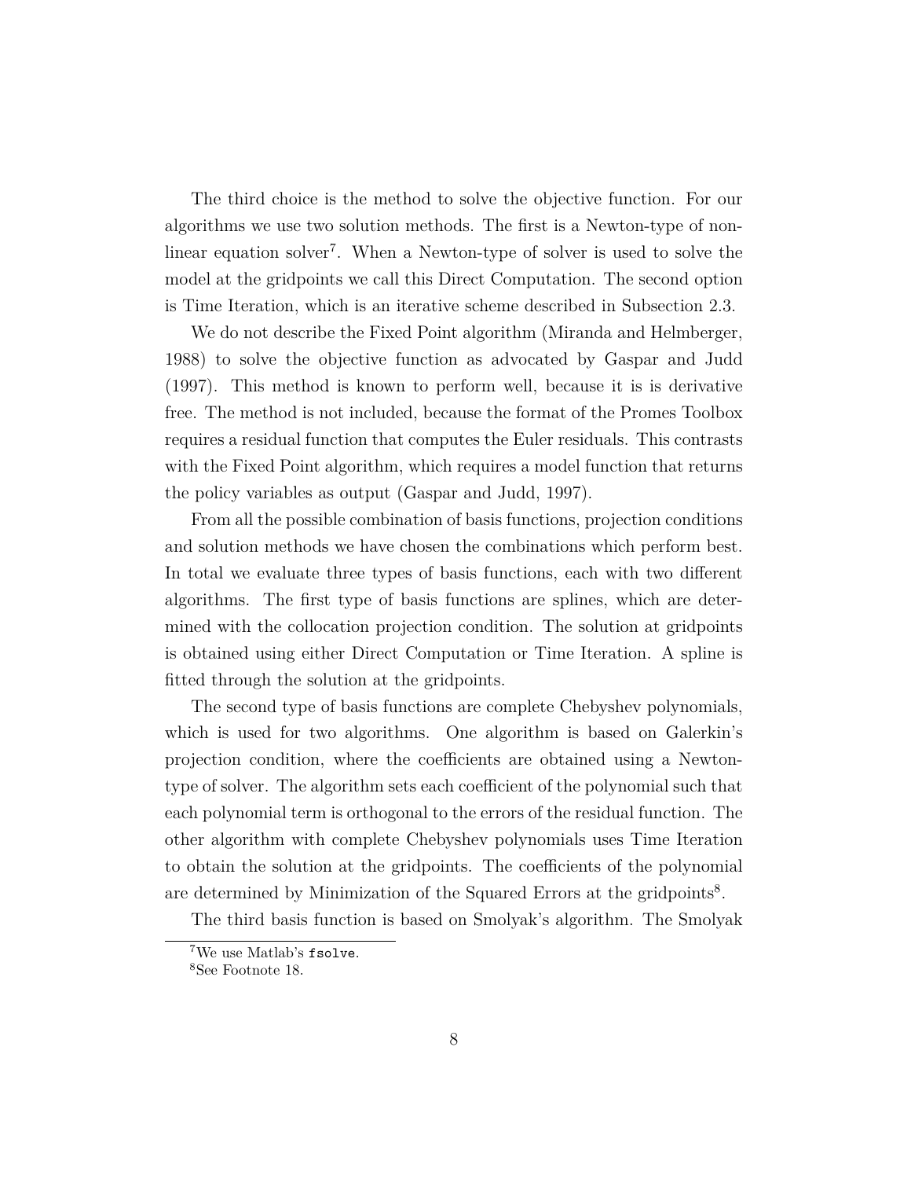The third choice is the method to solve the objective function. For our algorithms we use two solution methods. The first is a Newton-type of nonlinear equation solver[7]. When a Newton-type of solver is used to solve the model at the gridpoints we call this Direct Computation. The second option is Time Iteration, which is an iterative scheme described in Subsection 2.3.

We do not describe the Fixed Point algorithm (Miranda and Helmberger, 1988) to solve the objective function as advocated by Gaspar and Judd (1997). This method is known to perform well, because it is is derivative free. The method is not included, because the format of the Promes Toolbox requires a residual function that computes the Euler residuals. This contrasts with the Fixed Point algorithm, which requires a model function that returns the policy variables as output (Gaspar and Judd, 1997).

From all the possible combination of basis functions, projection conditions and solution methods we have chosen the combinations which perform best. In total we evaluate three types of basis functions, each with two different algorithms. The first type of basis functions are splines, which are determined with the collocation projection condition. The solution at gridpoints is obtained using either Direct Computation or Time Iteration. A spline is fitted through the solution at the gridpoints.

The second type of basis functions are complete Chebyshev polynomials, which is used for two algorithms. One algorithm is based on Galerkin's projection condition, where the coefficients are obtained using a Newton-type of solver. The algorithm sets each coefficient of the polynomial such that each polynomial term is orthogonal to the errors of the residual function. The other algorithm with complete Chebyshev polynomials uses Time Iteration to obtain the solution at the gridpoints. The coefficients of the polynomial are determined by Minimization of the Squared Errors at the gridpoints[8].

The third basis function is based on Smolyak's algorithm. The Smolyak

---

[7] We use Matlab's `fsolve`.

[8] See Footnote 18.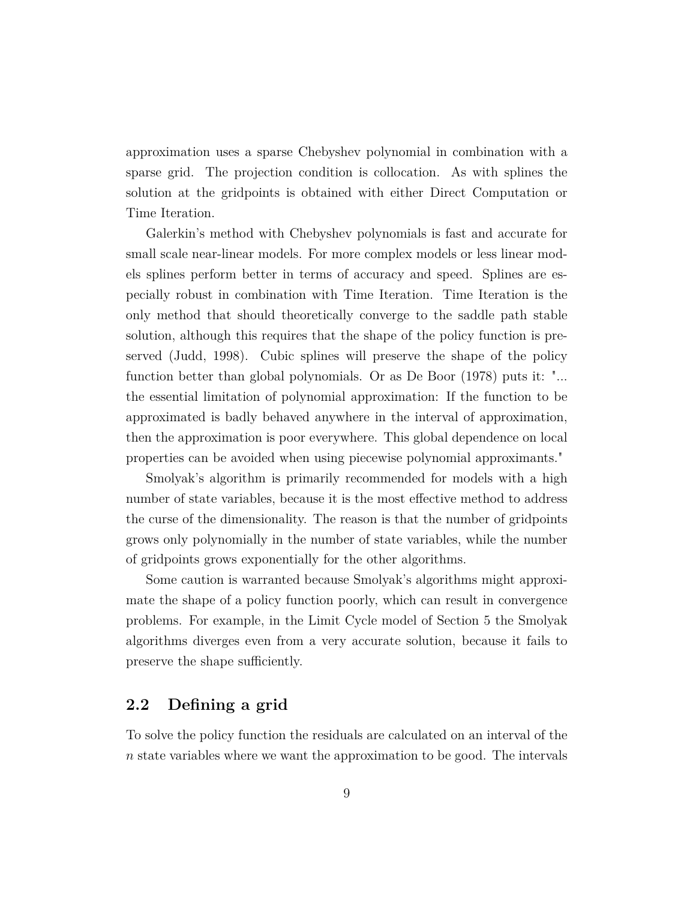approximation uses a sparse Chebyshev polynomial in combination with a sparse grid. The projection condition is collocation. As with splines the solution at the gridpoints is obtained with either Direct Computation or Time Iteration.

Galerkin's method with Chebyshev polynomials is fast and accurate for small scale near-linear models. For more complex models or less linear models splines perform better in terms of accuracy and speed. Splines are especially robust in combination with Time Iteration. Time Iteration is the only method that should theoretically converge to the saddle path stable solution, although this requires that the shape of the policy function is preserved (Judd, 1998). Cubic splines will preserve the shape of the policy function better than global polynomials. Or as De Boor (1978) puts it: "... the essential limitation of polynomial approximation: If the function to be approximated is badly behaved anywhere in the interval of approximation, then the approximation is poor everywhere. This global dependence on local properties can be avoided when using piecewise polynomial approximants."

Smolyak's algorithm is primarily recommended for models with a high number of state variables, because it is the most effective method to address the curse of the dimensionality. The reason is that the number of gridpoints grows only polynomially in the number of state variables, while the number of gridpoints grows exponentially for the other algorithms.

Some caution is warranted because Smolyak's algorithms might approximate the shape of a policy function poorly, which can result in convergence problems. For example, in the Limit Cycle model of Section 5 the Smolyak algorithms diverges even from a very accurate solution, because it fails to preserve the shape sufficiently.

## 2.2 Defining a grid

To solve the policy function the residuals are calculated on an interval of the $n$ state variables where we want the approximation to be good. The intervals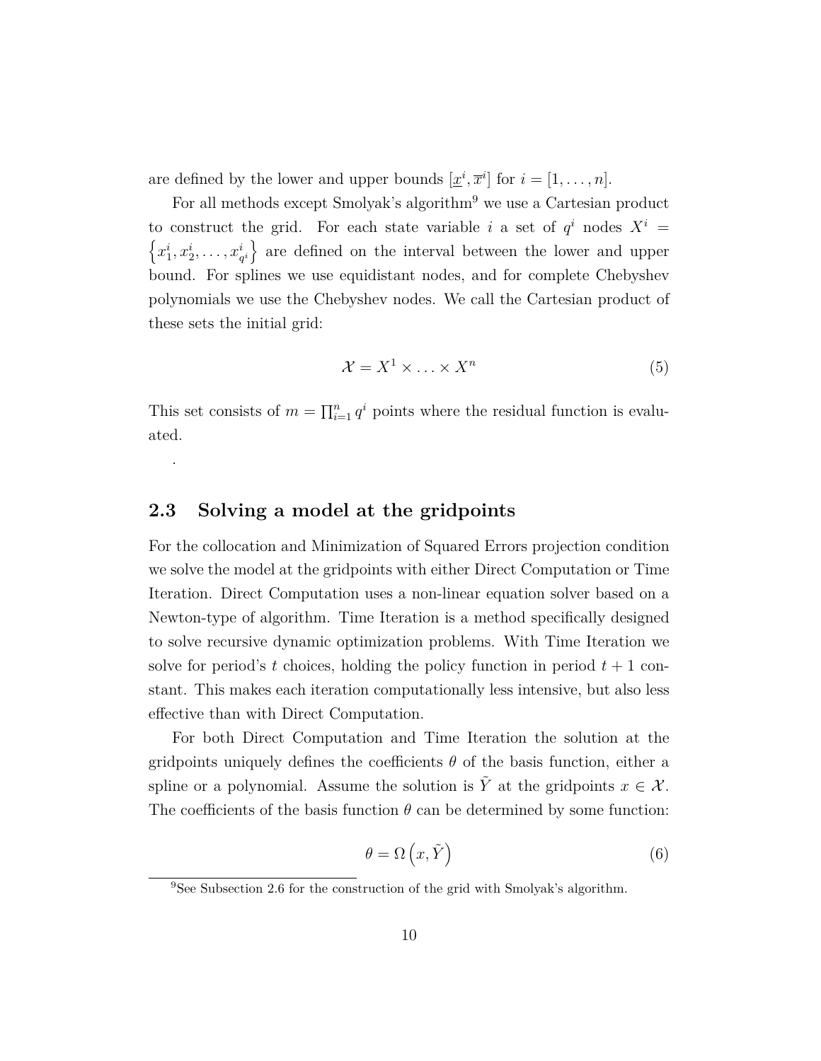are defined by the lower and upper bounds $[\underline{x}^i, \overline{x}^i]$ for $i = [1, \ldots, n]$.

For all methods except Smolyak's algorithm[9] we use a Cartesian product to construct the grid. For each state variable $i$ a set of $q^i$ nodes $X^i = \left\{x_1^i, x_2^i, \ldots, x_{q^i}^i\right\}$ are defined on the interval between the lower and upper bound. For splines we use equidistant nodes, and for complete Chebyshev polynomials we use the Chebyshev nodes. We call the Cartesian product of these sets the initial grid:

$$\mathcal{X} = X^1 \times \ldots \times X^n \tag{5}$$

This set consists of $m = \prod_{i=1}^{n} q^i$ points where the residual function is evaluated.

.

## 2.3 Solving a model at the gridpoints

For the collocation and Minimization of Squared Errors projection condition we solve the model at the gridpoints with either Direct Computation or Time Iteration. Direct Computation uses a non-linear equation solver based on a Newton-type of algorithm. Time Iteration is a method specifically designed to solve recursive dynamic optimization problems. With Time Iteration we solve for period's $t$ choices, holding the policy function in period $t+1$ constant. This makes each iteration computationally less intensive, but also less effective than with Direct Computation.

For both Direct Computation and Time Iteration the solution at the gridpoints uniquely defines the coefficients $\theta$ of the basis function, either a spline or a polynomial. Assume the solution is $\tilde{Y}$ at the gridpoints $x \in \mathcal{X}$. The coefficients of the basis function $\theta$ can be determined by some function:

$$\theta = \Omega\left(x, \tilde{Y}\right) \tag{6}$$

[9]See Subsection 2.6 for the construction of the grid with Smolyak's algorithm.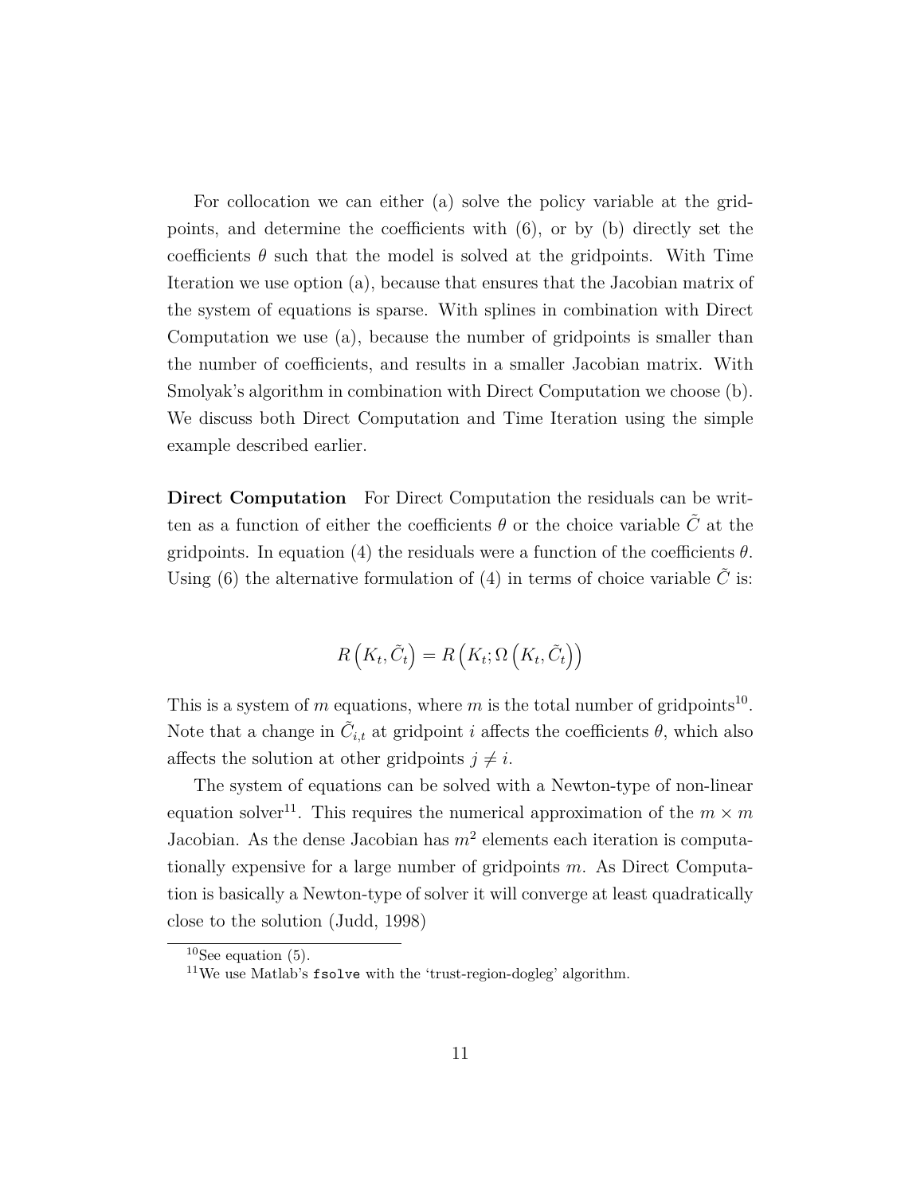For collocation we can either (a) solve the policy variable at the gridpoints, and determine the coefficients with (6), or by (b) directly set the coefficients $\theta$ such that the model is solved at the gridpoints. With Time Iteration we use option (a), because that ensures that the Jacobian matrix of the system of equations is sparse. With splines in combination with Direct Computation we use (a), because the number of gridpoints is smaller than the number of coefficients, and results in a smaller Jacobian matrix. With Smolyak's algorithm in combination with Direct Computation we choose (b). We discuss both Direct Computation and Time Iteration using the simple example described earlier.

**Direct Computation** For Direct Computation the residuals can be written as a function of either the coefficients $\theta$ or the choice variable $\tilde{C}$ at the gridpoints. In equation (4) the residuals were a function of the coefficients $\theta$. Using (6) the alternative formulation of (4) in terms of choice variable $\tilde{C}$ is:

$$R\left(K_t, \tilde{C}_t\right) = R\left(K_t; \Omega\left(K_t, \tilde{C}_t\right)\right)$$

This is a system of $m$ equations, where $m$ is the total number of gridpoints[10]. Note that a change in $\tilde{C}_{i,t}$ at gridpoint $i$ affects the coefficients $\theta$, which also affects the solution at other gridpoints $j \neq i$.

The system of equations can be solved with a Newton-type of non-linear equation solver[11]. This requires the numerical approximation of the $m \times m$ Jacobian. As the dense Jacobian has $m^2$ elements each iteration is computationally expensive for a large number of gridpoints $m$. As Direct Computation is basically a Newton-type of solver it will converge at least quadratically close to the solution (Judd, 1998)

[10] See equation (5).

[11] We use Matlab's `fsolve` with the 'trust-region-dogleg' algorithm.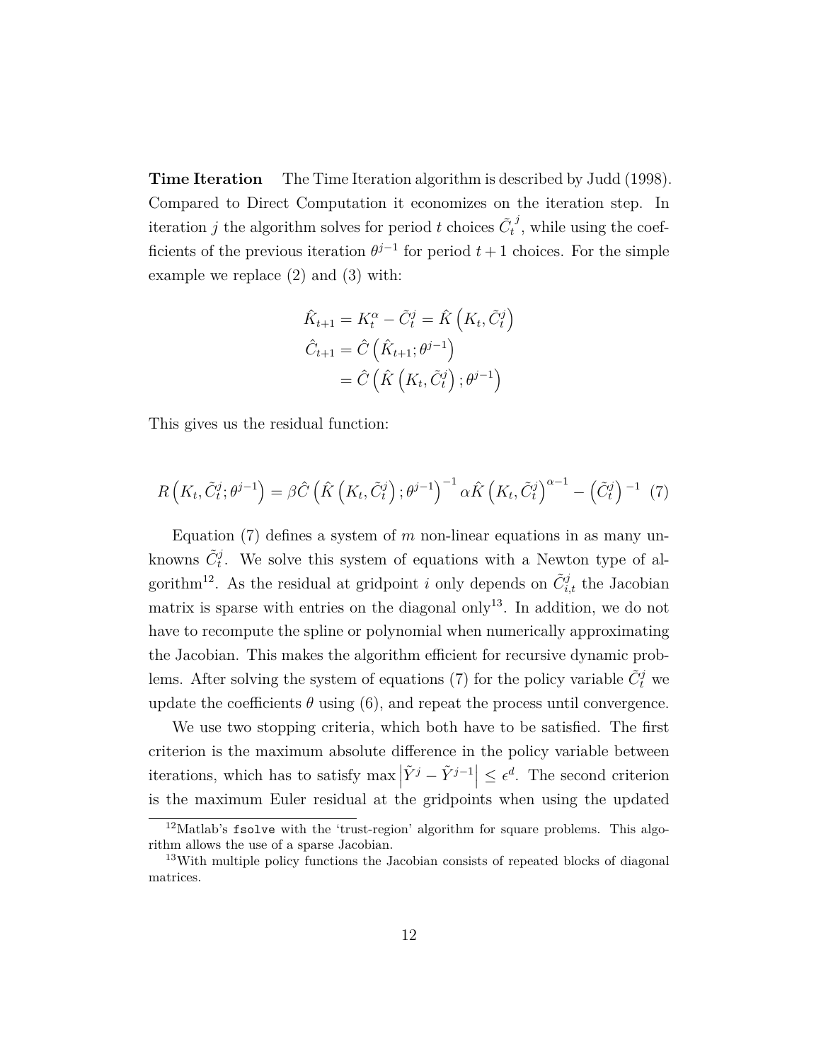**Time Iteration** The Time Iteration algorithm is described by Judd (1998). Compared to Direct Computation it economizes on the iteration step. In iteration $j$ the algorithm solves for period $t$ choices $\tilde{C}_t^{\,j}$, while using the coefficients of the previous iteration $\theta^{j-1}$ for period $t+1$ choices. For the simple example we replace (2) and (3) with:

$$
\begin{aligned}
\hat{K}_{t+1} &= K_t^{\alpha} - \tilde{C}_t^{j} = \hat{K}\left(K_t, \tilde{C}_t^{j}\right) \\
\hat{C}_{t+1} &= \hat{C}\left(\hat{K}_{t+1}; \theta^{j-1}\right) \\
&= \hat{C}\left(\hat{K}\left(K_t, \tilde{C}_t^{j}\right); \theta^{j-1}\right)
\end{aligned}
$$

This gives us the residual function:

$$
R\left(K_t, \tilde{C}_t^{j}; \theta^{j-1}\right) = \beta \hat{C}\left(\hat{K}\left(K_t, \tilde{C}_t^{j}\right); \theta^{j-1}\right)^{-1} \alpha \hat{K}\left(K_t, \tilde{C}_t^{j}\right)^{\alpha-1} - \left(\tilde{C}_t^{j}\right)^{-1} \quad (7)
$$

Equation (7) defines a system of $m$ non-linear equations in as many unknowns $\tilde{C}_t^{j}$. We solve this system of equations with a Newton type of algorithm[12]. As the residual at gridpoint $i$ only depends on $\tilde{C}_{i,t}^{j}$ the Jacobian matrix is sparse with entries on the diagonal only[13]. In addition, we do not have to recompute the spline or polynomial when numerically approximating the Jacobian. This makes the algorithm efficient for recursive dynamic problems. After solving the system of equations (7) for the policy variable $\tilde{C}_t^{j}$ we update the coefficients $\theta$ using (6), and repeat the process until convergence.

We use two stopping criteria, which both have to be satisfied. The first criterion is the maximum absolute difference in the policy variable between iterations, which has to satisfy $\max\left|\tilde{Y}^{j} - \tilde{Y}^{j-1}\right| \leq \epsilon^{d}$. The second criterion is the maximum Euler residual at the gridpoints when using the updated

---

[12] Matlab's `fsolve` with the 'trust-region' algorithm for square problems. This algorithm allows the use of a sparse Jacobian.

[13] With multiple policy functions the Jacobian consists of repeated blocks of diagonal matrices.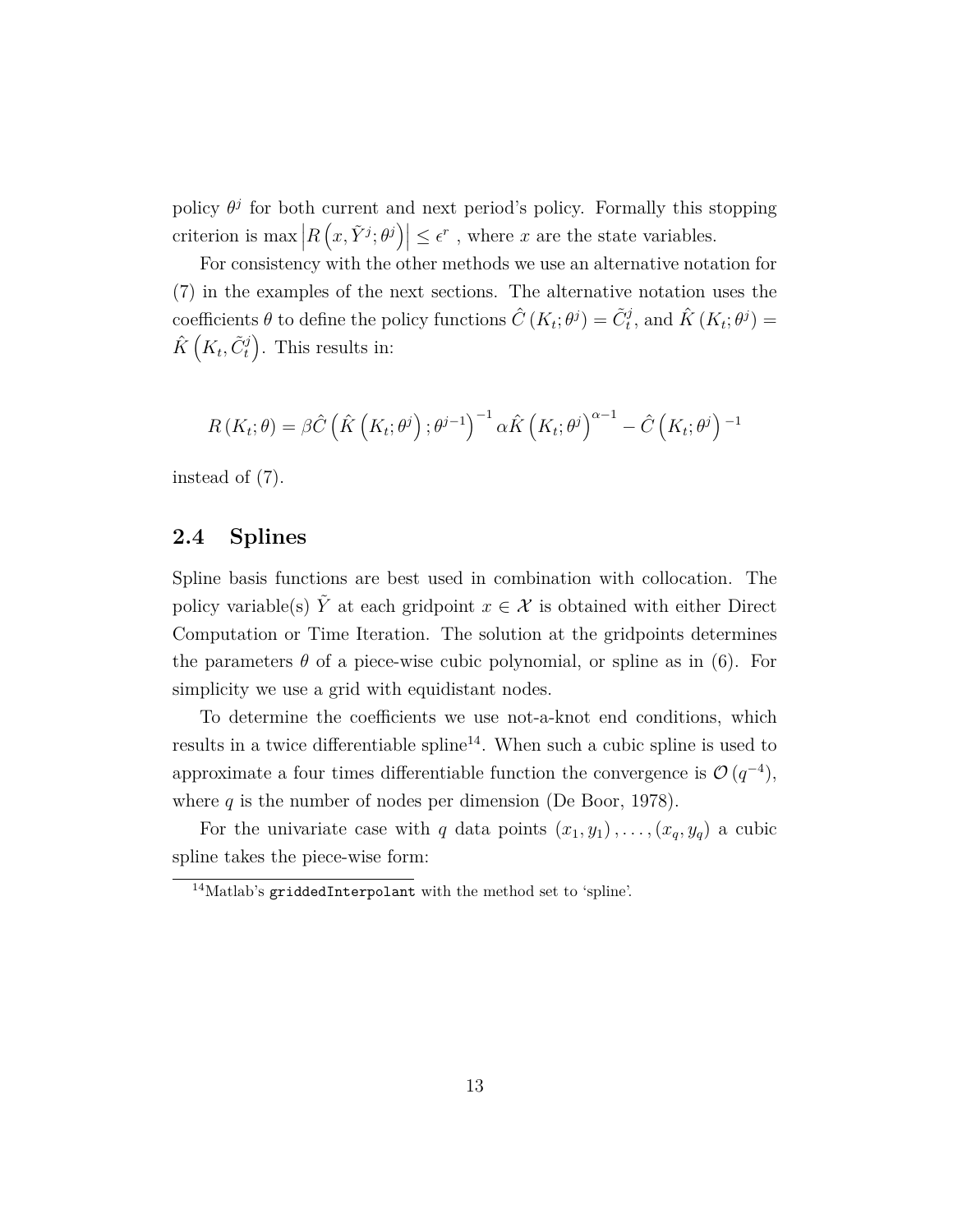policy $\theta^j$ for both current and next period's policy. Formally this stopping criterion is $\max \left| R\left(x, \tilde{Y}^j; \theta^j\right) \right| \leq \epsilon^r$ , where $x$ are the state variables.

For consistency with the other methods we use an alternative notation for (7) in the examples of the next sections. The alternative notation uses the coefficients $\theta$ to define the policy functions $\hat{C}\left(K_t; \theta^j\right) = \tilde{C}_t^j$, and $\hat{K}\left(K_t; \theta^j\right) = \hat{K}\left(K_t, \tilde{C}_t^j\right)$. This results in:

$$R\left(K_t; \theta\right) = \beta \hat{C}\left(\hat{K}\left(K_t; \theta^j\right); \theta^{j-1}\right)^{-1} \alpha \hat{K}\left(K_t; \theta^j\right)^{\alpha-1} - \hat{C}\left(K_t; \theta^j\right)^{-1}$$

instead of (7).

## 2.4 Splines

Spline basis functions are best used in combination with collocation. The policy variable(s) $\tilde{Y}$ at each gridpoint $x \in \mathcal{X}$ is obtained with either Direct Computation or Time Iteration. The solution at the gridpoints determines the parameters $\theta$ of a piece-wise cubic polynomial, or spline as in (6). For simplicity we use a grid with equidistant nodes.

To determine the coefficients we use not-a-knot end conditions, which results in a twice differentiable spline[14]. When such a cubic spline is used to approximate a four times differentiable function the convergence is $\mathcal{O}\left(q^{-4}\right)$, where $q$ is the number of nodes per dimension (De Boor, 1978).

For the univariate case with $q$ data points $\left(x_1, y_1\right), \ldots, \left(x_q, y_q\right)$ a cubic spline takes the piece-wise form:

[14] Matlab's `griddedInterpolant` with the method set to 'spline'.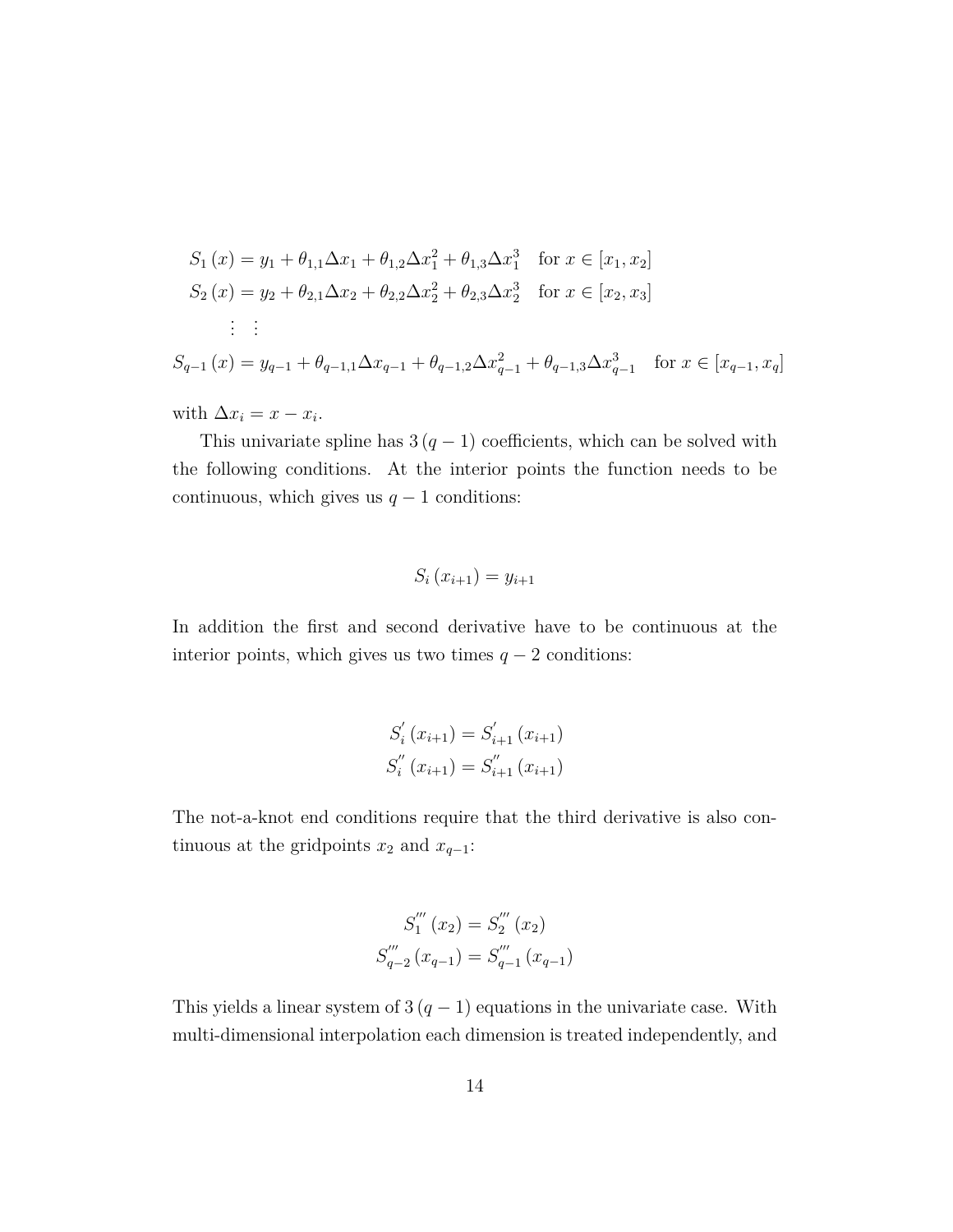$$
\begin{aligned}
S_1(x) &= y_1 + \theta_{1,1}\Delta x_1 + \theta_{1,2}\Delta x_1^2 + \theta_{1,3}\Delta x_1^3 \quad \text{for } x \in [x_1, x_2] \\
S_2(x) &= y_2 + \theta_{2,1}\Delta x_2 + \theta_{2,2}\Delta x_2^2 + \theta_{2,3}\Delta x_2^3 \quad \text{for } x \in [x_2, x_3] \\
\vdots &\ \ \vdots \\
S_{q-1}(x) &= y_{q-1} + \theta_{q-1,1}\Delta x_{q-1} + \theta_{q-1,2}\Delta x_{q-1}^2 + \theta_{q-1,3}\Delta x_{q-1}^3 \quad \text{for } x \in [x_{q-1}, x_q]
\end{aligned}
$$

with $\Delta x_i = x - x_i$.

This univariate spline has $3(q-1)$ coefficients, which can be solved with the following conditions. At the interior points the function needs to be continuous, which gives us $q-1$ conditions:

$$
S_i(x_{i+1}) = y_{i+1}
$$

In addition the first and second derivative have to be continuous at the interior points, which gives us two times $q-2$ conditions:

$$
\begin{aligned}
S_i^{'}(x_{i+1}) &= S_{i+1}^{'}(x_{i+1}) \\
S_i^{''}(x_{i+1}) &= S_{i+1}^{''}(x_{i+1})
\end{aligned}
$$

The not-a-knot end conditions require that the third derivative is also continuous at the gridpoints $x_2$ and $x_{q-1}$:

$$
\begin{aligned}
S_1^{'''}(x_2) &= S_2^{'''}(x_2) \\
S_{q-2}^{'''}(x_{q-1}) &= S_{q-1}^{'''}(x_{q-1})
\end{aligned}
$$

This yields a linear system of $3(q-1)$ equations in the univariate case. With multi-dimensional interpolation each dimension is treated independently, and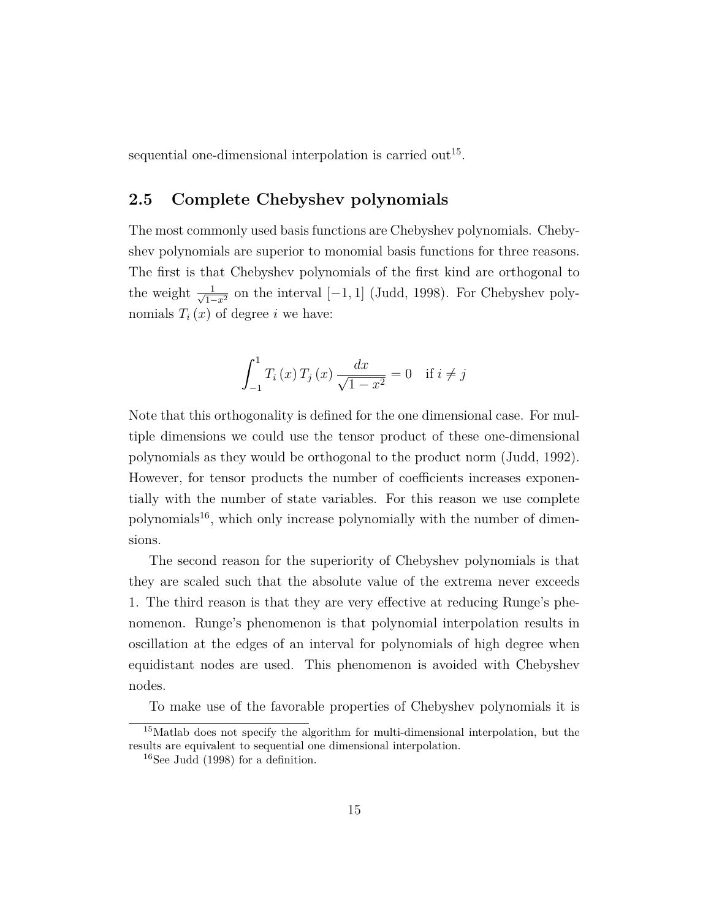sequential one-dimensional interpolation is carried out[15].

## 2.5 Complete Chebyshev polynomials

The most commonly used basis functions are Chebyshev polynomials. Chebyshev polynomials are superior to monomial basis functions for three reasons. The first is that Chebyshev polynomials of the first kind are orthogonal to the weight $\frac{1}{\sqrt{1-x^2}}$ on the interval $[-1,1]$ (Judd, 1998). For Chebyshev polynomials $T_i(x)$ of degree $i$ we have:

$$\int_{-1}^{1} T_i(x)\, T_j(x)\, \frac{dx}{\sqrt{1-x^2}} = 0 \quad \text{if } i \neq j$$

Note that this orthogonality is defined for the one dimensional case. For multiple dimensions we could use the tensor product of these one-dimensional polynomials as they would be orthogonal to the product norm (Judd, 1992). However, for tensor products the number of coefficients increases exponentially with the number of state variables. For this reason we use complete polynomials[16], which only increase polynomially with the number of dimensions.

The second reason for the superiority of Chebyshev polynomials is that they are scaled such that the absolute value of the extrema never exceeds 1. The third reason is that they are very effective at reducing Runge's phenomenon. Runge's phenomenon is that polynomial interpolation results in oscillation at the edges of an interval for polynomials of high degree when equidistant nodes are used. This phenomenon is avoided with Chebyshev nodes.

To make use of the favorable properties of Chebyshev polynomials it is

[15] Matlab does not specify the algorithm for multi-dimensional interpolation, but the results are equivalent to sequential one dimensional interpolation.

[16] See Judd (1998) for a definition.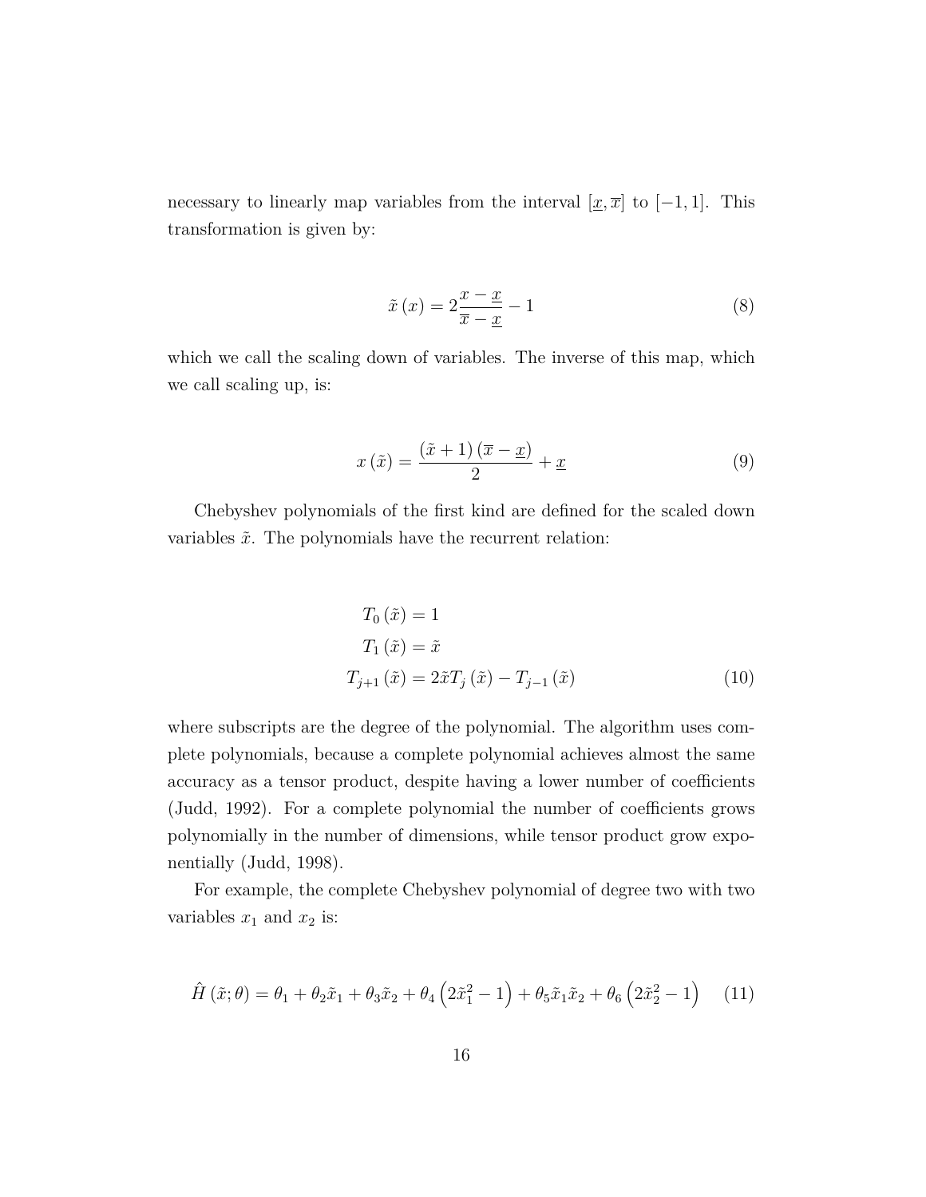necessary to linearly map variables from the interval $[\underline{x}, \overline{x}]$ to $[-1, 1]$. This transformation is given by:

$$\tilde{x}(x) = 2\frac{x - \underline{x}}{\overline{x} - \underline{x}} - 1 \tag{8}$$

which we call the scaling down of variables. The inverse of this map, which we call scaling up, is:

$$x(\tilde{x}) = \frac{(\tilde{x} + 1)(\overline{x} - \underline{x})}{2} + \underline{x} \tag{9}$$

Chebyshev polynomials of the first kind are defined for the scaled down variables $\tilde{x}$. The polynomials have the recurrent relation:

$$\begin{aligned} T_0(\tilde{x}) &= 1 \\ T_1(\tilde{x}) &= \tilde{x} \\ T_{j+1}(\tilde{x}) &= 2\tilde{x}T_j(\tilde{x}) - T_{j-1}(\tilde{x}) \end{aligned} \tag{10}$$

where subscripts are the degree of the polynomial. The algorithm uses complete polynomials, because a complete polynomial achieves almost the same accuracy as a tensor product, despite having a lower number of coefficients (Judd, 1992). For a complete polynomial the number of coefficients grows polynomially in the number of dimensions, while tensor product grow exponentially (Judd, 1998).

For example, the complete Chebyshev polynomial of degree two with two variables $x_1$ and $x_2$ is:

$$\hat{H}(\tilde{x}; \theta) = \theta_1 + \theta_2\tilde{x}_1 + \theta_3\tilde{x}_2 + \theta_4\left(2\tilde{x}_1^2 - 1\right) + \theta_5\tilde{x}_1\tilde{x}_2 + \theta_6\left(2\tilde{x}_2^2 - 1\right) \tag{11}$$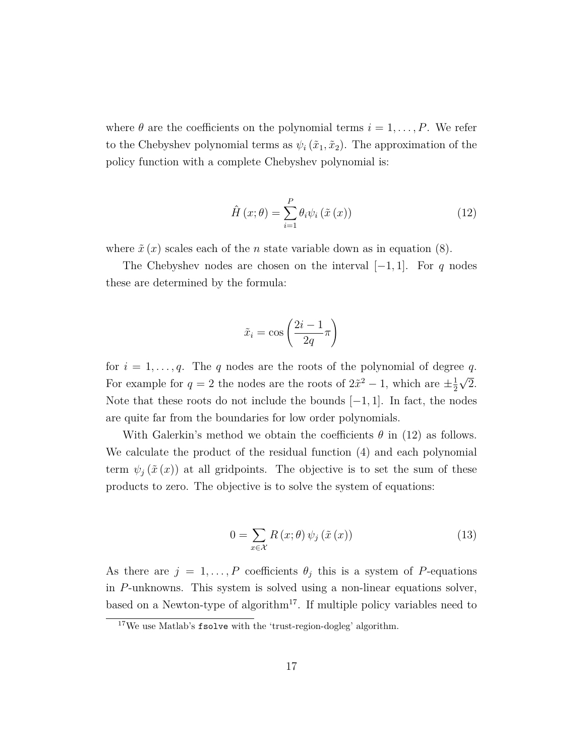where $\theta$ are the coefficients on the polynomial terms $i = 1, \ldots, P$. We refer to the Chebyshev polynomial terms as $\psi_i(\tilde{x}_1, \tilde{x}_2)$. The approximation of the policy function with a complete Chebyshev polynomial is:

$$\hat{H}(x;\theta) = \sum_{i=1}^{P} \theta_i \psi_i(\tilde{x}(x)) \tag{12}$$

where $\tilde{x}(x)$ scales each of the $n$ state variable down as in equation (8).

The Chebyshev nodes are chosen on the interval $[-1, 1]$. For $q$ nodes these are determined by the formula:

$$\tilde{x}_i = \cos\left(\frac{2i-1}{2q}\pi\right)$$

for $i = 1, \ldots, q$. The $q$ nodes are the roots of the polynomial of degree $q$. For example for $q = 2$ the nodes are the roots of $2\tilde{x}^2 - 1$, which are $\pm\frac{1}{2}\sqrt{2}$. Note that these roots do not include the bounds $[-1, 1]$. In fact, the nodes are quite far from the boundaries for low order polynomials.

With Galerkin's method we obtain the coefficients $\theta$ in (12) as follows. We calculate the product of the residual function (4) and each polynomial term $\psi_j(\tilde{x}(x))$ at all gridpoints. The objective is to set the sum of these products to zero. The objective is to solve the system of equations:

$$0 = \sum_{x \in \mathcal{X}} R(x;\theta)\, \psi_j(\tilde{x}(x)) \tag{13}$$

As there are $j = 1, \ldots, P$ coefficients $\theta_j$ this is a system of $P$-equations in $P$-unknowns. This system is solved using a non-linear equations solver, based on a Newton-type of algorithm[17]. If multiple policy variables need to

[17] We use Matlab's `fsolve` with the 'trust-region-dogleg' algorithm.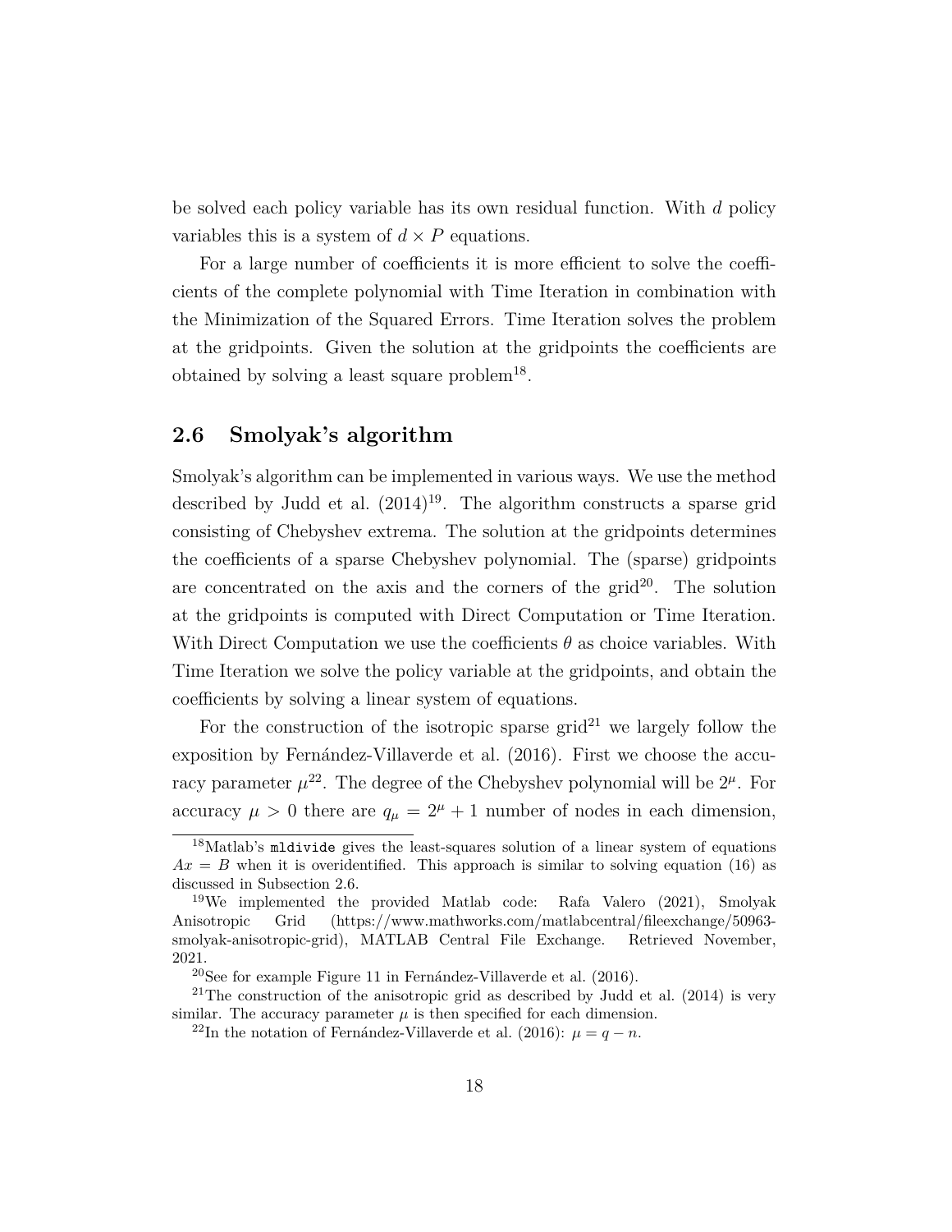be solved each policy variable has its own residual function. With $d$ policy variables this is a system of $d \times P$ equations.

For a large number of coefficients it is more efficient to solve the coefficients of the complete polynomial with Time Iteration in combination with the Minimization of the Squared Errors. Time Iteration solves the problem at the gridpoints. Given the solution at the gridpoints the coefficients are obtained by solving a least square problem[18].

## 2.6 Smolyak's algorithm

Smolyak's algorithm can be implemented in various ways. We use the method described by Judd et al. (2014)[19]. The algorithm constructs a sparse grid consisting of Chebyshev extrema. The solution at the gridpoints determines the coefficients of a sparse Chebyshev polynomial. The (sparse) gridpoints are concentrated on the axis and the corners of the grid[20]. The solution at the gridpoints is computed with Direct Computation or Time Iteration. With Direct Computation we use the coefficients $\theta$ as choice variables. With Time Iteration we solve the policy variable at the gridpoints, and obtain the coefficients by solving a linear system of equations.

For the construction of the isotropic sparse grid[21] we largely follow the exposition by Fernández-Villaverde et al. (2016). First we choose the accuracy parameter $\mu$[22]. The degree of the Chebyshev polynomial will be $2^{\mu}$. For accuracy $\mu > 0$ there are $q_{\mu} = 2^{\mu} + 1$ number of nodes in each dimension,

---

[18] Matlab's `mldivide` gives the least-squares solution of a linear system of equations $Ax = B$ when it is overidentified. This approach is similar to solving equation (16) as discussed in Subsection 2.6.

[19] We implemented the provided Matlab code: Rafa Valero (2021), Smolyak Anisotropic Grid (https://www.mathworks.com/matlabcentral/fileexchange/50963-smolyak-anisotropic-grid), MATLAB Central File Exchange. Retrieved November, 2021.

[20] See for example Figure 11 in Fernández-Villaverde et al. (2016).

[21] The construction of the anisotropic grid as described by Judd et al. (2014) is very similar. The accuracy parameter $\mu$ is then specified for each dimension.

[22] In the notation of Fernández-Villaverde et al. (2016): $\mu = q - n$.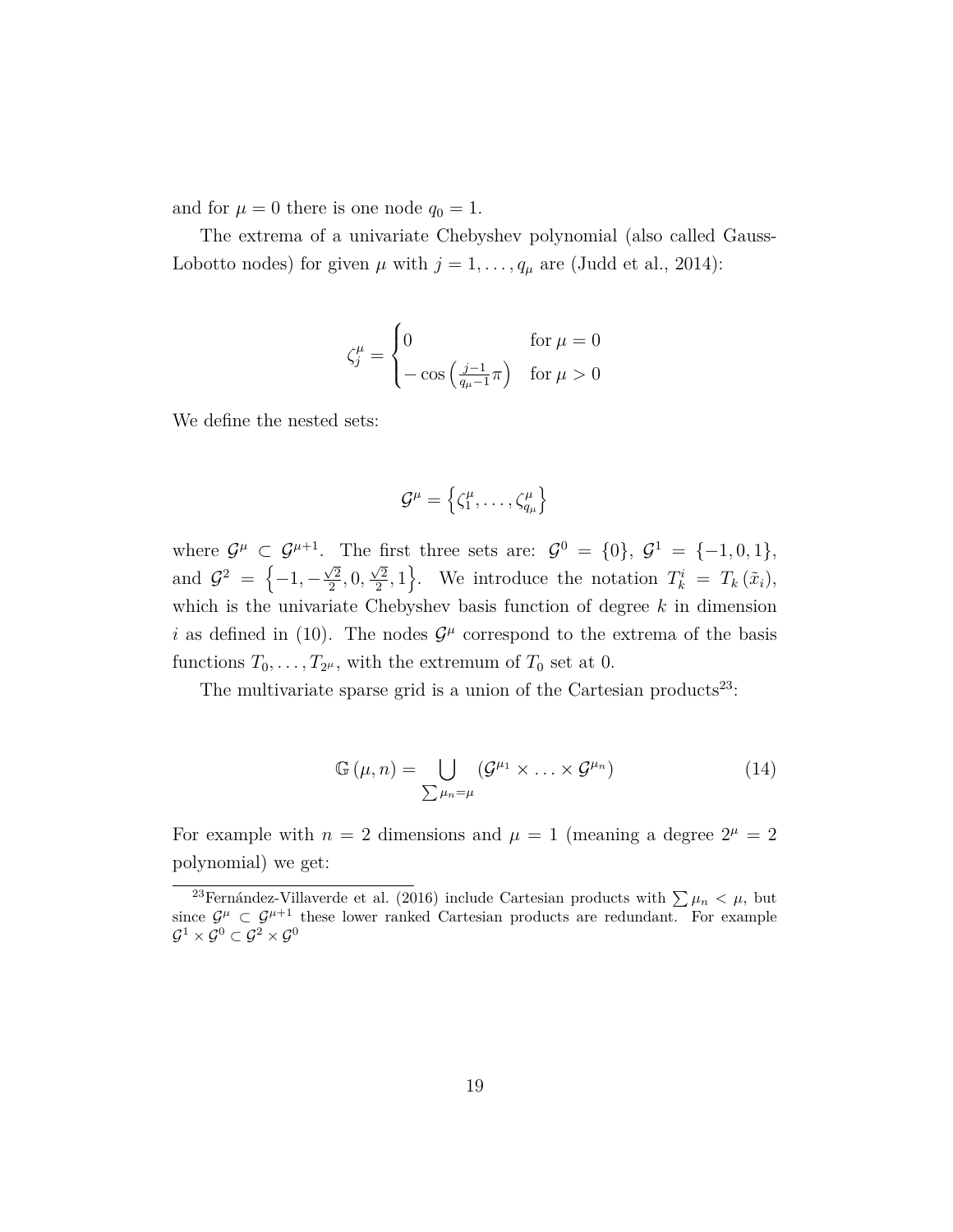and for $\mu = 0$ there is one node $q_0 = 1$.

The extrema of a univariate Chebyshev polynomial (also called Gauss-Lobotto nodes) for given $\mu$ with $j = 1, \ldots, q_\mu$ are (Judd et al., 2014):

$$\zeta_j^\mu = \begin{cases} 0 & \text{for } \mu = 0 \\ -\cos\left(\frac{j-1}{q_\mu - 1}\pi\right) & \text{for } \mu > 0 \end{cases}$$

We define the nested sets:

$$\mathcal{G}^\mu = \left\{\zeta_1^\mu, \ldots, \zeta_{q_\mu}^\mu\right\}$$

where $\mathcal{G}^\mu \subset \mathcal{G}^{\mu+1}$. The first three sets are: $\mathcal{G}^0 = \{0\}$, $\mathcal{G}^1 = \{-1, 0, 1\}$, and $\mathcal{G}^2 = \left\{-1, -\frac{\sqrt{2}}{2}, 0, \frac{\sqrt{2}}{2}, 1\right\}$. We introduce the notation $T_k^i = T_k(\tilde{x}_i)$, which is the univariate Chebyshev basis function of degree $k$ in dimension $i$ as defined in (10). The nodes $\mathcal{G}^\mu$ correspond to the extrema of the basis functions $T_0, \ldots, T_{2^\mu}$, with the extremum of $T_0$ set at 0.

The multivariate sparse grid is a union of the Cartesian products[23]:

$$\mathbb{G}(\mu, n) = \bigcup_{\sum \mu_n = \mu} \left(\mathcal{G}^{\mu_1} \times \ldots \times \mathcal{G}^{\mu_n}\right) \tag{14}$$

For example with $n = 2$ dimensions and $\mu = 1$ (meaning a degree $2^\mu = 2$ polynomial) we get:

[23] Fernández-Villaverde et al. (2016) include Cartesian products with $\sum \mu_n < \mu$, but since $\mathcal{G}^\mu \subset \mathcal{G}^{\mu+1}$ these lower ranked Cartesian products are redundant. For example $\mathcal{G}^1 \times \mathcal{G}^0 \subset \mathcal{G}^2 \times \mathcal{G}^0$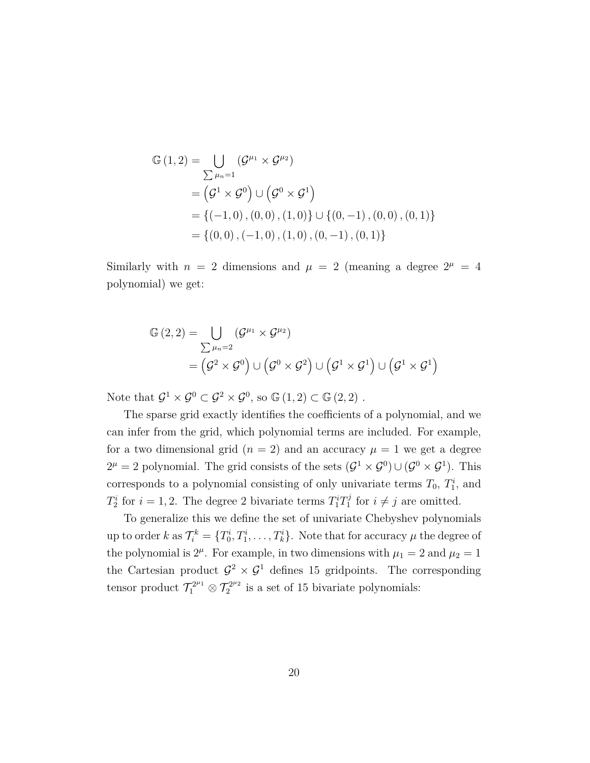$$
\begin{aligned}
\mathbb{G}(1,2) &= \bigcup_{\sum \mu_n = 1} \left(\mathcal{G}^{\mu_1} \times \mathcal{G}^{\mu_2}\right) \\
&= \left(\mathcal{G}^1 \times \mathcal{G}^0\right) \cup \left(\mathcal{G}^0 \times \mathcal{G}^1\right) \\
&= \{(-1,0), (0,0), (1,0)\} \cup \{(0,-1), (0,0), (0,1)\} \\
&= \{(0,0), (-1,0), (1,0), (0,-1), (0,1)\}
\end{aligned}
$$

Similarly with $n = 2$ dimensions and $\mu = 2$ (meaning a degree $2^\mu = 4$ polynomial) we get:

$$
\begin{aligned}
\mathbb{G}(2,2) &= \bigcup_{\sum \mu_n = 2} \left(\mathcal{G}^{\mu_1} \times \mathcal{G}^{\mu_2}\right) \\
&= \left(\mathcal{G}^2 \times \mathcal{G}^0\right) \cup \left(\mathcal{G}^0 \times \mathcal{G}^2\right) \cup \left(\mathcal{G}^1 \times \mathcal{G}^1\right) \cup \left(\mathcal{G}^1 \times \mathcal{G}^1\right)
\end{aligned}
$$

Note that $\mathcal{G}^1 \times \mathcal{G}^0 \subset \mathcal{G}^2 \times \mathcal{G}^0$, so $\mathbb{G}(1,2) \subset \mathbb{G}(2,2)$ .

The sparse grid exactly identifies the coefficients of a polynomial, and we can infer from the grid, which polynomial terms are included. For example, for a two dimensional grid ($n = 2$) and an accuracy $\mu = 1$ we get a degree $2^\mu = 2$ polynomial. The grid consists of the sets $(\mathcal{G}^1 \times \mathcal{G}^0) \cup (\mathcal{G}^0 \times \mathcal{G}^1)$. This corresponds to a polynomial consisting of only univariate terms $T_0$, $T_1^i$, and $T_2^i$ for $i = 1, 2$. The degree 2 bivariate terms $T_1^i T_1^j$ for $i \neq j$ are omitted.

To generalize this we define the set of univariate Chebyshev polynomials up to order $k$ as $\mathcal{T}_i^k = \{T_0^i, T_1^i, \ldots, T_k^i\}$. Note that for accuracy $\mu$ the degree of the polynomial is $2^\mu$. For example, in two dimensions with $\mu_1 = 2$ and $\mu_2 = 1$ the Cartesian product $\mathcal{G}^2 \times \mathcal{G}^1$ defines 15 gridpoints. The corresponding tensor product $\mathcal{T}_1^{2^{\mu_1}} \otimes \mathcal{T}_2^{2^{\mu_2}}$ is a set of 15 bivariate polynomials: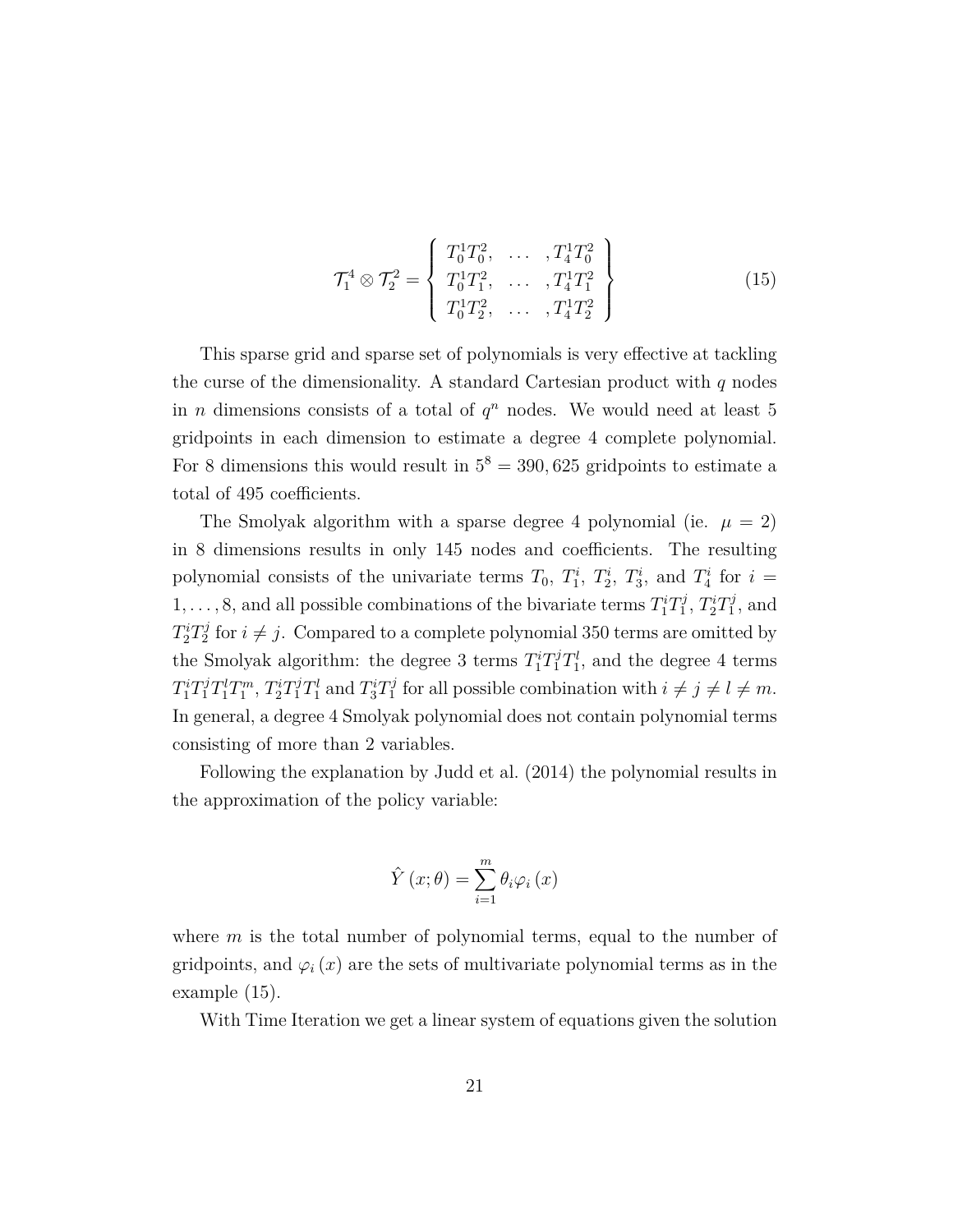$$
\mathcal{T}_1^4 \otimes \mathcal{T}_2^2 = \left\{ \begin{array}{lll} T_0^1 T_0^2, & \ldots & , T_4^1 T_0^2 \\ T_0^1 T_1^2, & \ldots & , T_4^1 T_1^2 \\ T_0^1 T_2^2, & \ldots & , T_4^1 T_2^2 \end{array} \right\} \tag{15}
$$

This sparse grid and sparse set of polynomials is very effective at tackling the curse of the dimensionality. A standard Cartesian product with $q$ nodes in $n$ dimensions consists of a total of $q^n$ nodes. We would need at least 5 gridpoints in each dimension to estimate a degree 4 complete polynomial. For 8 dimensions this would result in $5^8 = 390,625$ gridpoints to estimate a total of 495 coefficients.

The Smolyak algorithm with a sparse degree 4 polynomial (ie. $\mu = 2$) in 8 dimensions results in only 145 nodes and coefficients. The resulting polynomial consists of the univariate terms $T_0$, $T_1^i$, $T_2^i$, $T_3^i$, and $T_4^i$ for $i = 1, \ldots, 8$, and all possible combinations of the bivariate terms $T_1^i T_1^j$, $T_2^i T_1^j$, and $T_2^i T_2^j$ for $i \neq j$. Compared to a complete polynomial 350 terms are omitted by the Smolyak algorithm: the degree 3 terms $T_1^i T_1^j T_1^l$, and the degree 4 terms $T_1^i T_1^j T_1^l T_1^m$, $T_2^i T_1^j T_1^l$ and $T_3^i T_1^j$ for all possible combination with $i \neq j \neq l \neq m$. In general, a degree 4 Smolyak polynomial does not contain polynomial terms consisting of more than 2 variables.

Following the explanation by Judd et al. (2014) the polynomial results in the approximation of the policy variable:

$$
\hat{Y}(x; \theta) = \sum_{i=1}^{m} \theta_i \varphi_i(x)
$$

where $m$ is the total number of polynomial terms, equal to the number of gridpoints, and $\varphi_i(x)$ are the sets of multivariate polynomial terms as in the example (15).

With Time Iteration we get a linear system of equations given the solution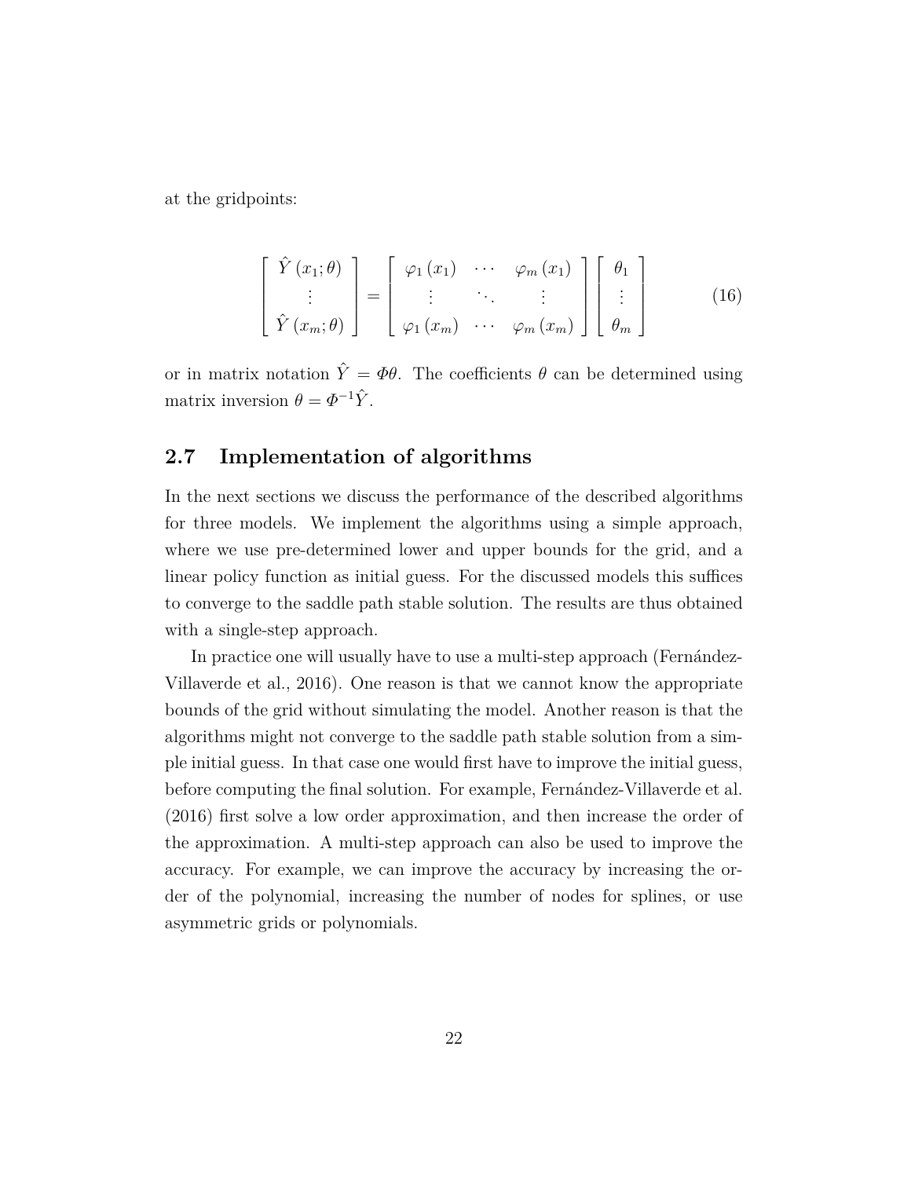at the gridpoints:

$$
\begin{bmatrix} \hat{Y}\left(x_1;\theta\right) \\ \vdots \\ \hat{Y}\left(x_m;\theta\right) \end{bmatrix} = \begin{bmatrix} \varphi_1\left(x_1\right) & \cdots & \varphi_m\left(x_1\right) \\ \vdots & \ddots & \vdots \\ \varphi_1\left(x_m\right) & \cdots & \varphi_m\left(x_m\right) \end{bmatrix} \begin{bmatrix} \theta_1 \\ \vdots \\ \theta_m \end{bmatrix} \tag{16}
$$

or in matrix notation $\hat{Y} = \Phi\theta$. The coefficients $\theta$ can be determined using matrix inversion $\theta = \Phi^{-1}\hat{Y}$.

## 2.7 Implementation of algorithms

In the next sections we discuss the performance of the described algorithms for three models. We implement the algorithms using a simple approach, where we use pre-determined lower and upper bounds for the grid, and a linear policy function as initial guess. For the discussed models this suffices to converge to the saddle path stable solution. The results are thus obtained with a single-step approach.

In practice one will usually have to use a multi-step approach (Fernández-Villaverde et al., 2016). One reason is that we cannot know the appropriate bounds of the grid without simulating the model. Another reason is that the algorithms might not converge to the saddle path stable solution from a simple initial guess. In that case one would first have to improve the initial guess, before computing the final solution. For example, Fernández-Villaverde et al. (2016) first solve a low order approximation, and then increase the order of the approximation. A multi-step approach can also be used to improve the accuracy. For example, we can improve the accuracy by increasing the order of the polynomial, increasing the number of nodes for splines, or use asymmetric grids or polynomials.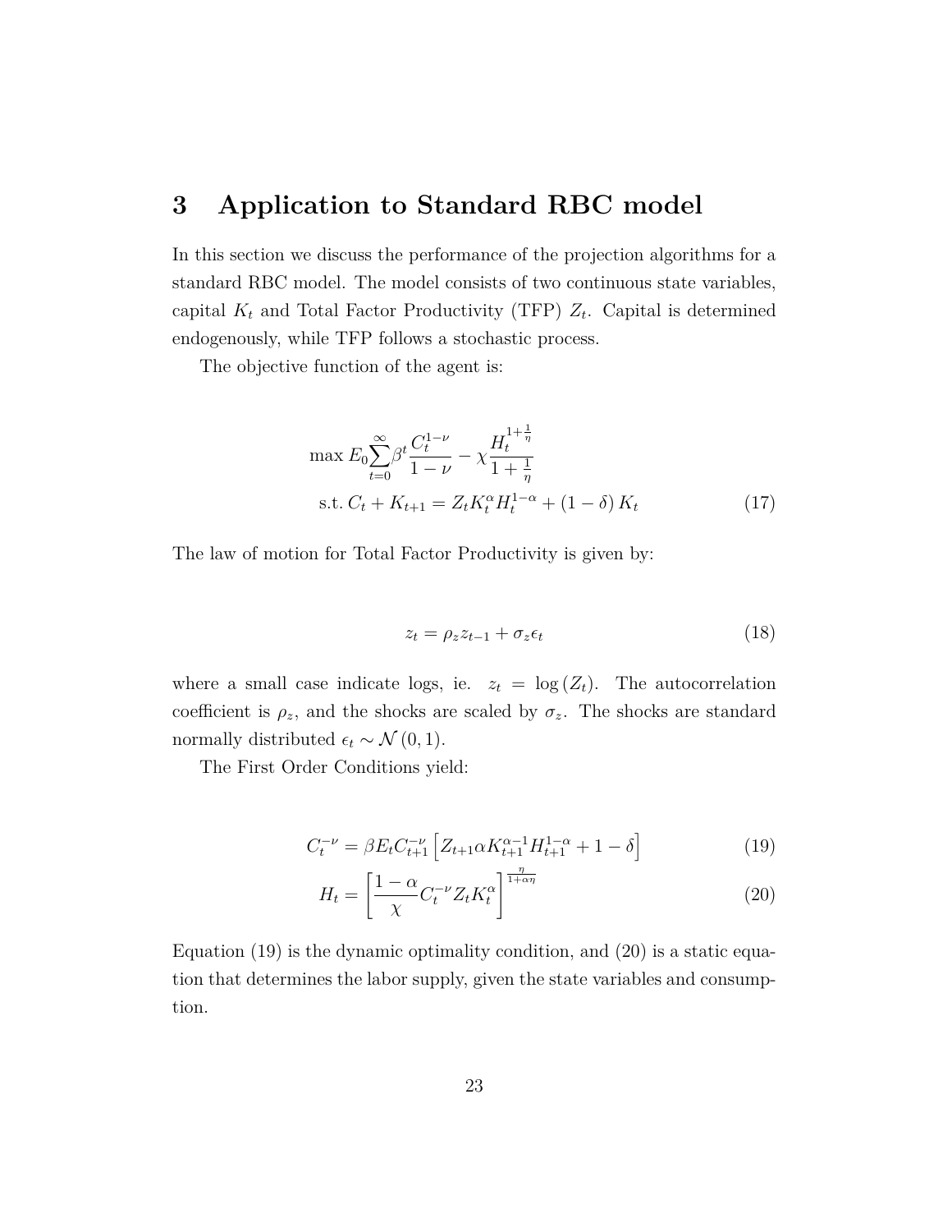# 3 Application to Standard RBC model

In this section we discuss the performance of the projection algorithms for a standard RBC model. The model consists of two continuous state variables, capital $K_t$ and Total Factor Productivity (TFP) $Z_t$. Capital is determined endogenously, while TFP follows a stochastic process.

The objective function of the agent is:

$$
\begin{aligned}
&\max E_0 \sum_{t=0}^{\infty} \beta^t \frac{C_t^{1-\nu}}{1-\nu} - \chi \frac{H_t^{1+\frac{1}{\eta}}}{1+\frac{1}{\eta}} \\
&\text{s.t. } C_t + K_{t+1} = Z_t K_t^{\alpha} H_t^{1-\alpha} + (1-\delta) K_t
\end{aligned}
\tag{17}
$$

The law of motion for Total Factor Productivity is given by:

$$
z_t = \rho_z z_{t-1} + \sigma_z \epsilon_t \tag{18}
$$

where a small case indicate logs, ie. $z_t = \log(Z_t)$. The autocorrelation coefficient is $\rho_z$, and the shocks are scaled by $\sigma_z$. The shocks are standard normally distributed $\epsilon_t \sim \mathcal{N}(0,1)$.

The First Order Conditions yield:

$$
C_t^{-\nu} = \beta E_t C_{t+1}^{-\nu} \left[ Z_{t+1} \alpha K_{t+1}^{\alpha-1} H_{t+1}^{1-\alpha} + 1 - \delta \right] \tag{19}
$$

$$
H_t = \left[ \frac{1-\alpha}{\chi} C_t^{-\nu} Z_t K_t^{\alpha} \right]^{\frac{\eta}{1+\alpha\eta}} \tag{20}
$$

Equation (19) is the dynamic optimality condition, and (20) is a static equation that determines the labor supply, given the state variables and consumption.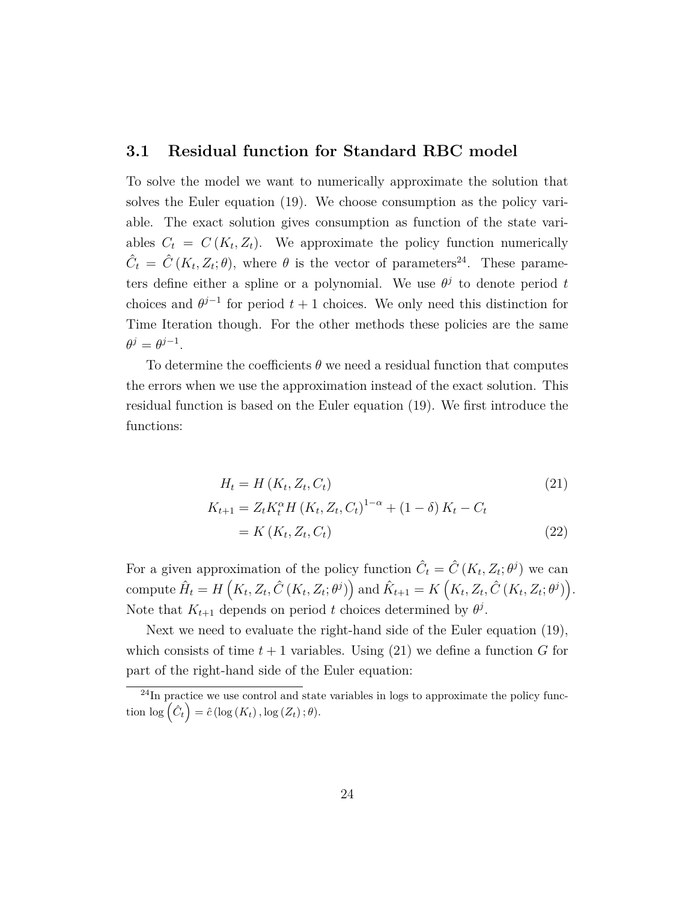## 3.1 Residual function for Standard RBC model

To solve the model we want to numerically approximate the solution that solves the Euler equation (19). We choose consumption as the policy variable. The exact solution gives consumption as function of the state variables $C_t = C(K_t, Z_t)$. We approximate the policy function numerically $\hat{C}_t = \hat{C}(K_t, Z_t; \theta)$, where $\theta$ is the vector of parameters[24]. These parameters define either a spline or a polynomial. We use $\theta^j$ to denote period $t$ choices and $\theta^{j-1}$ for period $t+1$ choices. We only need this distinction for Time Iteration though. For the other methods these policies are the same $\theta^j = \theta^{j-1}$.

To determine the coefficients $\theta$ we need a residual function that computes the errors when we use the approximation instead of the exact solution. This residual function is based on the Euler equation (19). We first introduce the functions:

$$
\begin{aligned}
H_t &= H(K_t, Z_t, C_t) && (21) \\
K_{t+1} &= Z_t K_t^{\alpha} H(K_t, Z_t, C_t)^{1-\alpha} + (1-\delta) K_t - C_t \\
&= K(K_t, Z_t, C_t) && (22)
\end{aligned}
$$

For a given approximation of the policy function $\hat{C}_t = \hat{C}(K_t, Z_t; \theta^j)$ we can compute $\hat{H}_t = H\left(K_t, Z_t, \hat{C}(K_t, Z_t; \theta^j)\right)$ and $\hat{K}_{t+1} = K\left(K_t, Z_t, \hat{C}(K_t, Z_t; \theta^j)\right)$. Note that $K_{t+1}$ depends on period $t$ choices determined by $\theta^j$.

Next we need to evaluate the right-hand side of the Euler equation (19), which consists of time $t+1$ variables. Using (21) we define a function $G$ for part of the right-hand side of the Euler equation:

[24] In practice we use control and state variables in logs to approximate the policy function $\log\left(\hat{C}_t\right) = \hat{c}\left(\log(K_t), \log(Z_t); \theta\right)$.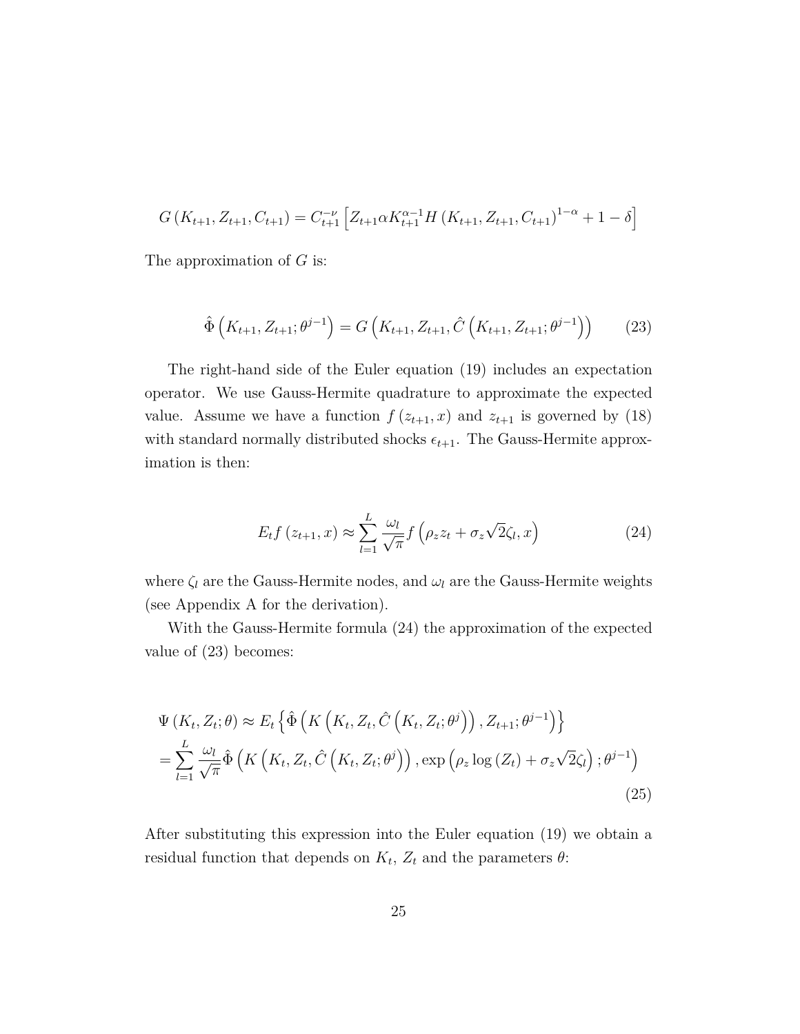$$G\left(K_{t+1}, Z_{t+1}, C_{t+1}\right) = C_{t+1}^{-\nu}\left[Z_{t+1}\alpha K_{t+1}^{\alpha-1} H\left(K_{t+1}, Z_{t+1}, C_{t+1}\right)^{1-\alpha} + 1 - \delta\right]$$

The approximation of $G$ is:

$$\hat{\Phi}\left(K_{t+1}, Z_{t+1}; \theta^{j-1}\right) = G\left(K_{t+1}, Z_{t+1}, \hat{C}\left(K_{t+1}, Z_{t+1}; \theta^{j-1}\right)\right) \tag{23}$$

The right-hand side of the Euler equation (19) includes an expectation operator. We use Gauss-Hermite quadrature to approximate the expected value. Assume we have a function $f\left(z_{t+1}, x\right)$ and $z_{t+1}$ is governed by (18) with standard normally distributed shocks $\epsilon_{t+1}$. The Gauss-Hermite approximation is then:

$$E_t f\left(z_{t+1}, x\right) \approx \sum_{l=1}^{L} \frac{\omega_l}{\sqrt{\pi}} f\left(\rho_z z_t + \sigma_z \sqrt{2}\zeta_l, x\right) \tag{24}$$

where $\zeta_l$ are the Gauss-Hermite nodes, and $\omega_l$ are the Gauss-Hermite weights (see Appendix A for the derivation).

With the Gauss-Hermite formula (24) the approximation of the expected value of (23) becomes:

$$\begin{aligned}
&\Psi\left(K_t, Z_t; \theta\right) \approx E_t\left\{\hat{\Phi}\left(K\left(K_t, Z_t, \hat{C}\left(K_t, Z_t; \theta^j\right)\right), Z_{t+1}; \theta^{j-1}\right)\right\} \\
&= \sum_{l=1}^{L} \frac{\omega_l}{\sqrt{\pi}} \hat{\Phi}\left(K\left(K_t, Z_t, \hat{C}\left(K_t, Z_t; \theta^j\right)\right), \exp\left(\rho_z \log\left(Z_t\right) + \sigma_z \sqrt{2}\zeta_l\right); \theta^{j-1}\right)
\end{aligned} \tag{25}$$

After substituting this expression into the Euler equation (19) we obtain a residual function that depends on $K_t$, $Z_t$ and the parameters $\theta$: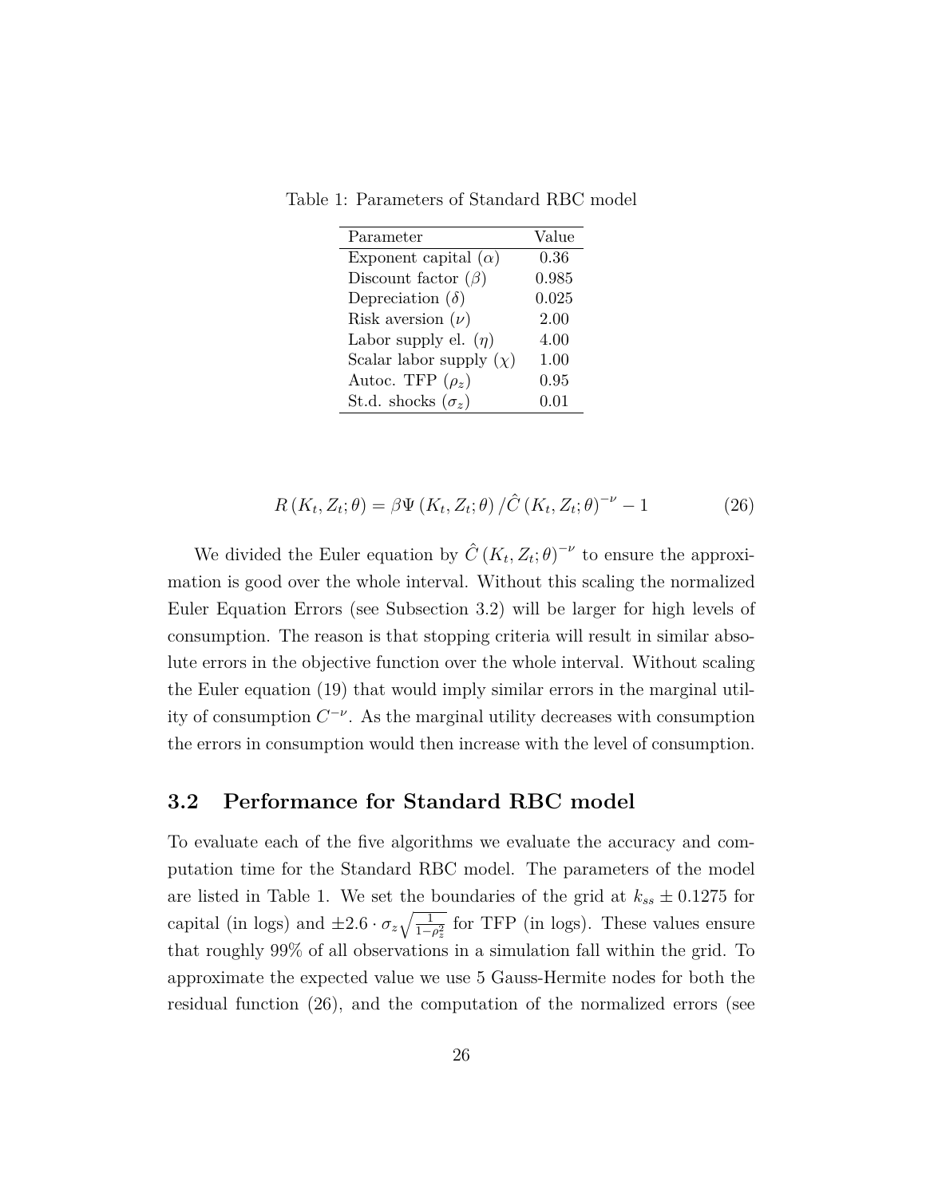Table 1: Parameters of Standard RBC model

| Parameter | Value |
|---|---|
| Exponent capital ($\alpha$) | 0.36 |
| Discount factor ($\beta$) | 0.985 |
| Depreciation ($\delta$) | 0.025 |
| Risk aversion ($\nu$) | 2.00 |
| Labor supply el. ($\eta$) | 4.00 |
| Scalar labor supply ($\chi$) | 1.00 |
| Autoc. TFP ($\rho_z$) | 0.95 |
| St.d. shocks ($\sigma_z$) | 0.01 |

$$R\left(K_t, Z_t; \theta\right) = \beta \Psi\left(K_t, Z_t; \theta\right) / \hat{C}\left(K_t, Z_t; \theta\right)^{-\nu} - 1 \tag{26}$$

We divided the Euler equation by $\hat{C}\left(K_t, Z_t; \theta\right)^{-\nu}$ to ensure the approximation is good over the whole interval. Without this scaling the normalized Euler Equation Errors (see Subsection 3.2) will be larger for high levels of consumption. The reason is that stopping criteria will result in similar absolute errors in the objective function over the whole interval. Without scaling the Euler equation (19) that would imply similar errors in the marginal utility of consumption $C^{-\nu}$. As the marginal utility decreases with consumption the errors in consumption would then increase with the level of consumption.

## 3.2 Performance for Standard RBC model

To evaluate each of the five algorithms we evaluate the accuracy and computation time for the Standard RBC model. The parameters of the model are listed in Table 1. We set the boundaries of the grid at $k_{ss} \pm 0.1275$ for capital (in logs) and $\pm 2.6 \cdot \sigma_z \sqrt{\frac{1}{1-\rho_z^2}}$ for TFP (in logs). These values ensure that roughly 99% of all observations in a simulation fall within the grid. To approximate the expected value we use 5 Gauss-Hermite nodes for both the residual function (26), and the computation of the normalized errors (see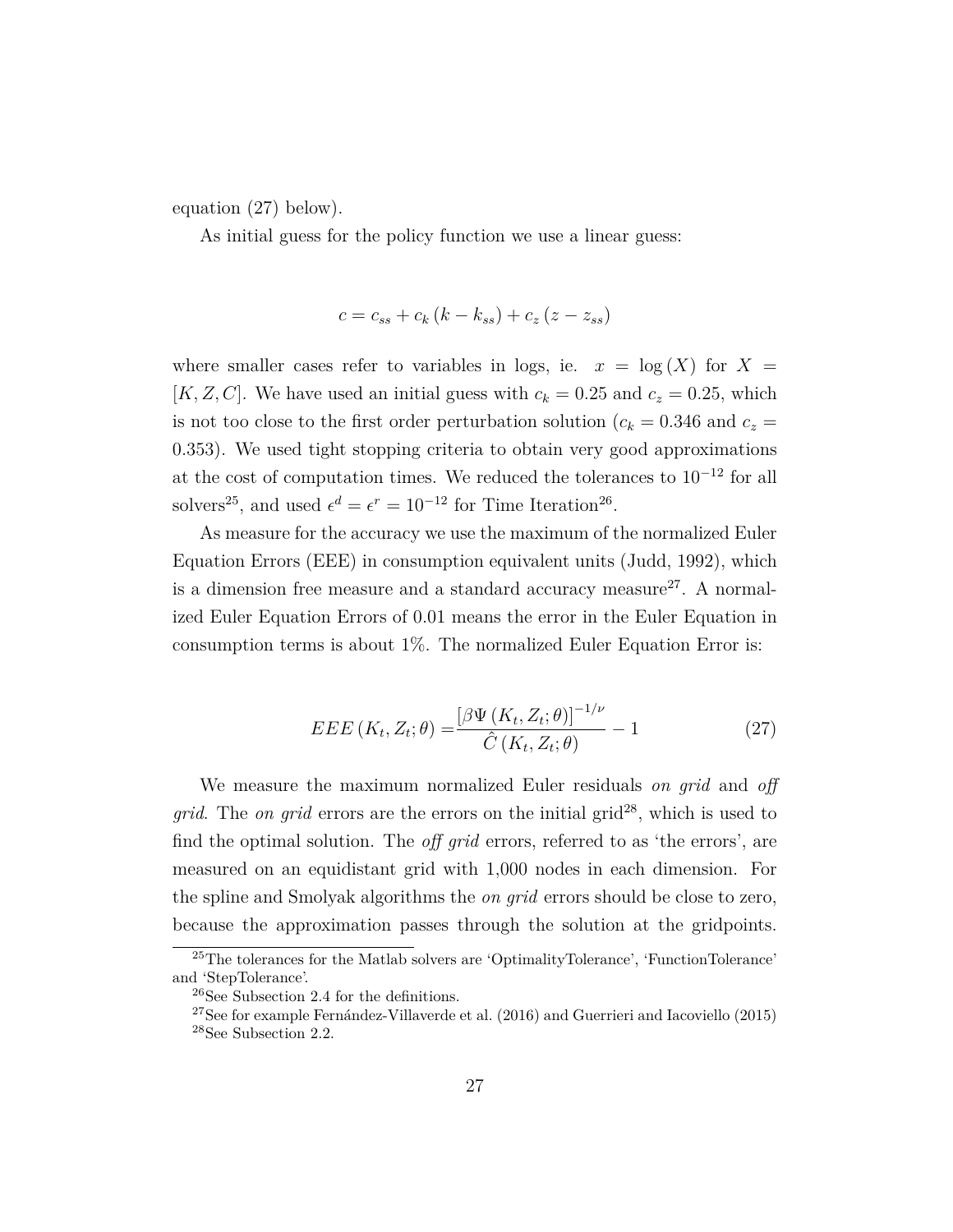equation (27) below).

As initial guess for the policy function we use a linear guess:

$$c = c_{ss} + c_k (k - k_{ss}) + c_z (z - z_{ss})$$

where smaller cases refer to variables in logs, ie. $x = \log(X)$ for $X = [K, Z, C]$. We have used an initial guess with $c_k = 0.25$ and $c_z = 0.25$, which is not too close to the first order perturbation solution ($c_k = 0.346$ and $c_z = 0.353$). We used tight stopping criteria to obtain very good approximations at the cost of computation times. We reduced the tolerances to $10^{-12}$ for all solvers[25], and used $\epsilon^d = \epsilon^r = 10^{-12}$ for Time Iteration[26].

As measure for the accuracy we use the maximum of the normalized Euler Equation Errors (EEE) in consumption equivalent units (Judd, 1992), which is a dimension free measure and a standard accuracy measure[27]. A normalized Euler Equation Errors of 0.01 means the error in the Euler Equation in consumption terms is about 1%. The normalized Euler Equation Error is:

$$EEE(K_t, Z_t; \theta) = \frac{[\beta \Psi (K_t, Z_t; \theta)]^{-1/\nu}}{\hat{C}(K_t, Z_t; \theta)} - 1 \tag{27}$$

We measure the maximum normalized Euler residuals *on grid* and *off grid*. The *on grid* errors are the errors on the initial grid[28], which is used to find the optimal solution. The *off grid* errors, referred to as 'the errors', are measured on an equidistant grid with 1,000 nodes in each dimension. For the spline and Smolyak algorithms the *on grid* errors should be close to zero, because the approximation passes through the solution at the gridpoints.

[25] The tolerances for the Matlab solvers are 'OptimalityTolerance', 'FunctionTolerance' and 'StepTolerance'.

[26] See Subsection 2.4 for the definitions.

[27] See for example Fernández-Villaverde et al. (2016) and Guerrieri and Iacoviello (2015)

[28] See Subsection 2.2.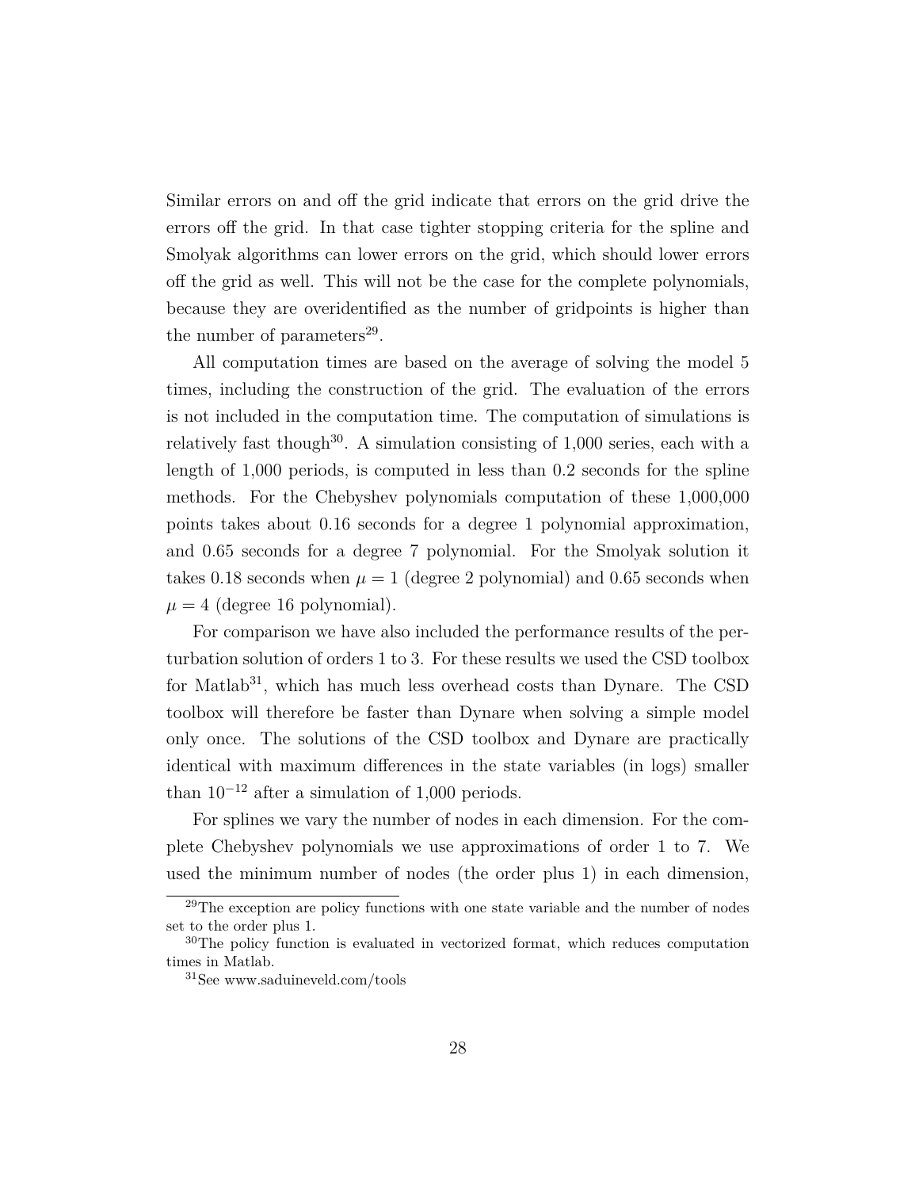Similar errors on and off the grid indicate that errors on the grid drive the errors off the grid. In that case tighter stopping criteria for the spline and Smolyak algorithms can lower errors on the grid, which should lower errors off the grid as well. This will not be the case for the complete polynomials, because they are overidentified as the number of gridpoints is higher than the number of parameters[29].

All computation times are based on the average of solving the model 5 times, including the construction of the grid. The evaluation of the errors is not included in the computation time. The computation of simulations is relatively fast though[30]. A simulation consisting of 1,000 series, each with a length of 1,000 periods, is computed in less than 0.2 seconds for the spline methods. For the Chebyshev polynomials computation of these 1,000,000 points takes about 0.16 seconds for a degree 1 polynomial approximation, and 0.65 seconds for a degree 7 polynomial. For the Smolyak solution it takes 0.18 seconds when $\mu = 1$ (degree 2 polynomial) and 0.65 seconds when $\mu = 4$ (degree 16 polynomial).

For comparison we have also included the performance results of the perturbation solution of orders 1 to 3. For these results we used the CSD toolbox for Matlab[31], which has much less overhead costs than Dynare. The CSD toolbox will therefore be faster than Dynare when solving a simple model only once. The solutions of the CSD toolbox and Dynare are practically identical with maximum differences in the state variables (in logs) smaller than $10^{-12}$ after a simulation of 1,000 periods.

For splines we vary the number of nodes in each dimension. For the complete Chebyshev polynomials we use approximations of order 1 to 7. We used the minimum number of nodes (the order plus 1) in each dimension,

---

[29] The exception are policy functions with one state variable and the number of nodes set to the order plus 1.

[30] The policy function is evaluated in vectorized format, which reduces computation times in Matlab.

[31] See www.saduineveld.com/tools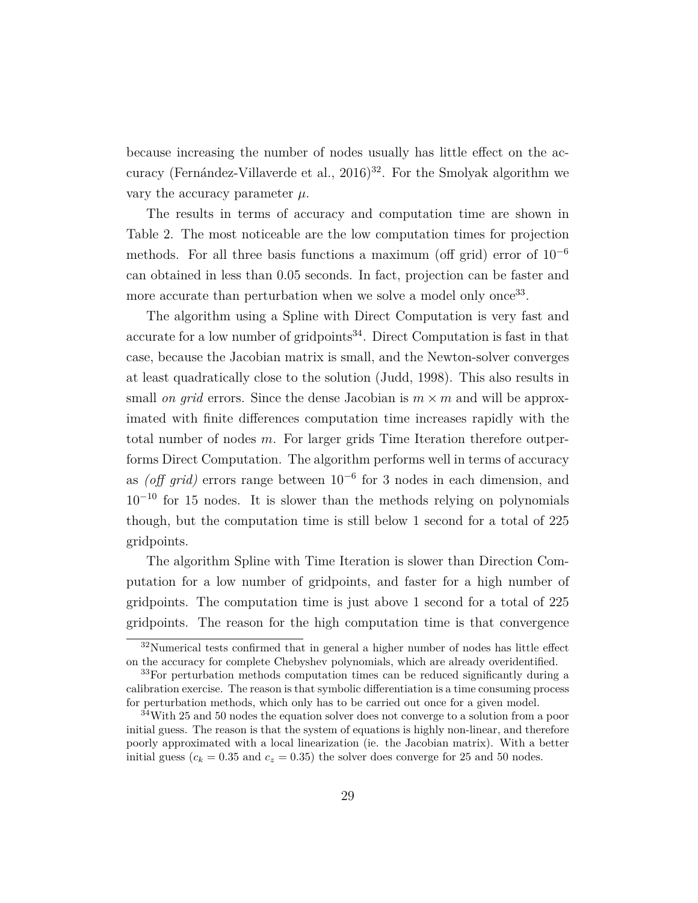because increasing the number of nodes usually has little effect on the accuracy (Fernández-Villaverde et al., 2016)[32]. For the Smolyak algorithm we vary the accuracy parameter $\mu$.

The results in terms of accuracy and computation time are shown in Table 2. The most noticeable are the low computation times for projection methods. For all three basis functions a maximum (off grid) error of $10^{-6}$ can obtained in less than 0.05 seconds. In fact, projection can be faster and more accurate than perturbation when we solve a model only once[33].

The algorithm using a Spline with Direct Computation is very fast and accurate for a low number of gridpoints[34]. Direct Computation is fast in that case, because the Jacobian matrix is small, and the Newton-solver converges at least quadratically close to the solution (Judd, 1998). This also results in small *on grid* errors. Since the dense Jacobian is $m \times m$ and will be approximated with finite differences computation time increases rapidly with the total number of nodes $m$. For larger grids Time Iteration therefore outperforms Direct Computation. The algorithm performs well in terms of accuracy as *(off grid)* errors range between $10^{-6}$ for 3 nodes in each dimension, and $10^{-10}$ for 15 nodes. It is slower than the methods relying on polynomials though, but the computation time is still below 1 second for a total of 225 gridpoints.

The algorithm Spline with Time Iteration is slower than Direction Computation for a low number of gridpoints, and faster for a high number of gridpoints. The computation time is just above 1 second for a total of 225 gridpoints. The reason for the high computation time is that convergence

[32] Numerical tests confirmed that in general a higher number of nodes has little effect on the accuracy for complete Chebyshev polynomials, which are already overidentified.

[33] For perturbation methods computation times can be reduced significantly during a calibration exercise. The reason is that symbolic differentiation is a time consuming process for perturbation methods, which only has to be carried out once for a given model.

[34] With 25 and 50 nodes the equation solver does not converge to a solution from a poor initial guess. The reason is that the system of equations is highly non-linear, and therefore poorly approximated with a local linearization (ie. the Jacobian matrix). With a better initial guess ($c_k = 0.35$ and $c_z = 0.35$) the solver does converge for 25 and 50 nodes.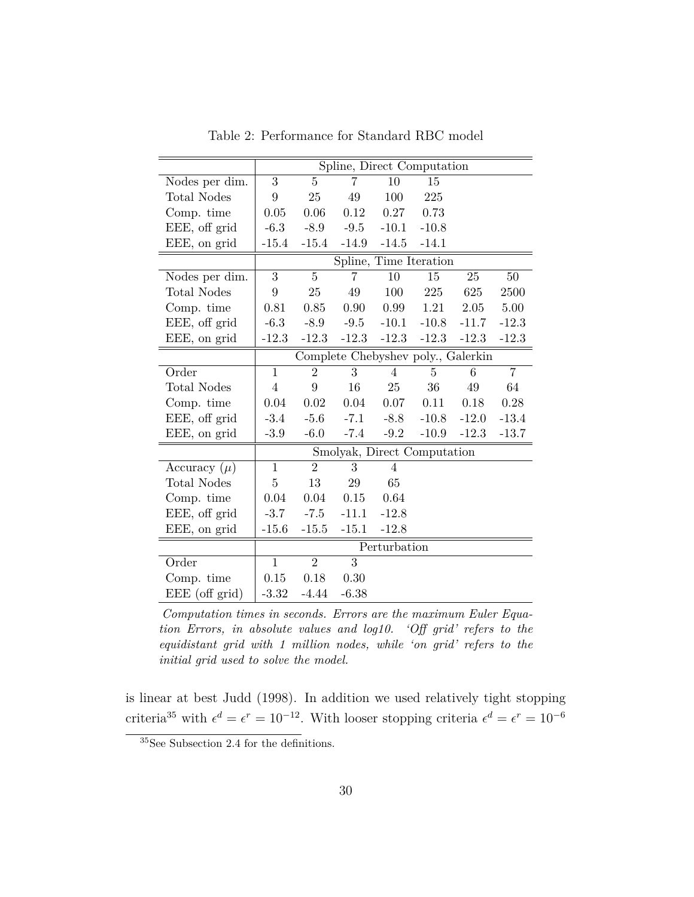Table 2: Performance for Standard RBC model

| | Spline, Direct Computation | | | | | | |
|---|---|---|---|---|---|---|---|
| Nodes per dim. | 3 | 5 | 7 | 10 | 15 | | |
| Total Nodes | 9 | 25 | 49 | 100 | 225 | | |
| Comp. time | 0.05 | 0.06 | 0.12 | 0.27 | 0.73 | | |
| EEE, off grid | -6.3 | -8.9 | -9.5 | -10.1 | -10.8 | | |
| EEE, on grid | -15.4 | -15.4 | -14.9 | -14.5 | -14.1 | | |
| | Spline, Time Iteration | | | | | | |
| Nodes per dim. | 3 | 5 | 7 | 10 | 15 | 25 | 50 |
| Total Nodes | 9 | 25 | 49 | 100 | 225 | 625 | 2500 |
| Comp. time | 0.81 | 0.85 | 0.90 | 0.99 | 1.21 | 2.05 | 5.00 |
| EEE, off grid | -6.3 | -8.9 | -9.5 | -10.1 | -10.8 | -11.7 | -12.3 |
| EEE, on grid | -12.3 | -12.3 | -12.3 | -12.3 | -12.3 | -12.3 | -12.3 |
| | Complete Chebyshev poly., Galerkin | | | | | | |
| Order | 1 | 2 | 3 | 4 | 5 | 6 | 7 |
| Total Nodes | 4 | 9 | 16 | 25 | 36 | 49 | 64 |
| Comp. time | 0.04 | 0.02 | 0.04 | 0.07 | 0.11 | 0.18 | 0.28 |
| EEE, off grid | -3.4 | -5.6 | -7.1 | -8.8 | -10.8 | -12.0 | -13.4 |
| EEE, on grid | -3.9 | -6.0 | -7.4 | -9.2 | -10.9 | -12.3 | -13.7 |
| | Smolyak, Direct Computation | | | | | | |
| Accuracy ($\mu$) | 1 | 2 | 3 | 4 | | | |
| Total Nodes | 5 | 13 | 29 | 65 | | | |
| Comp. time | 0.04 | 0.04 | 0.15 | 0.64 | | | |
| EEE, off grid | -3.7 | -7.5 | -11.1 | -12.8 | | | |
| EEE, on grid | -15.6 | -15.5 | -15.1 | -12.8 | | | |
| | Perturbation | | | | | | |
| Order | 1 | 2 | 3 | | | | |
| Comp. time | 0.15 | 0.18 | 0.30 | | | | |
| EEE (off grid) | -3.32 | -4.44 | -6.38 | | | | |

*Computation times in seconds. Errors are the maximum Euler Equation Errors, in absolute values and log10. 'Off grid' refers to the equidistant grid with 1 million nodes, while 'on grid' refers to the initial grid used to solve the model.*

is linear at best Judd (1998). In addition we used relatively tight stopping criteria[35] with $\epsilon^d = \epsilon^r = 10^{-12}$. With looser stopping criteria $\epsilon^d = \epsilon^r = 10^{-6}$

[35] See Subsection 2.4 for the definitions.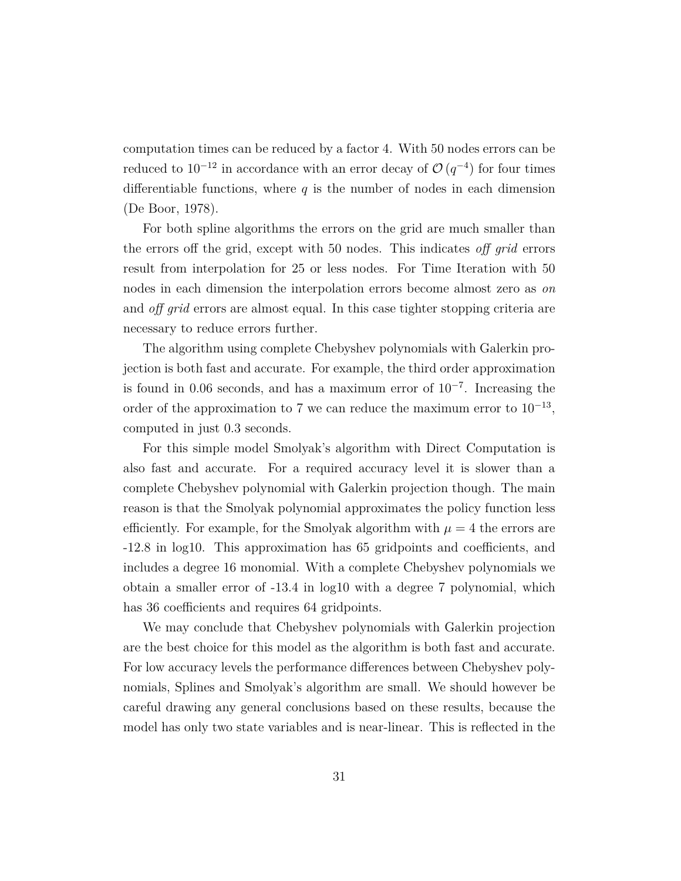computation times can be reduced by a factor 4. With 50 nodes errors can be reduced to $10^{-12}$ in accordance with an error decay of $\mathcal{O}(q^{-4})$ for four times differentiable functions, where $q$ is the number of nodes in each dimension (De Boor, 1978).

For both spline algorithms the errors on the grid are much smaller than the errors off the grid, except with 50 nodes. This indicates *off grid* errors result from interpolation for 25 or less nodes. For Time Iteration with 50 nodes in each dimension the interpolation errors become almost zero as *on* and *off grid* errors are almost equal. In this case tighter stopping criteria are necessary to reduce errors further.

The algorithm using complete Chebyshev polynomials with Galerkin projection is both fast and accurate. For example, the third order approximation is found in 0.06 seconds, and has a maximum error of $10^{-7}$. Increasing the order of the approximation to 7 we can reduce the maximum error to $10^{-13}$, computed in just 0.3 seconds.

For this simple model Smolyak's algorithm with Direct Computation is also fast and accurate. For a required accuracy level it is slower than a complete Chebyshev polynomial with Galerkin projection though. The main reason is that the Smolyak polynomial approximates the policy function less efficiently. For example, for the Smolyak algorithm with $\mu = 4$ the errors are -12.8 in log10. This approximation has 65 gridpoints and coefficients, and includes a degree 16 monomial. With a complete Chebyshev polynomials we obtain a smaller error of -13.4 in log10 with a degree 7 polynomial, which has 36 coefficients and requires 64 gridpoints.

We may conclude that Chebyshev polynomials with Galerkin projection are the best choice for this model as the algorithm is both fast and accurate. For low accuracy levels the performance differences between Chebyshev polynomials, Splines and Smolyak's algorithm are small. We should however be careful drawing any general conclusions based on these results, because the model has only two state variables and is near-linear. This is reflected in the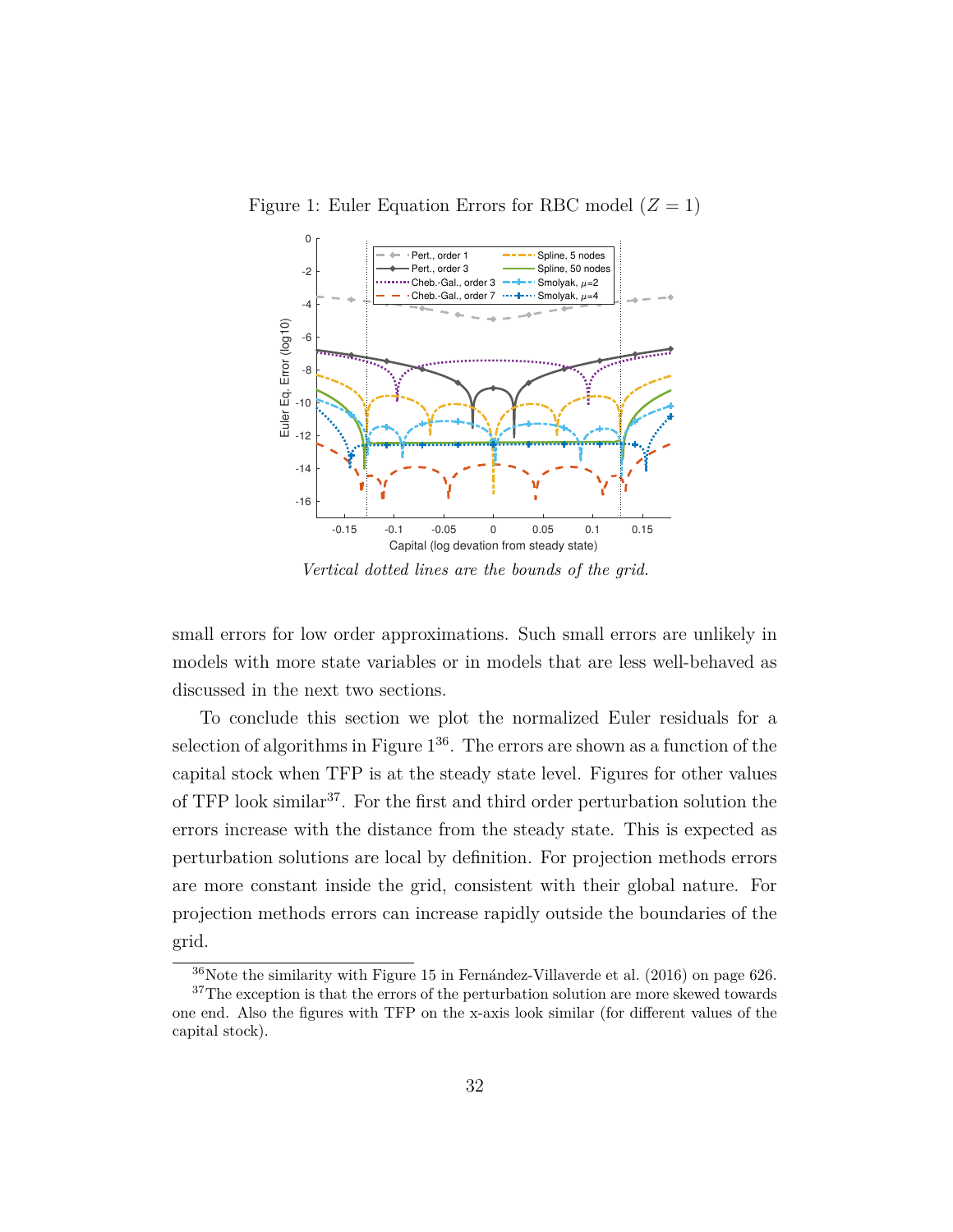Figure 1: Euler Equation Errors for RBC model ($Z = 1$)

Euler Eq. Error (log10)

0
-2
-4
-6
-8
-10
-12
-14
-16

-0.15
-0.1
-0.05
0
0.05
0.1
0.15

Capital (log devation from steady state)

Pert., order 1
Pert., order 3
Cheb.-Gal., order 3
Cheb.-Gal., order 7
Spline, 5 nodes
Spline, 50 nodes
Smolyak, $\mu$=2
Smolyak, $\mu$=4

*Vertical dotted lines are the bounds of the grid.*

small errors for low order approximations. Such small errors are unlikely in models with more state variables or in models that are less well-behaved as discussed in the next two sections.

To conclude this section we plot the normalized Euler residuals for a selection of algorithms in Figure 1[36]. The errors are shown as a function of the capital stock when TFP is at the steady state level. Figures for other values of TFP look similar[37]. For the first and third order perturbation solution the errors increase with the distance from the steady state. This is expected as perturbation solutions are local by definition. For projection methods errors are more constant inside the grid, consistent with their global nature. For projection methods errors can increase rapidly outside the boundaries of the grid.

[36] Note the similarity with Figure 15 in Fernández-Villaverde et al. (2016) on page 626.

[37] The exception is that the errors of the perturbation solution are more skewed towards one end. Also the figures with TFP on the x-axis look similar (for different values of the capital stock).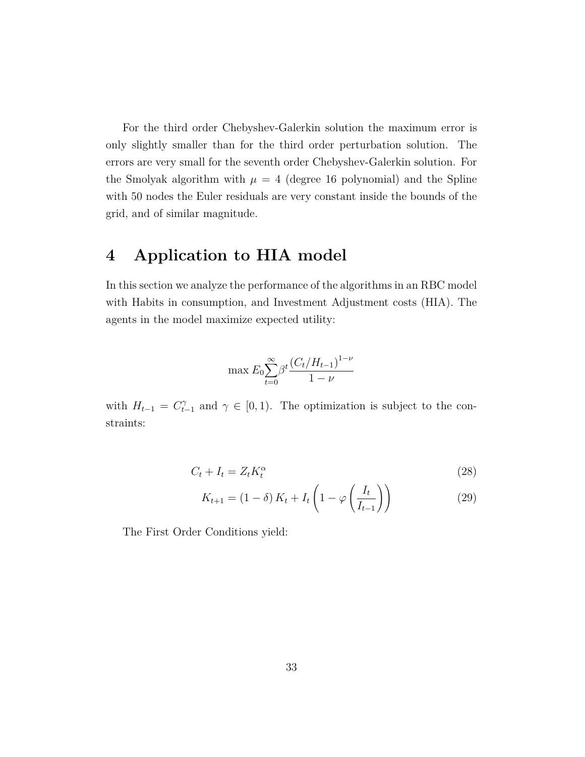For the third order Chebyshev-Galerkin solution the maximum error is only slightly smaller than for the third order perturbation solution. The errors are very small for the seventh order Chebyshev-Galerkin solution. For the Smolyak algorithm with $\mu = 4$ (degree 16 polynomial) and the Spline with 50 nodes the Euler residuals are very constant inside the bounds of the grid, and of similar magnitude.

# 4 Application to HIA model

In this section we analyze the performance of the algorithms in an RBC model with Habits in consumption, and Investment Adjustment costs (HIA). The agents in the model maximize expected utility:

$$\max E_0 \sum_{t=0}^{\infty} \beta^t \frac{\left(C_t / H_{t-1}\right)^{1-\nu}}{1-\nu}$$

with $H_{t-1} = C_{t-1}^{\gamma}$ and $\gamma \in [0, 1)$. The optimization is subject to the constraints:

$$C_t + I_t = Z_t K_t^{\alpha} \tag{28}$$

$$K_{t+1} = (1-\delta) K_t + I_t \left(1 - \varphi\left(\frac{I_t}{I_{t-1}}\right)\right) \tag{29}$$

The First Order Conditions yield: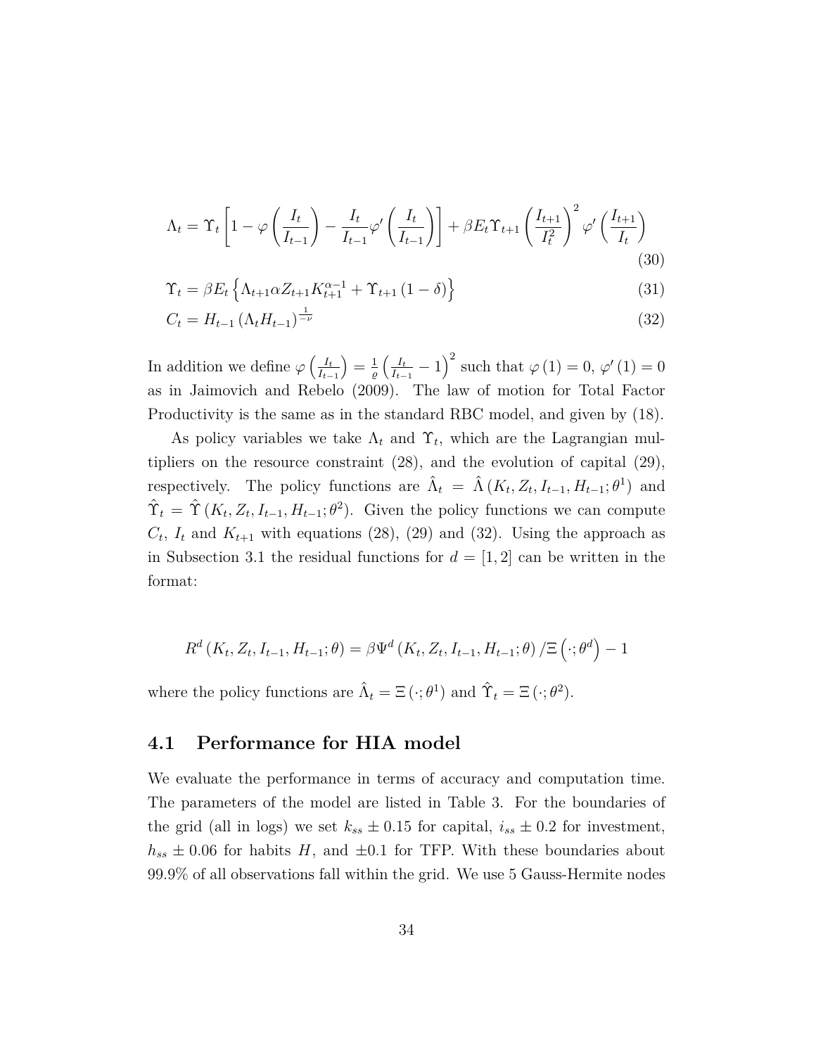$$\Lambda_t = \Upsilon_t \left[ 1 - \varphi\left(\frac{I_t}{I_{t-1}}\right) - \frac{I_t}{I_{t-1}}\varphi'\left(\frac{I_t}{I_{t-1}}\right) \right] + \beta E_t \Upsilon_{t+1} \left(\frac{I_{t+1}}{I_t^2}\right)^2 \varphi'\left(\frac{I_{t+1}}{I_t}\right) \tag{30}$$

$$\Upsilon_t = \beta E_t \left\{ \Lambda_{t+1} \alpha Z_{t+1} K_{t+1}^{\alpha-1} + \Upsilon_{t+1} (1-\delta) \right\} \tag{31}$$

$$C_t = H_{t-1} \left(\Lambda_t H_{t-1}\right)^{\frac{1}{-\nu}} \tag{32}$$

In addition we define $\varphi\left(\frac{I_t}{I_{t-1}}\right) = \frac{1}{\varrho}\left(\frac{I_t}{I_{t-1}} - 1\right)^2$ such that $\varphi(1) = 0$, $\varphi'(1) = 0$ as in Jaimovich and Rebelo (2009). The law of motion for Total Factor Productivity is the same as in the standard RBC model, and given by (18).

As policy variables we take $\Lambda_t$ and $\Upsilon_t$, which are the Lagrangian multipliers on the resource constraint (28), and the evolution of capital (29), respectively. The policy functions are $\hat{\Lambda}_t = \hat{\Lambda}\left(K_t, Z_t, I_{t-1}, H_{t-1}; \theta^1\right)$ and $\hat{\Upsilon}_t = \hat{\Upsilon}\left(K_t, Z_t, I_{t-1}, H_{t-1}; \theta^2\right)$. Given the policy functions we can compute $C_t$, $I_t$ and $K_{t+1}$ with equations (28), (29) and (32). Using the approach as in Subsection 3.1 the residual functions for $d = [1, 2]$ can be written in the format:

$$R^d\left(K_t, Z_t, I_{t-1}, H_{t-1}; \theta\right) = \beta \Psi^d\left(K_t, Z_t, I_{t-1}, H_{t-1}; \theta\right) / \Xi\left(\cdot; \theta^d\right) - 1$$

where the policy functions are $\hat{\Lambda}_t = \Xi\left(\cdot; \theta^1\right)$ and $\hat{\Upsilon}_t = \Xi\left(\cdot; \theta^2\right)$.

## 4.1 Performance for HIA model

We evaluate the performance in terms of accuracy and computation time. The parameters of the model are listed in Table 3. For the boundaries of the grid (all in logs) we set $k_{ss} \pm 0.15$ for capital, $i_{ss} \pm 0.2$ for investment, $h_{ss} \pm 0.06$ for habits $H$, and $\pm 0.1$ for TFP. With these boundaries about 99.9% of all observations fall within the grid. We use 5 Gauss-Hermite nodes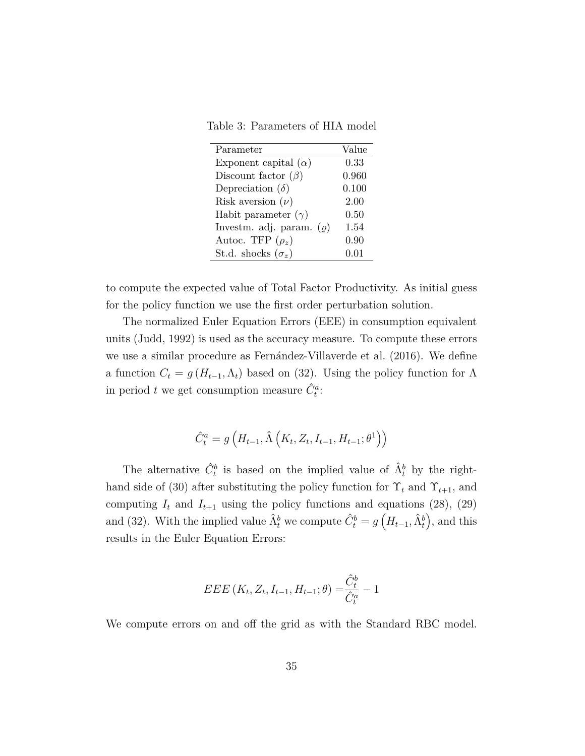Table 3: Parameters of HIA model

| Parameter | Value |
|---|---|
| Exponent capital ($\alpha$) | 0.33 |
| Discount factor ($\beta$) | 0.960 |
| Depreciation ($\delta$) | 0.100 |
| Risk aversion ($\nu$) | 2.00 |
| Habit parameter ($\gamma$) | 0.50 |
| Investm. adj. param. ($\varrho$) | 1.54 |
| Autoc. TFP ($\rho_z$) | 0.90 |
| St.d. shocks ($\sigma_z$) | 0.01 |

to compute the expected value of Total Factor Productivity. As initial guess for the policy function we use the first order perturbation solution.

The normalized Euler Equation Errors (EEE) in consumption equivalent units (Judd, 1992) is used as the accuracy measure. To compute these errors we use a similar procedure as Fernández-Villaverde et al. (2016). We define a function $C_t = g(H_{t-1}, \Lambda_t)$ based on (32). Using the policy function for $\Lambda$ in period $t$ we get consumption measure $\hat{C}_t^a$:

$$\hat{C}_t^a = g\left(H_{t-1}, \hat{\Lambda}\left(K_t, Z_t, I_{t-1}, H_{t-1}; \theta^1\right)\right)$$

The alternative $\hat{C}_t^b$ is based on the implied value of $\hat{\Lambda}_t^b$ by the right-hand side of (30) after substituting the policy function for $\Upsilon_t$ and $\Upsilon_{t+1}$, and computing $I_t$ and $I_{t+1}$ using the policy functions and equations (28), (29) and (32). With the implied value $\hat{\Lambda}_t^b$ we compute $\hat{C}_t^b = g\left(H_{t-1}, \hat{\Lambda}_t^b\right)$, and this results in the Euler Equation Errors:

$$EEE\left(K_t, Z_t, I_{t-1}, H_{t-1}; \theta\right) = \frac{\hat{C}_t^b}{\hat{C}_t^a} - 1$$

We compute errors on and off the grid as with the Standard RBC model.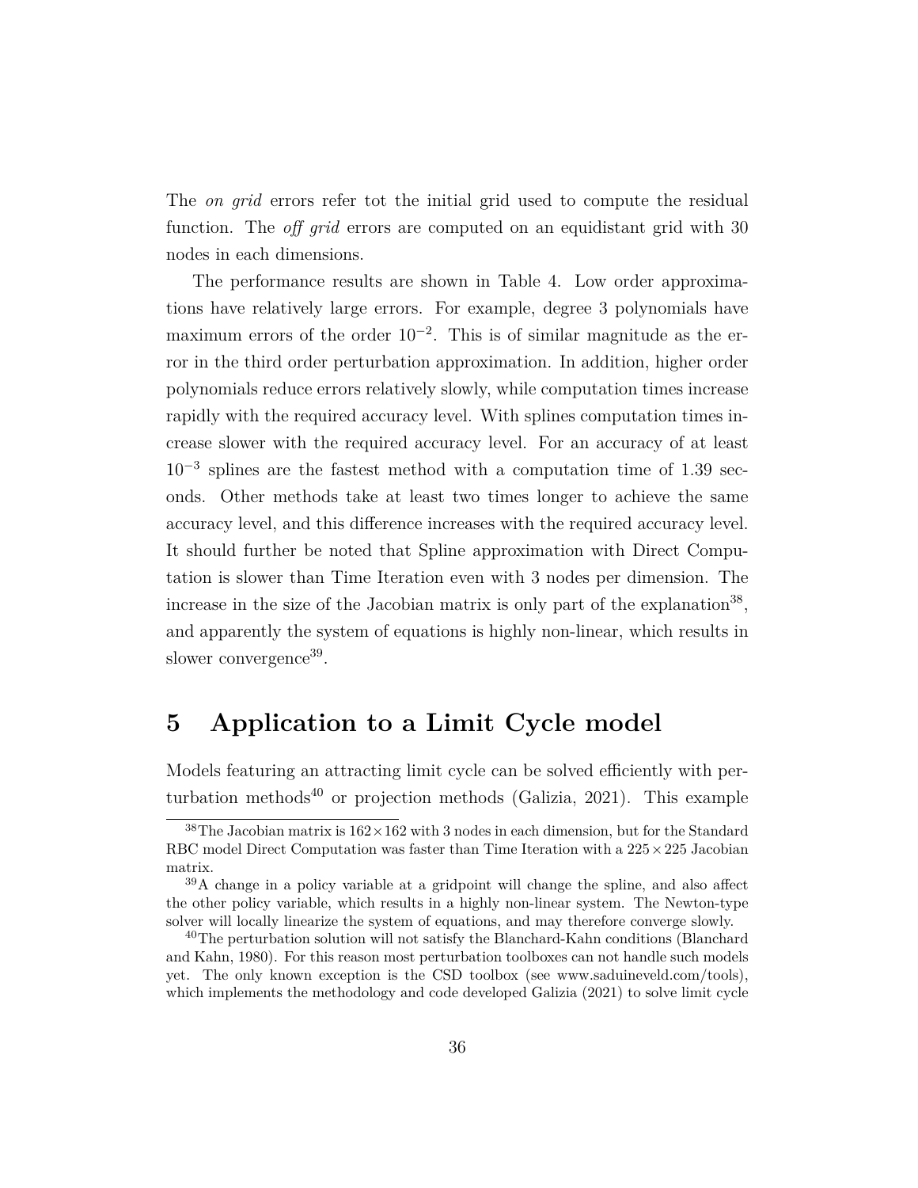The *on grid* errors refer tot the initial grid used to compute the residual function. The *off grid* errors are computed on an equidistant grid with 30 nodes in each dimensions.

The performance results are shown in Table 4. Low order approximations have relatively large errors. For example, degree 3 polynomials have maximum errors of the order $10^{-2}$. This is of similar magnitude as the error in the third order perturbation approximation. In addition, higher order polynomials reduce errors relatively slowly, while computation times increase rapidly with the required accuracy level. With splines computation times increase slower with the required accuracy level. For an accuracy of at least $10^{-3}$ splines are the fastest method with a computation time of 1.39 seconds. Other methods take at least two times longer to achieve the same accuracy level, and this difference increases with the required accuracy level. It should further be noted that Spline approximation with Direct Computation is slower than Time Iteration even with 3 nodes per dimension. The increase in the size of the Jacobian matrix is only part of the explanation[38], and apparently the system of equations is highly non-linear, which results in slower convergence[39].

# 5 Application to a Limit Cycle model

Models featuring an attracting limit cycle can be solved efficiently with perturbation methods[40] or projection methods (Galizia, 2021). This example

[38]The Jacobian matrix is $162 \times 162$ with 3 nodes in each dimension, but for the Standard RBC model Direct Computation was faster than Time Iteration with a $225 \times 225$ Jacobian matrix.

[39]A change in a policy variable at a gridpoint will change the spline, and also affect the other policy variable, which results in a highly non-linear system. The Newton-type solver will locally linearize the system of equations, and may therefore converge slowly.

[40]The perturbation solution will not satisfy the Blanchard-Kahn conditions (Blanchard and Kahn, 1980). For this reason most perturbation toolboxes can not handle such models yet. The only known exception is the CSD toolbox (see www.saduineveld.com/tools), which implements the methodology and code developed Galizia (2021) to solve limit cycle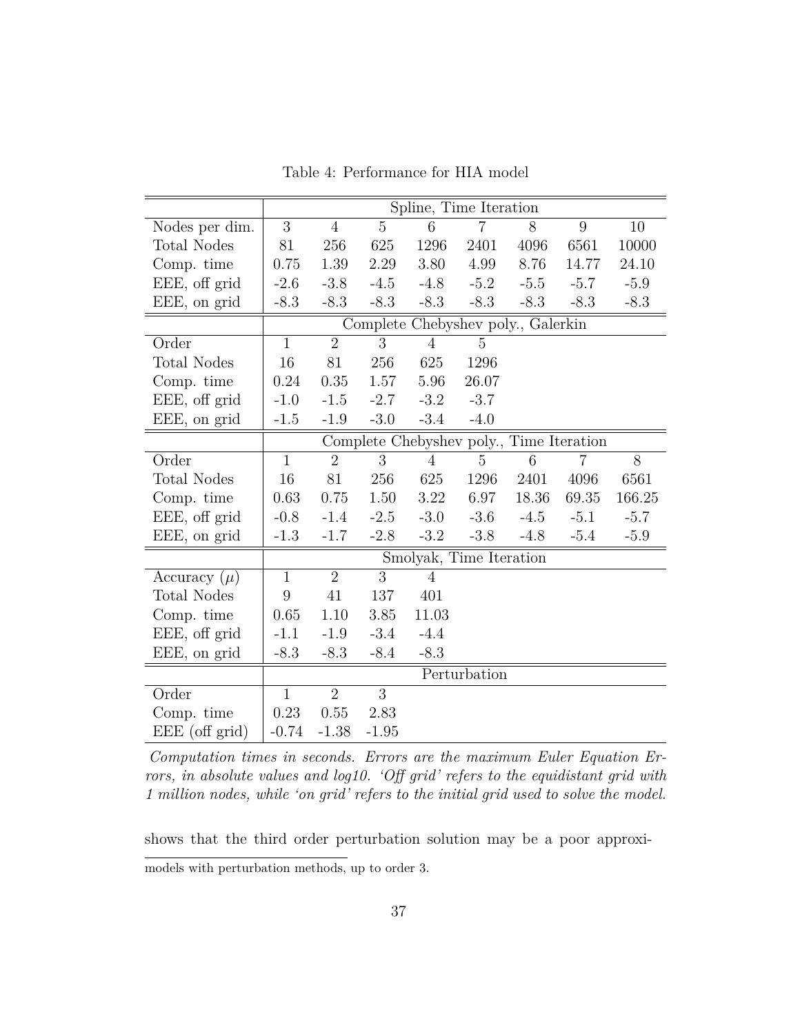Table 4: Performance for HIA model

| | Spline, Time Iteration | | | | | | | |
|---|---|---|---|---|---|---|---|---|
| Nodes per dim. | 3 | 4 | 5 | 6 | 7 | 8 | 9 | 10 |
| Total Nodes | 81 | 256 | 625 | 1296 | 2401 | 4096 | 6561 | 10000 |
| Comp. time | 0.75 | 1.39 | 2.29 | 3.80 | 4.99 | 8.76 | 14.77 | 24.10 |
| EEE, off grid | -2.6 | -3.8 | -4.5 | -4.8 | -5.2 | -5.5 | -5.7 | -5.9 |
| EEE, on grid | -8.3 | -8.3 | -8.3 | -8.3 | -8.3 | -8.3 | -8.3 | -8.3 |
| | Complete Chebyshev poly., Galerkin | | | | | | | |
| Order | 1 | 2 | 3 | 4 | 5 | | | |
| Total Nodes | 16 | 81 | 256 | 625 | 1296 | | | |
| Comp. time | 0.24 | 0.35 | 1.57 | 5.96 | 26.07 | | | |
| EEE, off grid | -1.0 | -1.5 | -2.7 | -3.2 | -3.7 | | | |
| EEE, on grid | -1.5 | -1.9 | -3.0 | -3.4 | -4.0 | | | |
| | Complete Chebyshev poly., Time Iteration | | | | | | | |
| Order | 1 | 2 | 3 | 4 | 5 | 6 | 7 | 8 |
| Total Nodes | 16 | 81 | 256 | 625 | 1296 | 2401 | 4096 | 6561 |
| Comp. time | 0.63 | 0.75 | 1.50 | 3.22 | 6.97 | 18.36 | 69.35 | 166.25 |
| EEE, off grid | -0.8 | -1.4 | -2.5 | -3.0 | -3.6 | -4.5 | -5.1 | -5.7 |
| EEE, on grid | -1.3 | -1.7 | -2.8 | -3.2 | -3.8 | -4.8 | -5.4 | -5.9 |
| | Smolyak, Time Iteration | | | | | | | |
| Accuracy ($\mu$) | 1 | 2 | 3 | 4 | | | | |
| Total Nodes | 9 | 41 | 137 | 401 | | | | |
| Comp. time | 0.65 | 1.10 | 3.85 | 11.03 | | | | |
| EEE, off grid | -1.1 | -1.9 | -3.4 | -4.4 | | | | |
| EEE, on grid | -8.3 | -8.3 | -8.4 | -8.3 | | | | |
| | Perturbation | | | | | | | |
| Order | 1 | 2 | 3 | | | | | |
| Comp. time | 0.23 | 0.55 | 2.83 | | | | | |
| EEE (off grid) | -0.74 | -1.38 | -1.95 | | | | | |

*Computation times in seconds. Errors are the maximum Euler Equation Errors, in absolute values and log10. 'Off grid' refers to the equidistant grid with 1 million nodes, while 'on grid' refers to the initial grid used to solve the model.*

shows that the third order perturbation solution may be a poor approxi-

models with perturbation methods, up to order 3.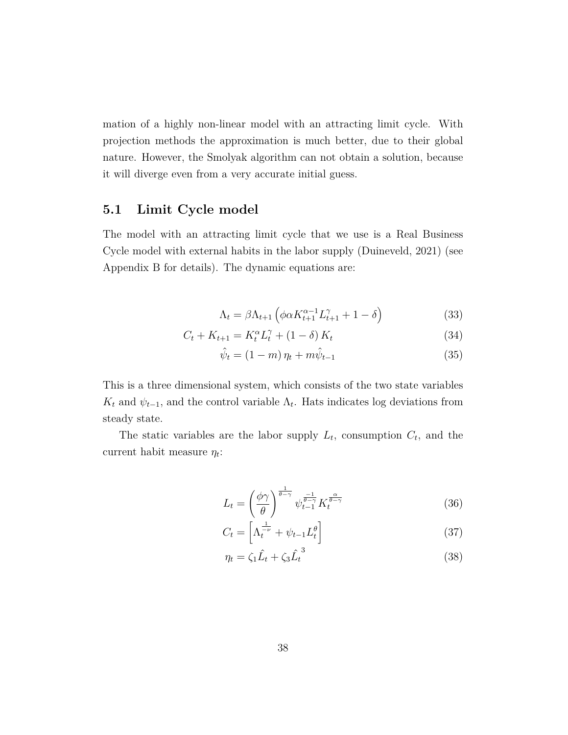mation of a highly non-linear model with an attracting limit cycle. With projection methods the approximation is much better, due to their global nature. However, the Smolyak algorithm can not obtain a solution, because it will diverge even from a very accurate initial guess.

## 5.1 Limit Cycle model

The model with an attracting limit cycle that we use is a Real Business Cycle model with external habits in the labor supply (Duineveld, 2021) (see Appendix B for details). The dynamic equations are:

$$\Lambda_t = \beta\Lambda_{t+1}\left(\phi\alpha K_{t+1}^{\alpha-1}L_{t+1}^{\gamma} + 1 - \delta\right) \tag{33}$$

$$C_t + K_{t+1} = K_t^{\alpha}L_t^{\gamma} + (1-\delta)\,K_t \tag{34}$$

$$\hat{\psi}_t = (1-m)\,\eta_t + m\hat{\psi}_{t-1} \tag{35}$$

This is a three dimensional system, which consists of the two state variables $K_t$ and $\psi_{t-1}$, and the control variable $\Lambda_t$. Hats indicates log deviations from steady state.

The static variables are the labor supply $L_t$, consumption $C_t$, and the current habit measure $\eta_t$:

$$L_t = \left(\frac{\phi\gamma}{\theta}\right)^{\frac{1}{\theta-\gamma}}\psi_{t-1}^{\frac{-1}{\theta-\gamma}}K_t^{\frac{\alpha}{\theta-\gamma}} \tag{36}$$

$$C_t = \left[\Lambda_t^{\frac{1}{-\nu}} + \psi_{t-1}L_t^{\theta}\right] \tag{37}$$

$$\eta_t = \zeta_1\hat{L}_t + \zeta_3\hat{L}_t^{\,3} \tag{38}$$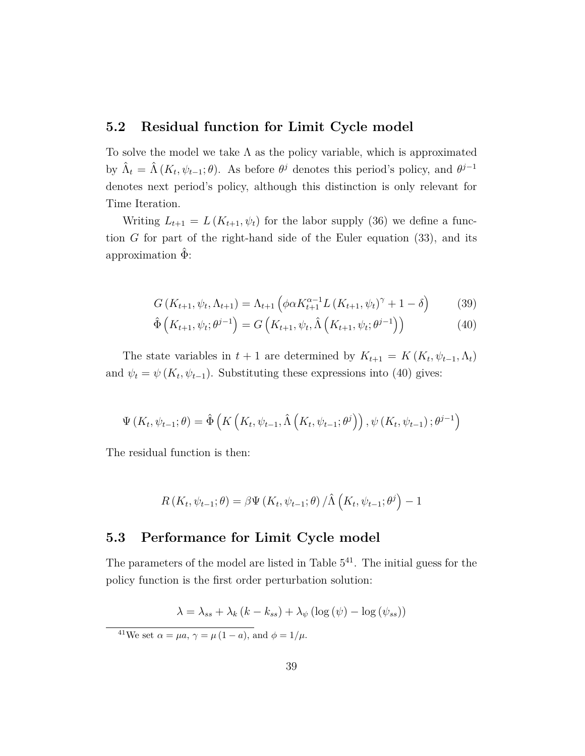## 5.2 Residual function for Limit Cycle model

To solve the model we take $\Lambda$ as the policy variable, which is approximated by $\hat{\Lambda}_t = \hat{\Lambda}(K_t, \psi_{t-1}; \theta)$. As before $\theta^j$ denotes this period's policy, and $\theta^{j-1}$ denotes next period's policy, although this distinction is only relevant for Time Iteration.

Writing $L_{t+1} = L(K_{t+1}, \psi_t)$ for the labor supply (36) we define a function $G$ for part of the right-hand side of the Euler equation (33), and its approximation $\hat{\Phi}$:

$$G(K_{t+1}, \psi_t, \Lambda_{t+1}) = \Lambda_{t+1}\left(\phi\alpha K_{t+1}^{\alpha-1} L(K_{t+1}, \psi_t)^{\gamma} + 1 - \delta\right) \tag{39}$$

$$\hat{\Phi}\left(K_{t+1}, \psi_t; \theta^{j-1}\right) = G\left(K_{t+1}, \psi_t, \hat{\Lambda}\left(K_{t+1}, \psi_t; \theta^{j-1}\right)\right) \tag{40}$$

The state variables in $t+1$ are determined by $K_{t+1} = K(K_t, \psi_{t-1}, \Lambda_t)$ and $\psi_t = \psi(K_t, \psi_{t-1})$. Substituting these expressions into (40) gives:

$$\Psi(K_t, \psi_{t-1}; \theta) = \hat{\Phi}\left(K\left(K_t, \psi_{t-1}, \hat{\Lambda}\left(K_t, \psi_{t-1}; \theta^j\right)\right), \psi(K_t, \psi_{t-1}); \theta^{j-1}\right)$$

The residual function is then:

$$R(K_t, \psi_{t-1}; \theta) = \beta\Psi(K_t, \psi_{t-1}; \theta) / \hat{\Lambda}\left(K_t, \psi_{t-1}; \theta^j\right) - 1$$

## 5.3 Performance for Limit Cycle model

The parameters of the model are listed in Table 5[41]. The initial guess for the policy function is the first order perturbation solution:

$$\lambda = \lambda_{ss} + \lambda_k(k - k_{ss}) + \lambda_\psi(\log(\psi) - \log(\psi_{ss}))$$

[41] We set $\alpha = \mu a$, $\gamma = \mu(1-a)$, and $\phi = 1/\mu$.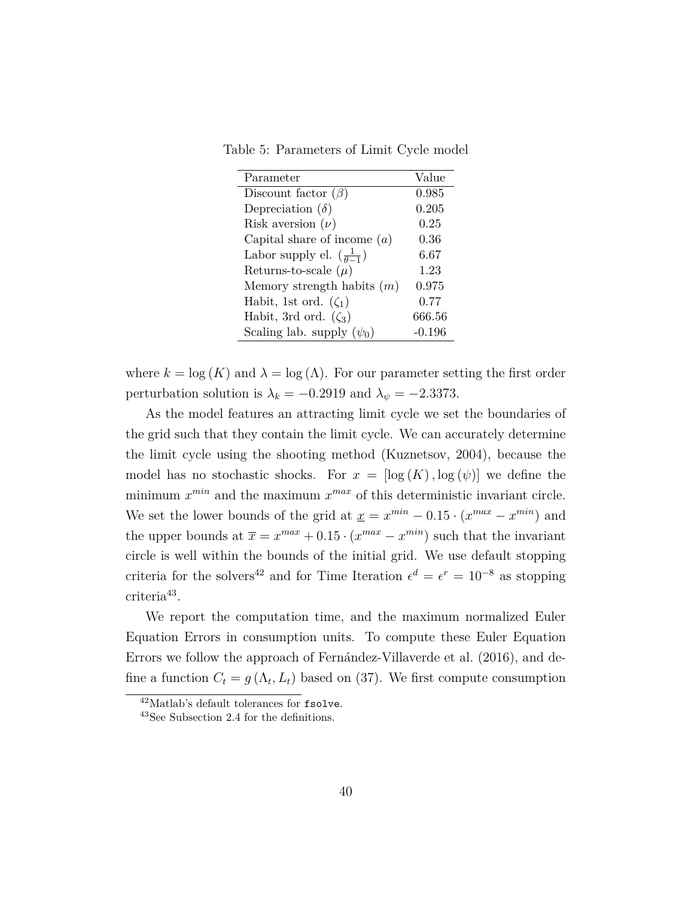Table 5: Parameters of Limit Cycle model

| Parameter | Value |
|---|---|
| Discount factor ($\beta$) | 0.985 |
| Depreciation ($\delta$) | 0.205 |
| Risk aversion ($\nu$) | 0.25 |
| Capital share of income ($a$) | 0.36 |
| Labor supply el. ($\frac{1}{\theta - 1}$) | 6.67 |
| Returns-to-scale ($\mu$) | 1.23 |
| Memory strength habits ($m$) | 0.975 |
| Habit, 1st ord. ($\zeta_1$) | 0.77 |
| Habit, 3rd ord. ($\zeta_3$) | 666.56 |
| Scaling lab. supply ($\psi_0$) | -0.196 |

where $k = \log(K)$ and $\lambda = \log(\Lambda)$. For our parameter setting the first order perturbation solution is $\lambda_k = -0.2919$ and $\lambda_\psi = -2.3373$.

As the model features an attracting limit cycle we set the boundaries of the grid such that they contain the limit cycle. We can accurately determine the limit cycle using the shooting method (Kuznetsov, 2004), because the model has no stochastic shocks. For $x = [\log(K), \log(\psi)]$ we define the minimum $x^{min}$ and the maximum $x^{max}$ of this deterministic invariant circle. We set the lower bounds of the grid at $\underline{x} = x^{min} - 0.15 \cdot (x^{max} - x^{min})$ and the upper bounds at $\overline{x} = x^{max} + 0.15 \cdot (x^{max} - x^{min})$ such that the invariant circle is well within the bounds of the initial grid. We use default stopping criteria for the solvers[42] and for Time Iteration $\epsilon^d = \epsilon^r = 10^{-8}$ as stopping criteria[43].

We report the computation time, and the maximum normalized Euler Equation Errors in consumption units. To compute these Euler Equation Errors we follow the approach of Fernández-Villaverde et al. (2016), and define a function $C_t = g(\Lambda_t, L_t)$ based on (37). We first compute consumption

[42] Matlab's default tolerances for `fsolve`.

[43] See Subsection 2.4 for the definitions.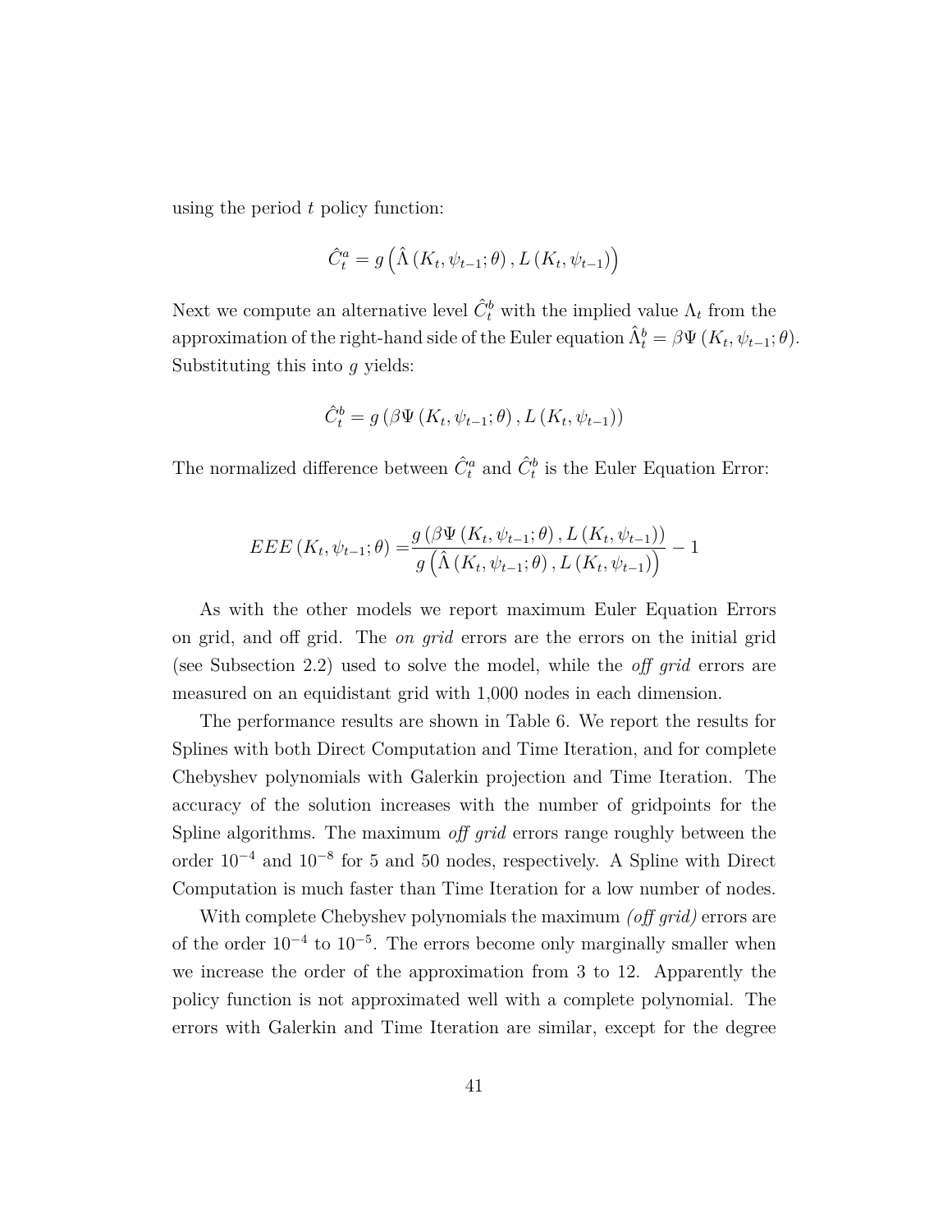using the period $t$ policy function:

$$\hat{C}_t^a = g\left(\hat{\Lambda}\left(K_t, \psi_{t-1}; \theta\right), L\left(K_t, \psi_{t-1}\right)\right)$$

Next we compute an alternative level $\hat{C}_t^b$ with the implied value $\Lambda_t$ from the approximation of the right-hand side of the Euler equation $\hat{\Lambda}_t^b = \beta\Psi\left(K_t, \psi_{t-1}; \theta\right)$. Substituting this into $g$ yields:

$$\hat{C}_t^b = g\left(\beta\Psi\left(K_t, \psi_{t-1}; \theta\right), L\left(K_t, \psi_{t-1}\right)\right)$$

The normalized difference between $\hat{C}_t^a$ and $\hat{C}_t^b$ is the Euler Equation Error:

$$EEE\left(K_t, \psi_{t-1}; \theta\right) = \frac{g\left(\beta\Psi\left(K_t, \psi_{t-1}; \theta\right), L\left(K_t, \psi_{t-1}\right)\right)}{g\left(\hat{\Lambda}\left(K_t, \psi_{t-1}; \theta\right), L\left(K_t, \psi_{t-1}\right)\right)} - 1$$

As with the other models we report maximum Euler Equation Errors on grid, and off grid. The *on grid* errors are the errors on the initial grid (see Subsection 2.2) used to solve the model, while the *off grid* errors are measured on an equidistant grid with 1,000 nodes in each dimension.

The performance results are shown in Table 6. We report the results for Splines with both Direct Computation and Time Iteration, and for complete Chebyshev polynomials with Galerkin projection and Time Iteration. The accuracy of the solution increases with the number of gridpoints for the Spline algorithms. The maximum *off grid* errors range roughly between the order $10^{-4}$ and $10^{-8}$ for 5 and 50 nodes, respectively. A Spline with Direct Computation is much faster than Time Iteration for a low number of nodes.

With complete Chebyshev polynomials the maximum *(off grid)* errors are of the order $10^{-4}$ to $10^{-5}$. The errors become only marginally smaller when we increase the order of the approximation from 3 to 12. Apparently the policy function is not approximated well with a complete polynomial. The errors with Galerkin and Time Iteration are similar, except for the degree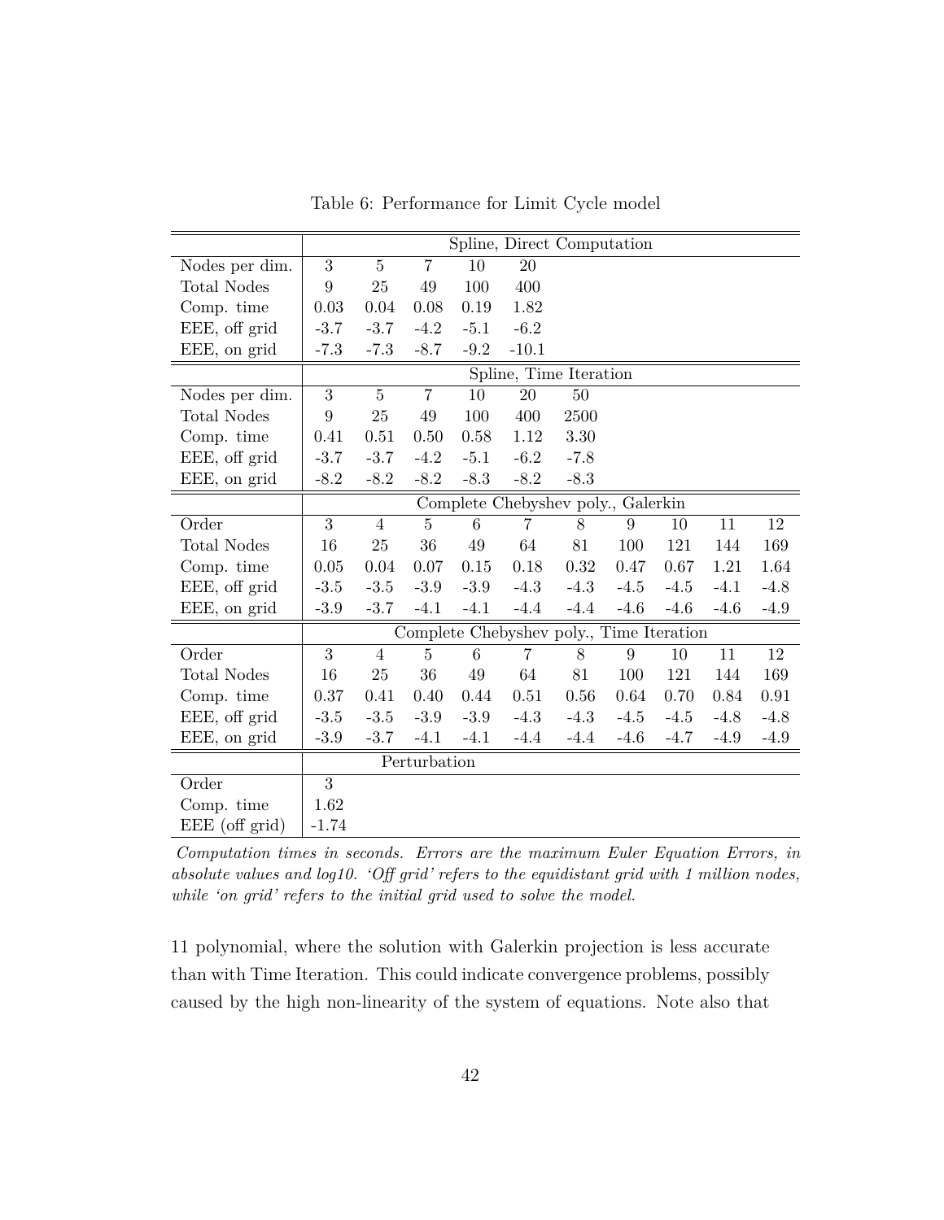Table 6: Performance for Limit Cycle model

| | | | | | | | | | | |
|---|---|---|---|---|---|---|---|---|---|---|
| | Spline, Direct Computation | | | | | | | | | |
| Nodes per dim. | 3 | 5 | 7 | 10 | 20 | | | | | |
| Total Nodes | 9 | 25 | 49 | 100 | 400 | | | | | |
| Comp. time | 0.03 | 0.04 | 0.08 | 0.19 | 1.82 | | | | | |
| EEE, off grid | -3.7 | -3.7 | -4.2 | -5.1 | -6.2 | | | | | |
| EEE, on grid | -7.3 | -7.3 | -8.7 | -9.2 | -10.1 | | | | | |
| | Spline, Time Iteration | | | | | | | | | |
| Nodes per dim. | 3 | 5 | 7 | 10 | 20 | 50 | | | | |
| Total Nodes | 9 | 25 | 49 | 100 | 400 | 2500 | | | | |
| Comp. time | 0.41 | 0.51 | 0.50 | 0.58 | 1.12 | 3.30 | | | | |
| EEE, off grid | -3.7 | -3.7 | -4.2 | -5.1 | -6.2 | -7.8 | | | | |
| EEE, on grid | -8.2 | -8.2 | -8.2 | -8.3 | -8.2 | -8.3 | | | | |
| | Complete Chebyshev poly., Galerkin | | | | | | | | | |
| Order | 3 | 4 | 5 | 6 | 7 | 8 | 9 | 10 | 11 | 12 |
| Total Nodes | 16 | 25 | 36 | 49 | 64 | 81 | 100 | 121 | 144 | 169 |
| Comp. time | 0.05 | 0.04 | 0.07 | 0.15 | 0.18 | 0.32 | 0.47 | 0.67 | 1.21 | 1.64 |
| EEE, off grid | -3.5 | -3.5 | -3.9 | -3.9 | -4.3 | -4.3 | -4.5 | -4.5 | -4.1 | -4.8 |
| EEE, on grid | -3.9 | -3.7 | -4.1 | -4.1 | -4.4 | -4.4 | -4.6 | -4.6 | -4.6 | -4.9 |
| | Complete Chebyshev poly., Time Iteration | | | | | | | | | |
| Order | 3 | 4 | 5 | 6 | 7 | 8 | 9 | 10 | 11 | 12 |
| Total Nodes | 16 | 25 | 36 | 49 | 64 | 81 | 100 | 121 | 144 | 169 |
| Comp. time | 0.37 | 0.41 | 0.40 | 0.44 | 0.51 | 0.56 | 0.64 | 0.70 | 0.84 | 0.91 |
| EEE, off grid | -3.5 | -3.5 | -3.9 | -3.9 | -4.3 | -4.3 | -4.5 | -4.5 | -4.8 | -4.8 |
| EEE, on grid | -3.9 | -3.7 | -4.1 | -4.1 | -4.4 | -4.4 | -4.6 | -4.7 | -4.9 | -4.9 |
| | Perturbation | | | | | | | | | |
| Order | 3 | | | | | | | | | |
| Comp. time | 1.62 | | | | | | | | | |
| EEE (off grid) | -1.74 | | | | | | | | | |

*Computation times in seconds. Errors are the maximum Euler Equation Errors, in absolute values and log10. 'Off grid' refers to the equidistant grid with 1 million nodes, while 'on grid' refers to the initial grid used to solve the model.*

11 polynomial, where the solution with Galerkin projection is less accurate than with Time Iteration. This could indicate convergence problems, possibly caused by the high non-linearity of the system of equations. Note also that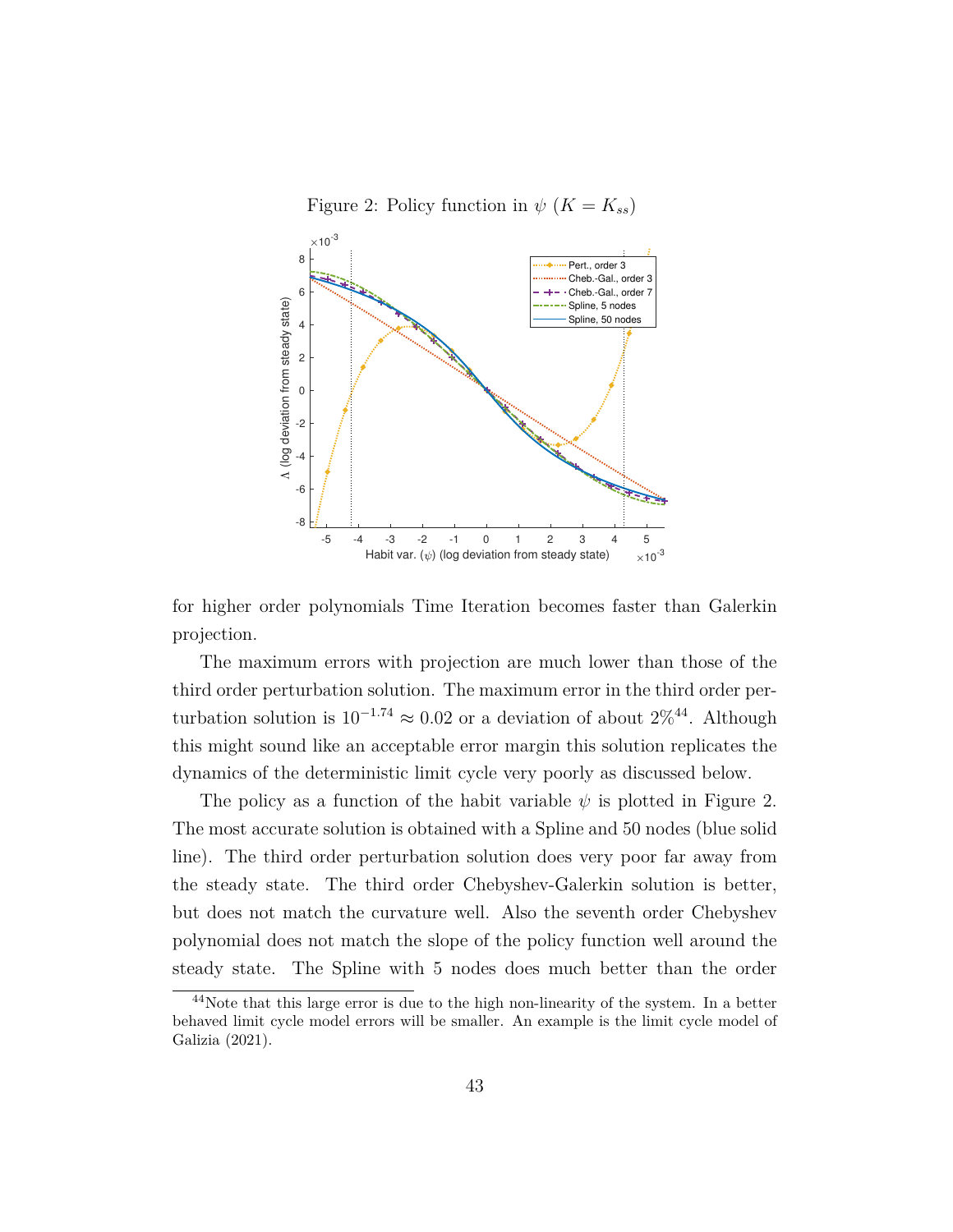Figure 2: Policy function in $\psi$ ($K = K_{ss}$)

×10^-3

Pert., order 3
Cheb.-Gal., order 3
Cheb.-Gal., order 7
Spline, 5 nodes
Spline, 50 nodes

Λ (log deviation from steady state)

Habit var. (ψ) (log deviation from steady state)

×10^-3

for higher order polynomials Time Iteration becomes faster than Galerkin projection.

The maximum errors with projection are much lower than those of the third order perturbation solution. The maximum error in the third order perturbation solution is $10^{-1.74} \approx 0.02$ or a deviation of about 2%[44]. Although this might sound like an acceptable error margin this solution replicates the dynamics of the deterministic limit cycle very poorly as discussed below.

The policy as a function of the habit variable $\psi$ is plotted in Figure 2. The most accurate solution is obtained with a Spline and 50 nodes (blue solid line). The third order perturbation solution does very poor far away from the steady state. The third order Chebyshev-Galerkin solution is better, but does not match the curvature well. Also the seventh order Chebyshev polynomial does not match the slope of the policy function well around the steady state. The Spline with 5 nodes does much better than the order

[44] Note that this large error is due to the high non-linearity of the system. In a better behaved limit cycle model errors will be smaller. An example is the limit cycle model of Galizia (2021).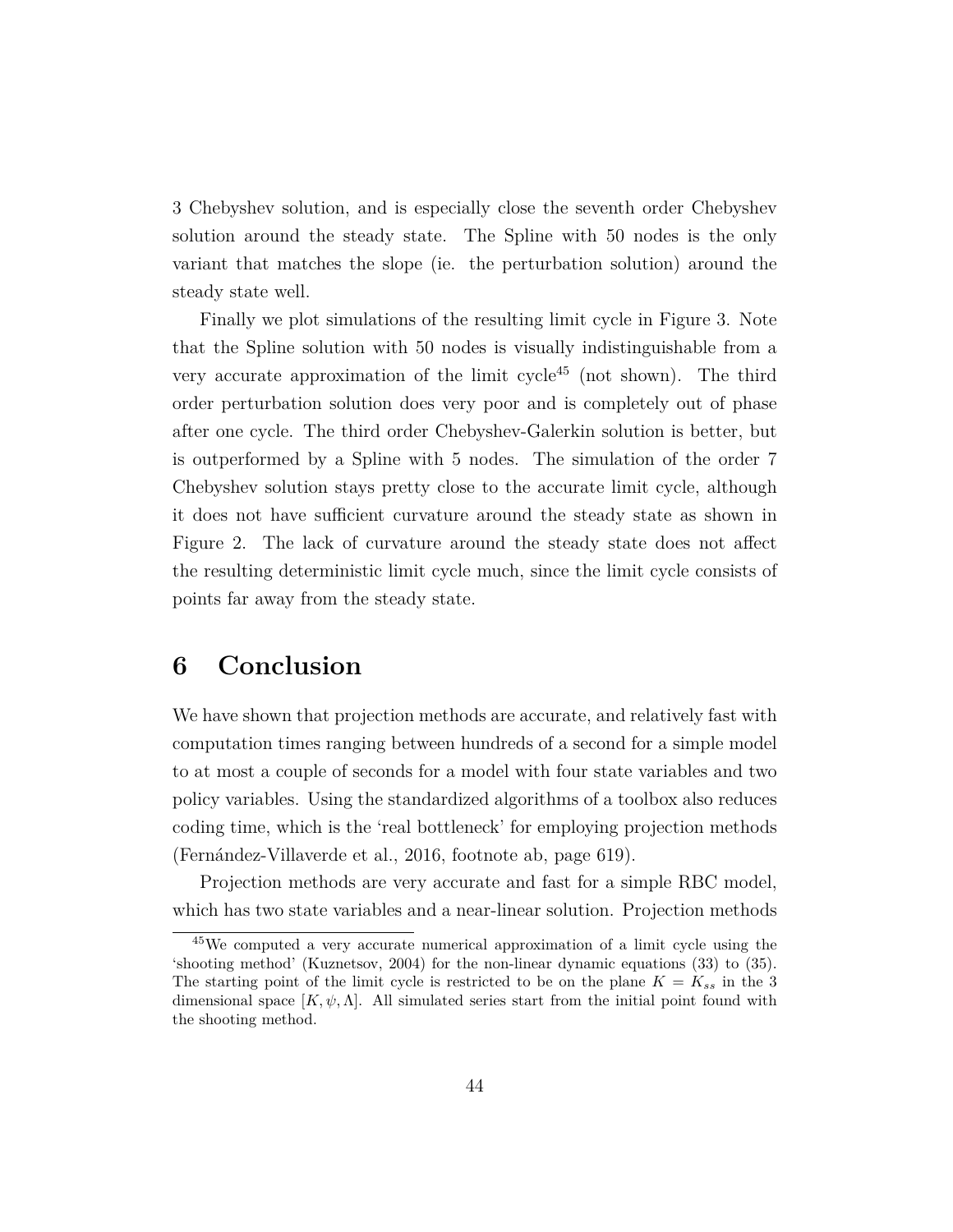3 Chebyshev solution, and is especially close the seventh order Chebyshev solution around the steady state. The Spline with 50 nodes is the only variant that matches the slope (ie. the perturbation solution) around the steady state well.

Finally we plot simulations of the resulting limit cycle in Figure 3. Note that the Spline solution with 50 nodes is visually indistinguishable from a very accurate approximation of the limit cycle[45] (not shown). The third order perturbation solution does very poor and is completely out of phase after one cycle. The third order Chebyshev-Galerkin solution is better, but is outperformed by a Spline with 5 nodes. The simulation of the order 7 Chebyshev solution stays pretty close to the accurate limit cycle, although it does not have sufficient curvature around the steady state as shown in Figure 2. The lack of curvature around the steady state does not affect the resulting deterministic limit cycle much, since the limit cycle consists of points far away from the steady state.

# 6 Conclusion

We have shown that projection methods are accurate, and relatively fast with computation times ranging between hundreds of a second for a simple model to at most a couple of seconds for a model with four state variables and two policy variables. Using the standardized algorithms of a toolbox also reduces coding time, which is the 'real bottleneck' for employing projection methods (Fernández-Villaverde et al., 2016, footnote ab, page 619).

Projection methods are very accurate and fast for a simple RBC model, which has two state variables and a near-linear solution. Projection methods

[45] We computed a very accurate numerical approximation of a limit cycle using the 'shooting method' (Kuznetsov, 2004) for the non-linear dynamic equations (33) to (35). The starting point of the limit cycle is restricted to be on the plane $K = K_{ss}$ in the 3 dimensional space $[K, \psi, \Lambda]$. All simulated series start from the initial point found with the shooting method.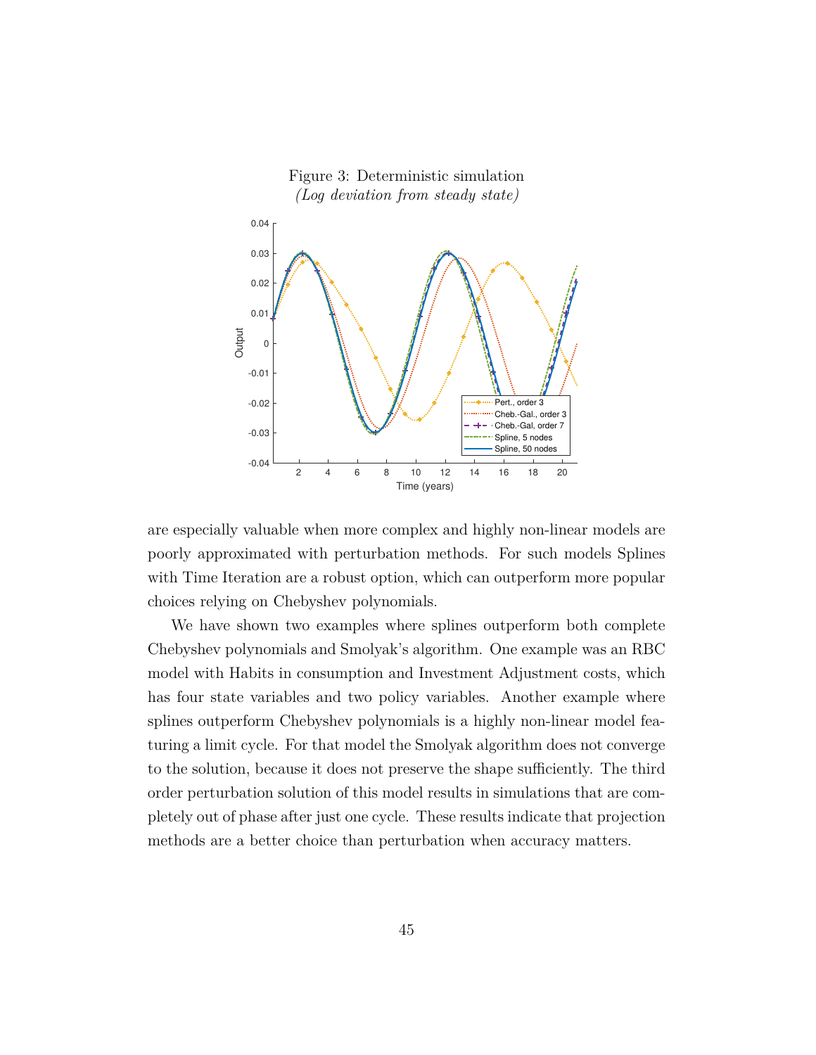Figure 3: Deterministic simulation
*(Log deviation from steady state)*

0.04
0.03
0.02
0.01
0
-0.01
-0.02
-0.03
-0.04

Output

2 4 6 8 10 12 14 16 18 20

Time (years)

Pert., order 3
Cheb.-Gal., order 3
Cheb.-Gal, order 7
Spline, 5 nodes
Spline, 50 nodes

are especially valuable when more complex and highly non-linear models are poorly approximated with perturbation methods. For such models Splines with Time Iteration are a robust option, which can outperform more popular choices relying on Chebyshev polynomials.

We have shown two examples where splines outperform both complete Chebyshev polynomials and Smolyak's algorithm. One example was an RBC model with Habits in consumption and Investment Adjustment costs, which has four state variables and two policy variables. Another example where splines outperform Chebyshev polynomials is a highly non-linear model featuring a limit cycle. For that model the Smolyak algorithm does not converge to the solution, because it does not preserve the shape sufficiently. The third order perturbation solution of this model results in simulations that are completely out of phase after just one cycle. These results indicate that projection methods are a better choice than perturbation when accuracy matters.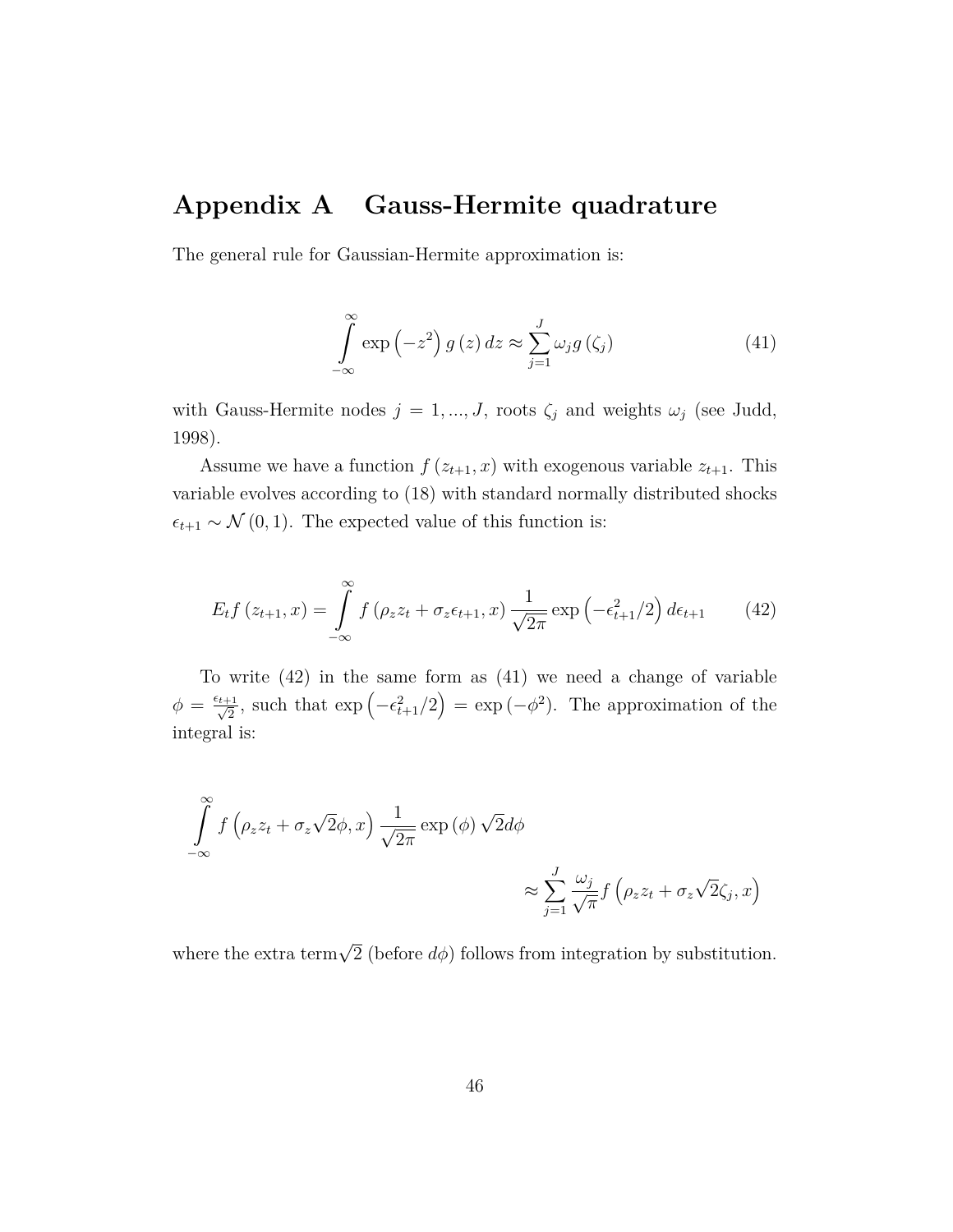# Appendix A Gauss-Hermite quadrature

The general rule for Gaussian-Hermite approximation is:

$$\int_{-\infty}^{\infty} \exp\left(-z^2\right) g\left(z\right) dz \approx \sum_{j=1}^{J} \omega_j g\left(\zeta_j\right) \tag{41}$$

with Gauss-Hermite nodes $j = 1, ..., J$, roots $\zeta_j$ and weights $\omega_j$ (see Judd, 1998).

Assume we have a function $f\left(z_{t+1}, x\right)$ with exogenous variable $z_{t+1}$. This variable evolves according to (18) with standard normally distributed shocks $\epsilon_{t+1} \sim \mathcal{N}\left(0, 1\right)$. The expected value of this function is:

$$E_t f\left(z_{t+1}, x\right) = \int_{-\infty}^{\infty} f\left(\rho_z z_t + \sigma_z \epsilon_{t+1}, x\right) \frac{1}{\sqrt{2\pi}} \exp\left(-\epsilon_{t+1}^2/2\right) d\epsilon_{t+1} \tag{42}$$

To write (42) in the same form as (41) we need a change of variable $\phi = \frac{\epsilon_{t+1}}{\sqrt{2}}$, such that $\exp\left(-\epsilon_{t+1}^2/2\right) = \exp\left(-\phi^2\right)$. The approximation of the integral is:

$$\int_{-\infty}^{\infty} f\left(\rho_z z_t + \sigma_z \sqrt{2}\phi, x\right) \frac{1}{\sqrt{2\pi}} \exp\left(\phi\right) \sqrt{2} d\phi$$

$$\approx \sum_{j=1}^{J} \frac{\omega_j}{\sqrt{\pi}} f\left(\rho_z z_t + \sigma_z \sqrt{2}\zeta_j, x\right)$$

where the extra term$\sqrt{2}$ (before $d\phi$) follows from integration by substitution.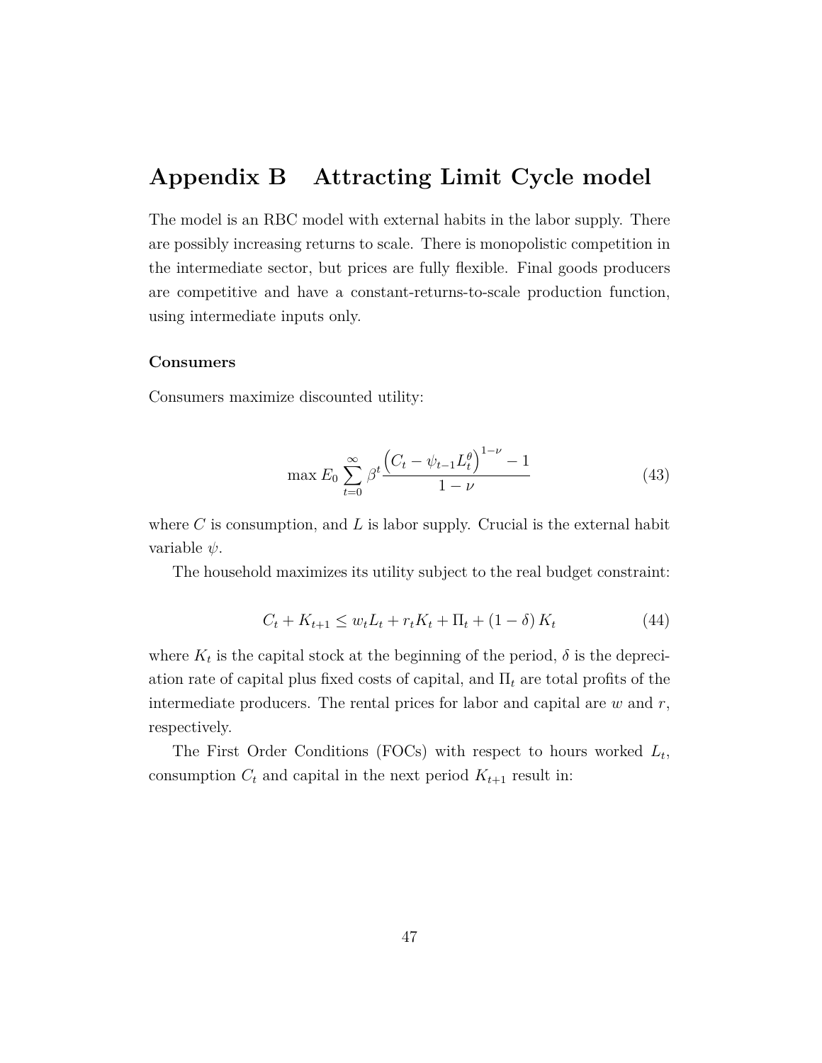# Appendix B  Attracting Limit Cycle model

The model is an RBC model with external habits in the labor supply. There are possibly increasing returns to scale. There is monopolistic competition in the intermediate sector, but prices are fully flexible. Final goods producers are competitive and have a constant-returns-to-scale production function, using intermediate inputs only.

### Consumers

Consumers maximize discounted utility:

$$\max E_0 \sum_{t=0}^{\infty} \beta^t \frac{\left(C_t - \psi_{t-1} L_t^{\theta}\right)^{1-\nu} - 1}{1-\nu} \tag{43}$$

where $C$ is consumption, and $L$ is labor supply. Crucial is the external habit variable $\psi$.

The household maximizes its utility subject to the real budget constraint:

$$C_t + K_{t+1} \leq w_t L_t + r_t K_t + \Pi_t + (1-\delta) K_t \tag{44}$$

where $K_t$ is the capital stock at the beginning of the period, $\delta$ is the depreciation rate of capital plus fixed costs of capital, and $\Pi_t$ are total profits of the intermediate producers. The rental prices for labor and capital are $w$ and $r$, respectively.

The First Order Conditions (FOCs) with respect to hours worked $L_t$, consumption $C_t$ and capital in the next period $K_{t+1}$ result in: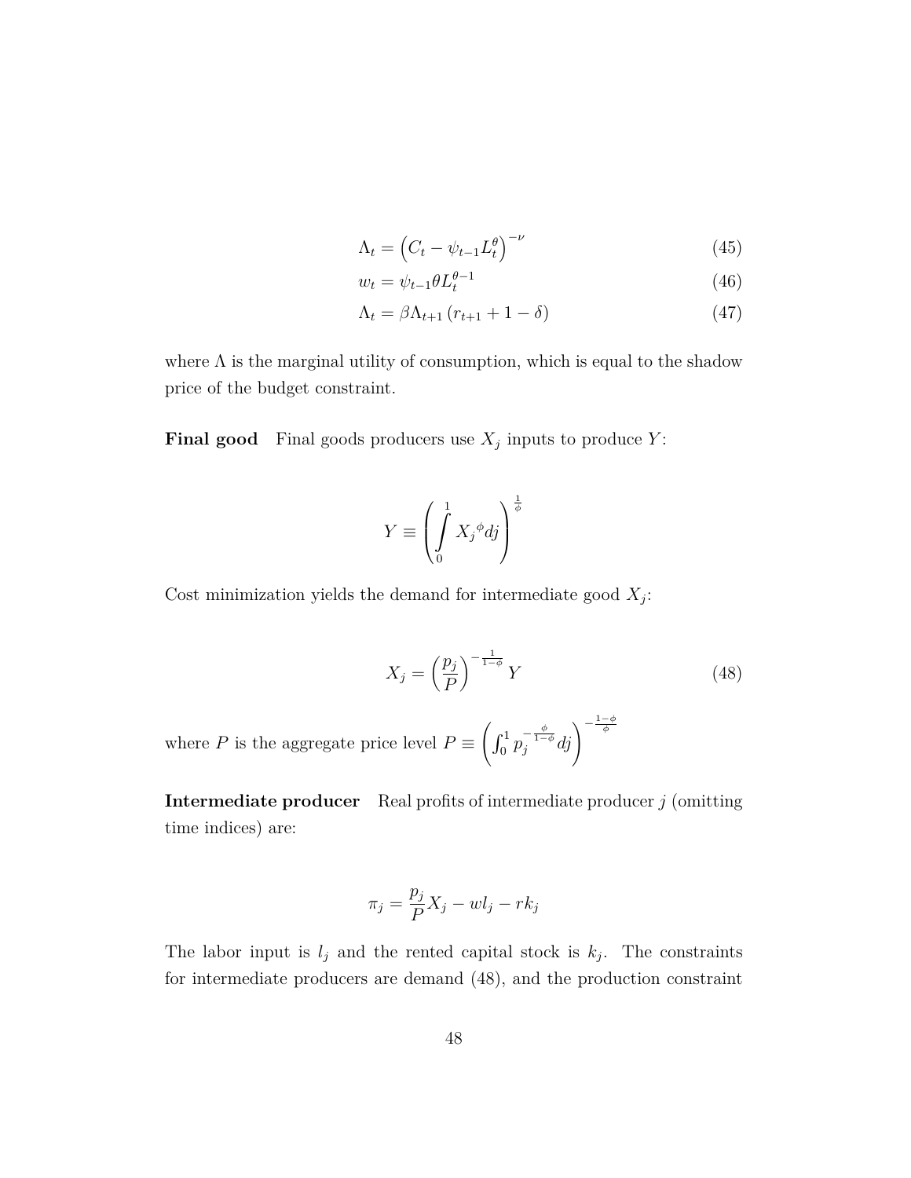$$\Lambda_t = \left(C_t - \psi_{t-1} L_t^{\theta}\right)^{-\nu} \tag{45}$$

$$w_t = \psi_{t-1} \theta L_t^{\theta - 1} \tag{46}$$

$$\Lambda_t = \beta \Lambda_{t+1} \left(r_{t+1} + 1 - \delta\right) \tag{47}$$

where $\Lambda$ is the marginal utility of consumption, which is equal to the shadow price of the budget constraint.

**Final good** Final goods producers use $X_j$ inputs to produce $Y$:

$$Y \equiv \left( \int_0^1 X_j{}^{\phi} dj \right)^{\frac{1}{\phi}}$$

Cost minimization yields the demand for intermediate good $X_j$:

$$X_j = \left(\frac{p_j}{P}\right)^{-\frac{1}{1-\phi}} Y \tag{48}$$

where $P$ is the aggregate price level $P \equiv \left( \int_0^1 p_j^{-\frac{\phi}{1-\phi}} dj \right)^{-\frac{1-\phi}{\phi}}$

**Intermediate producer** Real profits of intermediate producer $j$ (omitting time indices) are:

$$\pi_j = \frac{p_j}{P} X_j - w l_j - r k_j$$

The labor input is $l_j$ and the rented capital stock is $k_j$. The constraints for intermediate producers are demand (48), and the production constraint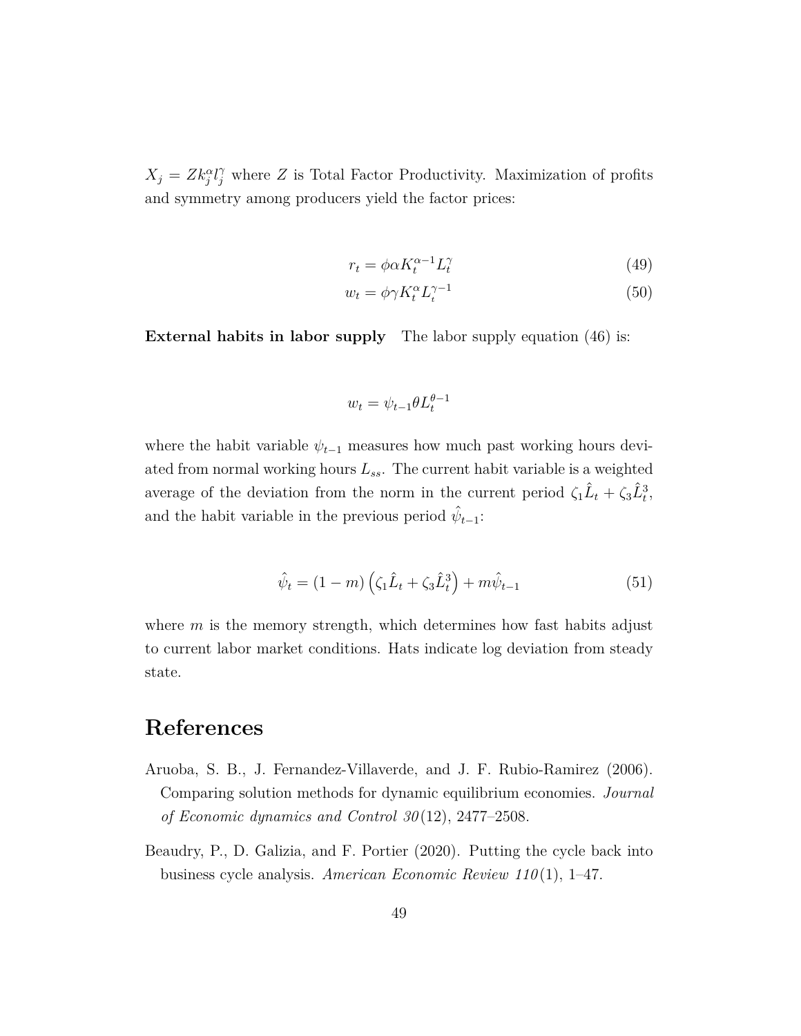$X_j = Zk_j^{\alpha} l_j^{\gamma}$ where $Z$ is Total Factor Productivity. Maximization of profits and symmetry among producers yield the factor prices:

$$r_t = \phi \alpha K_t^{\alpha - 1} L_t^{\gamma} \tag{49}$$

$$w_t = \phi \gamma K_t^{\alpha} L_t^{\gamma - 1} \tag{50}$$

**External habits in labor supply** The labor supply equation (46) is:

$$w_t = \psi_{t-1} \theta L_t^{\theta - 1}$$

where the habit variable $\psi_{t-1}$ measures how much past working hours deviated from normal working hours $L_{ss}$. The current habit variable is a weighted average of the deviation from the norm in the current period $\zeta_1 \hat{L}_t + \zeta_3 \hat{L}_t^3$, and the habit variable in the previous period $\hat{\psi}_{t-1}$:

$$\hat{\psi}_t = (1 - m) \left( \zeta_1 \hat{L}_t + \zeta_3 \hat{L}_t^3 \right) + m \hat{\psi}_{t-1} \tag{51}$$

where $m$ is the memory strength, which determines how fast habits adjust to current labor market conditions. Hats indicate log deviation from steady state.

# References

Aruoba, S. B., J. Fernandez-Villaverde, and J. F. Rubio-Ramirez (2006). Comparing solution methods for dynamic equilibrium economies. *Journal of Economic dynamics and Control 30*(12), 2477–2508.

Beaudry, P., D. Galizia, and F. Portier (2020). Putting the cycle back into business cycle analysis. *American Economic Review 110*(1), 1–47.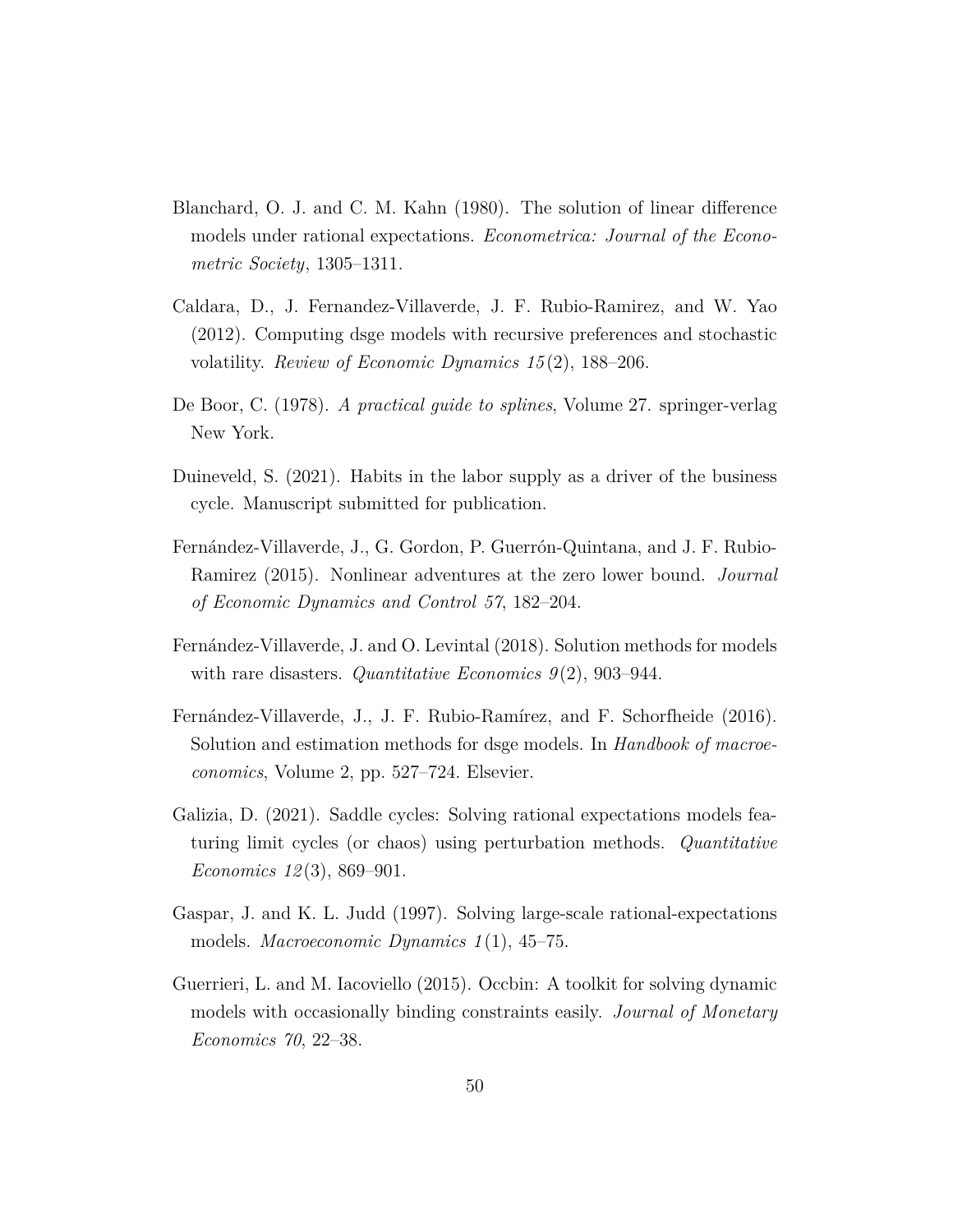Blanchard, O. J. and C. M. Kahn (1980). The solution of linear difference models under rational expectations. *Econometrica: Journal of the Econometric Society*, 1305–1311.

Caldara, D., J. Fernandez-Villaverde, J. F. Rubio-Ramirez, and W. Yao (2012). Computing dsge models with recursive preferences and stochastic volatility. *Review of Economic Dynamics 15*(2), 188–206.

De Boor, C. (1978). *A practical guide to splines*, Volume 27. springer-verlag New York.

Duineveld, S. (2021). Habits in the labor supply as a driver of the business cycle. Manuscript submitted for publication.

Fernández-Villaverde, J., G. Gordon, P. Guerrón-Quintana, and J. F. Rubio-Ramirez (2015). Nonlinear adventures at the zero lower bound. *Journal of Economic Dynamics and Control 57*, 182–204.

Fernández-Villaverde, J. and O. Levintal (2018). Solution methods for models with rare disasters. *Quantitative Economics 9*(2), 903–944.

Fernández-Villaverde, J., J. F. Rubio-Ramírez, and F. Schorfheide (2016). Solution and estimation methods for dsge models. In *Handbook of macroeconomics*, Volume 2, pp. 527–724. Elsevier.

Galizia, D. (2021). Saddle cycles: Solving rational expectations models featuring limit cycles (or chaos) using perturbation methods. *Quantitative Economics 12*(3), 869–901.

Gaspar, J. and K. L. Judd (1997). Solving large-scale rational-expectations models. *Macroeconomic Dynamics 1*(1), 45–75.

Guerrieri, L. and M. Iacoviello (2015). Occbin: A toolkit for solving dynamic models with occasionally binding constraints easily. *Journal of Monetary Economics 70*, 22–38.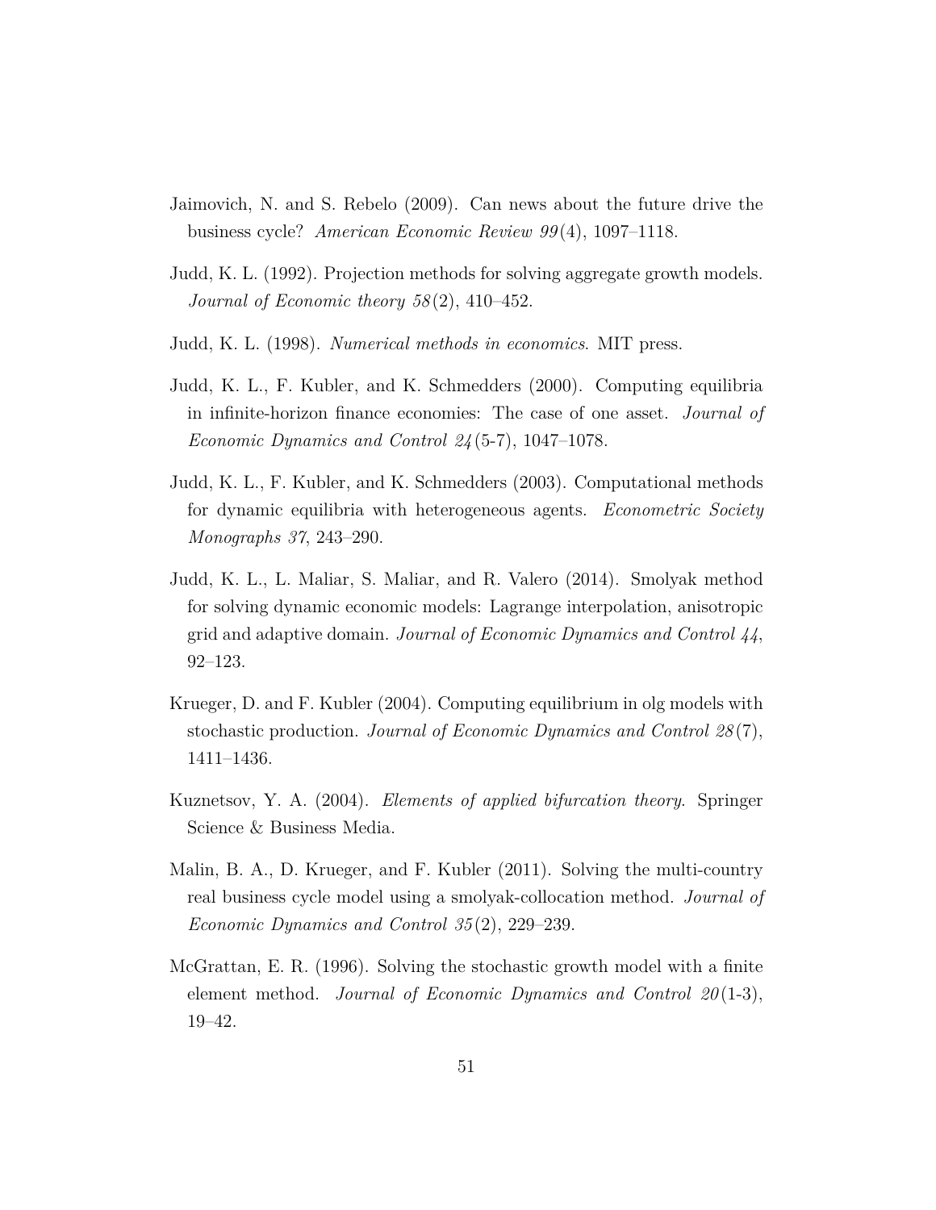Jaimovich, N. and S. Rebelo (2009). Can news about the future drive the business cycle? *American Economic Review 99*(4), 1097–1118.

Judd, K. L. (1992). Projection methods for solving aggregate growth models. *Journal of Economic theory 58*(2), 410–452.

Judd, K. L. (1998). *Numerical methods in economics*. MIT press.

Judd, K. L., F. Kubler, and K. Schmedders (2000). Computing equilibria in infinite-horizon finance economies: The case of one asset. *Journal of Economic Dynamics and Control 24*(5-7), 1047–1078.

Judd, K. L., F. Kubler, and K. Schmedders (2003). Computational methods for dynamic equilibria with heterogeneous agents. *Econometric Society Monographs 37*, 243–290.

Judd, K. L., L. Maliar, S. Maliar, and R. Valero (2014). Smolyak method for solving dynamic economic models: Lagrange interpolation, anisotropic grid and adaptive domain. *Journal of Economic Dynamics and Control 44*, 92–123.

Krueger, D. and F. Kubler (2004). Computing equilibrium in olg models with stochastic production. *Journal of Economic Dynamics and Control 28*(7), 1411–1436.

Kuznetsov, Y. A. (2004). *Elements of applied bifurcation theory*. Springer Science & Business Media.

Malin, B. A., D. Krueger, and F. Kubler (2011). Solving the multi-country real business cycle model using a smolyak-collocation method. *Journal of Economic Dynamics and Control 35*(2), 229–239.

McGrattan, E. R. (1996). Solving the stochastic growth model with a finite element method. *Journal of Economic Dynamics and Control 20*(1-3), 19–42.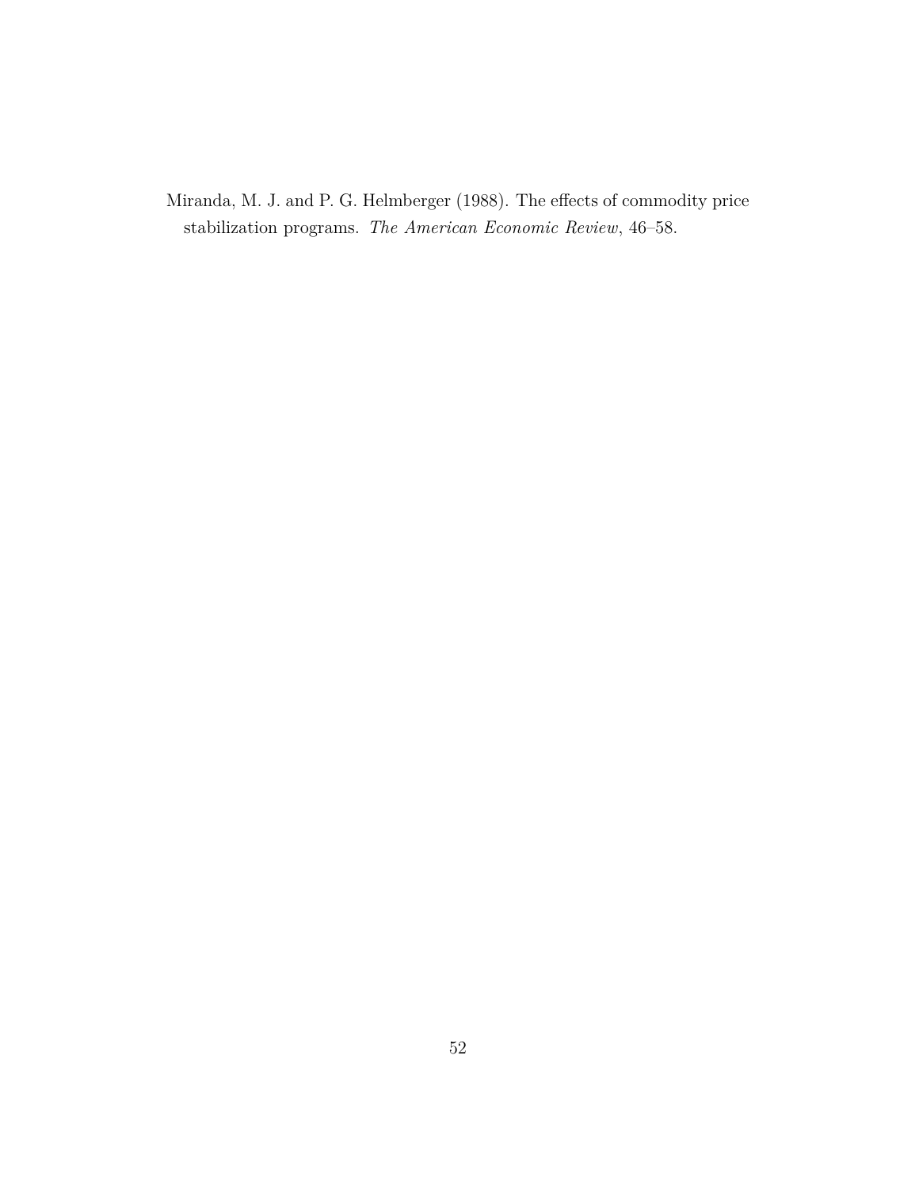Miranda, M. J. and P. G. Helmberger (1988). The effects of commodity price stabilization programs. *The American Economic Review*, 46–58.